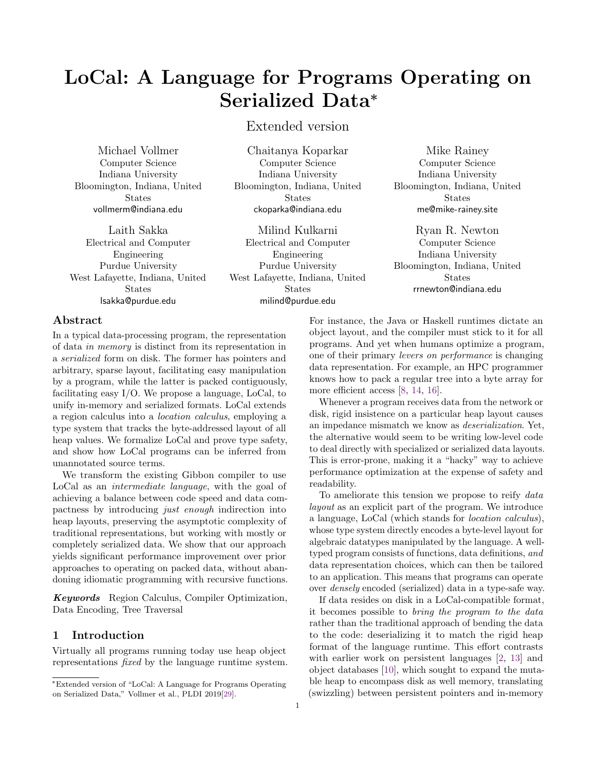# LoCal: A Language for Programs Operating on Serialized Data*

Extended version

Michael Vollmer
Computer Science
Indiana University
Bloomington, Indiana, United States
vollmerm@indiana.edu

Chaitanya Koparkar
Computer Science
Indiana University
Bloomington, Indiana, United States
ckoparka@indiana.edu

Mike Rainey
Computer Science
Indiana University
Bloomington, Indiana, United States
me@mike-rainey.site

Laith Sakka
Electrical and Computer Engineering
Purdue University
West Lafayette, Indiana, United States
lsakka@purdue.edu

Milind Kulkarni
Electrical and Computer Engineering
Purdue University
West Lafayette, Indiana, United States
milind@purdue.edu

Ryan R. Newton
Computer Science
Indiana University
Bloomington, Indiana, United States
rrnewton@indiana.edu

## Abstract

In a typical data-processing program, the representation of data *in memory* is distinct from its representation in a *serialized* form on disk. The former has pointers and arbitrary, sparse layout, facilitating easy manipulation by a program, while the latter is packed contiguously, facilitating easy I/O. We propose a language, LoCal, to unify in-memory and serialized formats. LoCal extends a region calculus into a *location calculus*, employing a type system that tracks the byte-addressed layout of all heap values. We formalize LoCal and prove type safety, and show how LoCal programs can be inferred from unannotated source terms.

We transform the existing Gibbon compiler to use LoCal as an *intermediate language*, with the goal of achieving a balance between code speed and data compactness by introducing *just enough* indirection into heap layouts, preserving the asymptotic complexity of traditional representations, but working with mostly or completely serialized data. We show that our approach yields significant performance improvement over prior approaches to operating on packed data, without abandoning idiomatic programming with recursive functions.

***Keywords*** Region Calculus, Compiler Optimization, Data Encoding, Tree Traversal

## 1 Introduction

Virtually all programs running today use heap object representations *fixed* by the language runtime system. For instance, the Java or Haskell runtimes dictate an object layout, and the compiler must stick to it for all programs. And yet when humans optimize a program, one of their primary *levers on performance* is changing data representation. For example, an HPC programmer knows how to pack a regular tree into a byte array for more efficient access [8, 14, 16].

Whenever a program receives data from the network or disk, rigid insistence on a particular heap layout causes an impedance mismatch we know as *deserialization*. Yet, the alternative would seem to be writing low-level code to deal directly with specialized or serialized data layouts. This is error-prone, making it a "hacky" way to achieve performance optimization at the expense of safety and readability.

To ameliorate this tension we propose to reify *data layout* as an explicit part of the program. We introduce a language, LoCal (which stands for *location calculus*), whose type system directly encodes a byte-level layout for algebraic datatypes manipulated by the language. A well-typed program consists of functions, data definitions, *and* data representation choices, which can then be tailored to an application. This means that programs can operate over *densely* encoded (serialized) data in a type-safe way.

If data resides on disk in a LoCal-compatible format, it becomes possible to *bring the program to the data* rather than the traditional approach of bending the data to the code: deserializing it to match the rigid heap format of the language runtime. This effort contrasts with earlier work on persistent languages [2, 13] and object databases [10], which sought to expand the mutable heap to encompass disk as well memory, translating (swizzling) between persistent pointers and in-memory

*Extended version of "LoCal: A Language for Programs Operating on Serialized Data," Vollmer et al., PLDI 2019[29].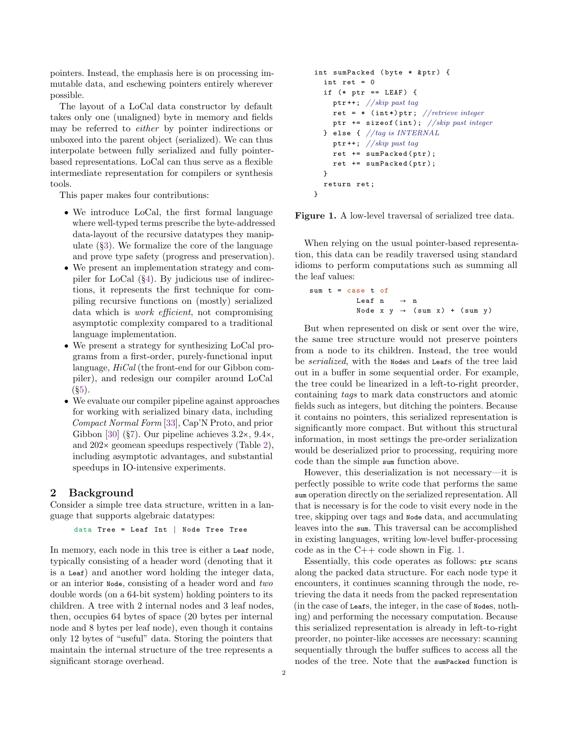pointers. Instead, the emphasis here is on processing immutable data, and eschewing pointers entirely wherever possible.

The layout of a LoCal data constructor by default takes only one (unaligned) byte in memory and fields may be referred to *either* by pointer indirections or unboxed into the parent object (serialized). We can thus interpolate between fully serialized and fully pointer-based representations. LoCal can thus serve as a flexible intermediate representation for compilers or synthesis tools.

This paper makes four contributions:

- We introduce LoCal, the first formal language where well-typed terms prescribe the byte-addressed data-layout of the recursive datatypes they manipulate (§3). We formalize the core of the language and prove type safety (progress and preservation).
- We present an implementation strategy and compiler for LoCal (§4). By judicious use of indirections, it represents the first technique for compiling recursive functions on (mostly) serialized data which is *work efficient*, not compromising asymptotic complexity compared to a traditional language implementation.
- We present a strategy for synthesizing LoCal programs from a first-order, purely-functional input language, *HiCal* (the front-end for our Gibbon compiler), and redesign our compiler around LoCal (§5).
- We evaluate our compiler pipeline against approaches for working with serialized binary data, including *Compact Normal Form* [33], Cap'N Proto, and prior Gibbon [30] (§7). Our pipeline achieves 3.2×, 9.4×, and 202× geomean speedups respectively (Table 2), including asymptotic advantages, and substantial speedups in IO-intensive experiments.

## 2 Background

Consider a simple tree data structure, written in a language that supports algebraic datatypes:

```
data Tree = Leaf Int | Node Tree Tree
```

In memory, each node in this tree is either a `Leaf` node, typically consisting of a header word (denoting that it is a `Leaf`) and another word holding the integer data, or an interior `Node`, consisting of a header word and *two* double words (on a 64-bit system) holding pointers to its children. A tree with 2 internal nodes and 3 leaf nodes, then, occupies 64 bytes of space (20 bytes per internal node and 8 bytes per leaf node), even though it contains only 12 bytes of "useful" data. Storing the pointers that maintain the internal structure of the tree represents a significant storage overhead.

```
int sumPacked (byte * &ptr) {
  int ret = 0
  if (* ptr == LEAF) {
    ptr++; //skip past tag
    ret = * (int*)ptr; //retrieve integer
    ptr += sizeof(int); //skip past integer
  } else { //tag is INTERNAL
    ptr++; //skip past tag
    ret += sumPacked(ptr);
    ret += sumPacked(ptr);
  }
  return ret;
}
```

**Figure 1.** A low-level traversal of serialized tree data.

When relying on the usual pointer-based representation, this data can be readily traversed using standard idioms to perform computations such as summing all the leaf values:

```
sum t = case t of
          Leaf n   → n
          Node x y → (sum x) + (sum y)
```

But when represented on disk or sent over the wire, the same tree structure would not preserve pointers from a node to its children. Instead, the tree would be *serialized*, with the `Node`s and `Leaf`s of the tree laid out in a buffer in some sequential order. For example, the tree could be linearized in a left-to-right preorder, containing *tags* to mark data constructors and atomic fields such as integers, but ditching the pointers. Because it contains no pointers, this serialized representation is significantly more compact. But without this structural information, in most settings the pre-order serialization would be deserialized prior to processing, requiring more code than the simple `sum` function above.

However, this deserialization is not necessary—it is perfectly possible to write code that performs the same `sum` operation directly on the serialized representation. All that is necessary is for the code to visit every node in the tree, skipping over tags and `Node` data, and accumulating leaves into the `sum`. This traversal can be accomplished in existing languages, writing low-level buffer-processing code as in the C++ code shown in Fig. 1.

Essentially, this code operates as follows: `ptr` scans along the packed data structure. For each node type it encounters, it continues scanning through the node, retrieving the data it needs from the packed representation (in the case of `Leaf`s, the integer, in the case of `Node`s, nothing) and performing the necessary computation. Because this serialized representation is already in left-to-right preorder, no pointer-like accesses are necessary: scanning sequentially through the buffer suffices to access all the nodes of the tree. Note that the `sumPacked` function is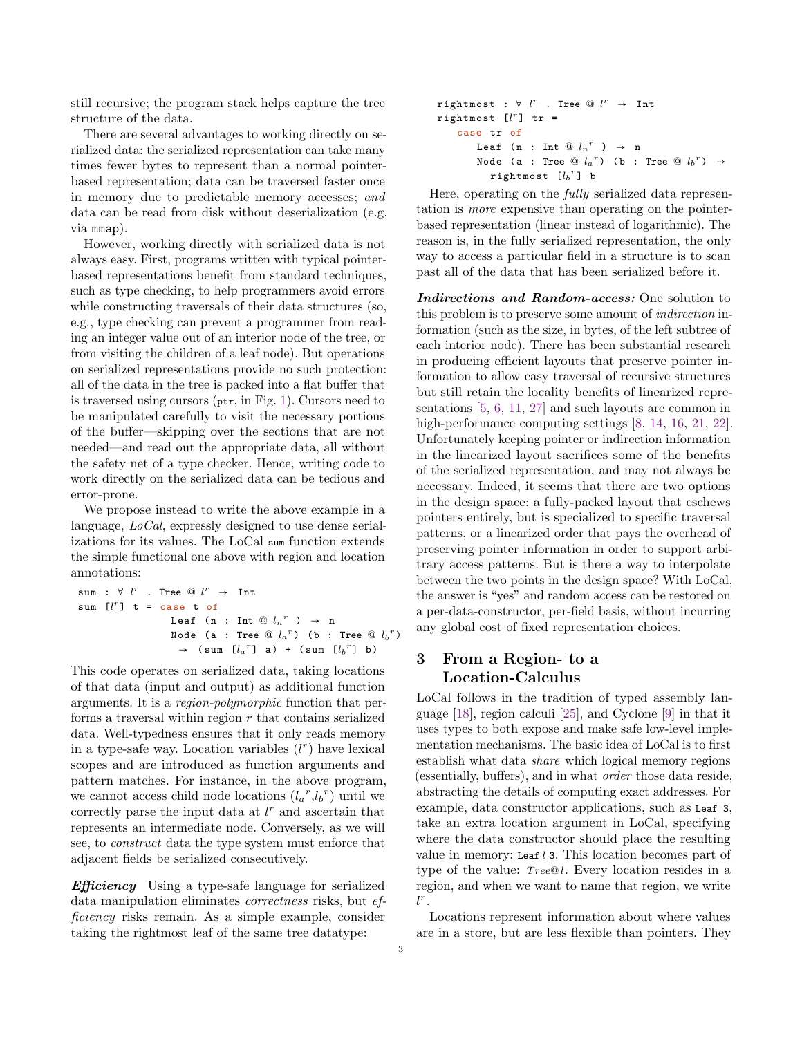still recursive; the program stack helps capture the tree structure of the data.

There are several advantages to working directly on serialized data: the serialized representation can take many times fewer bytes to represent than a normal pointer-based representation; data can be traversed faster once in memory due to predictable memory accesses; *and* data can be read from disk without deserialization (e.g. via `mmap`).

However, working directly with serialized data is not always easy. First, programs written with typical pointer-based representations benefit from standard techniques, such as type checking, to help programmers avoid errors while constructing traversals of their data structures (so, e.g., type checking can prevent a programmer from reading an integer value out of an interior node of the tree, or from visiting the children of a leaf node). But operations on serialized representations provide no such protection: all of the data in the tree is packed into a flat buffer that is traversed using cursors (`ptr`, in Fig. 1). Cursors need to be manipulated carefully to visit the necessary portions of the buffer—skipping over the sections that are not needed—and read out the appropriate data, all without the safety net of a type checker. Hence, writing code to work directly on the serialized data can be tedious and error-prone.

We propose instead to write the above example in a language, *LoCal*, expressly designed to use dense serializations for its values. The LoCal `sum` function extends the simple functional one above with region and location annotations:

```
sum : ∀ l^r . Tree @ l^r → Int
sum [l^r] t = case t of
              Leaf (n : Int @ l_n^r ) → n
              Node (a : Tree @ l_a^r) (b : Tree @ l_b^r)
               → (sum [l_a^r] a) + (sum [l_b^r] b)
```

This code operates on serialized data, taking locations of that data (input and output) as additional function arguments. It is a *region-polymorphic* function that performs a traversal within region $r$ that contains serialized data. Well-typedness ensures that it only reads memory in a type-safe way. Location variables ($l^r$) have lexical scopes and are introduced as function arguments and pattern matches. For instance, in the above program, we cannot access child node locations ($l_a{}^r$,$l_b{}^r$) until we correctly parse the input data at $l^r$ and ascertain that represents an intermediate node. Conversely, as we will see, to *construct* data the type system must enforce that adjacent fields be serialized consecutively.

***Efficiency*** Using a type-safe language for serialized data manipulation eliminates *correctness* risks, but *efficiency* risks remain. As a simple example, consider taking the rightmost leaf of the same tree datatype:

```
rightmost : ∀ l^r . Tree @ l^r → Int
rightmost [l^r] tr =
   case tr of
      Leaf (n : Int @ l_n^r ) → n
      Node (a : Tree @ l_a^r) (b : Tree @ l_b^r) →
        rightmost [l_b^r] b
```

Here, operating on the *fully* serialized data representation is *more* expensive than operating on the pointer-based representation (linear instead of logarithmic). The reason is, in the fully serialized representation, the only way to access a particular field in a structure is to scan past all of the data that has been serialized before it.

***Indirections and Random-access:*** One solution to this problem is to preserve some amount of *indirection* information (such as the size, in bytes, of the left subtree of each interior node). There has been substantial research in producing efficient layouts that preserve pointer information to allow easy traversal of recursive structures but still retain the locality benefits of linearized representations [5, 6, 11, 27] and such layouts are common in high-performance computing settings [8, 14, 16, 21, 22]. Unfortunately keeping pointer or indirection information in the linearized layout sacrifices some of the benefits of the serialized representation, and may not always be necessary. Indeed, it seems that there are two options in the design space: a fully-packed layout that eschews pointers entirely, but is specialized to specific traversal patterns, or a linearized order that pays the overhead of preserving pointer information in order to support arbitrary access patterns. But is there a way to interpolate between the two points in the design space? With LoCal, the answer is "yes" and random access can be restored on a per-data-constructor, per-field basis, without incurring any global cost of fixed representation choices.

## 3 From a Region- to a Location-Calculus

LoCal follows in the tradition of typed assembly language [18], region calculi [25], and Cyclone [9] in that it uses types to both expose and make safe low-level implementation mechanisms. The basic idea of LoCal is to first establish what data *share* which logical memory regions (essentially, buffers), and in what *order* those data reside, abstracting the details of computing exact addresses. For example, data constructor applications, such as `Leaf 3`, take an extra location argument in LoCal, specifying where the data constructor should place the resulting value in memory: `Leaf` $l$ `3`. This location becomes part of type of the value: $Tree@l$. Every location resides in a region, and when we want to name that region, we write $l^r$.

Locations represent information about where values are in a store, but are less flexible than pointers. They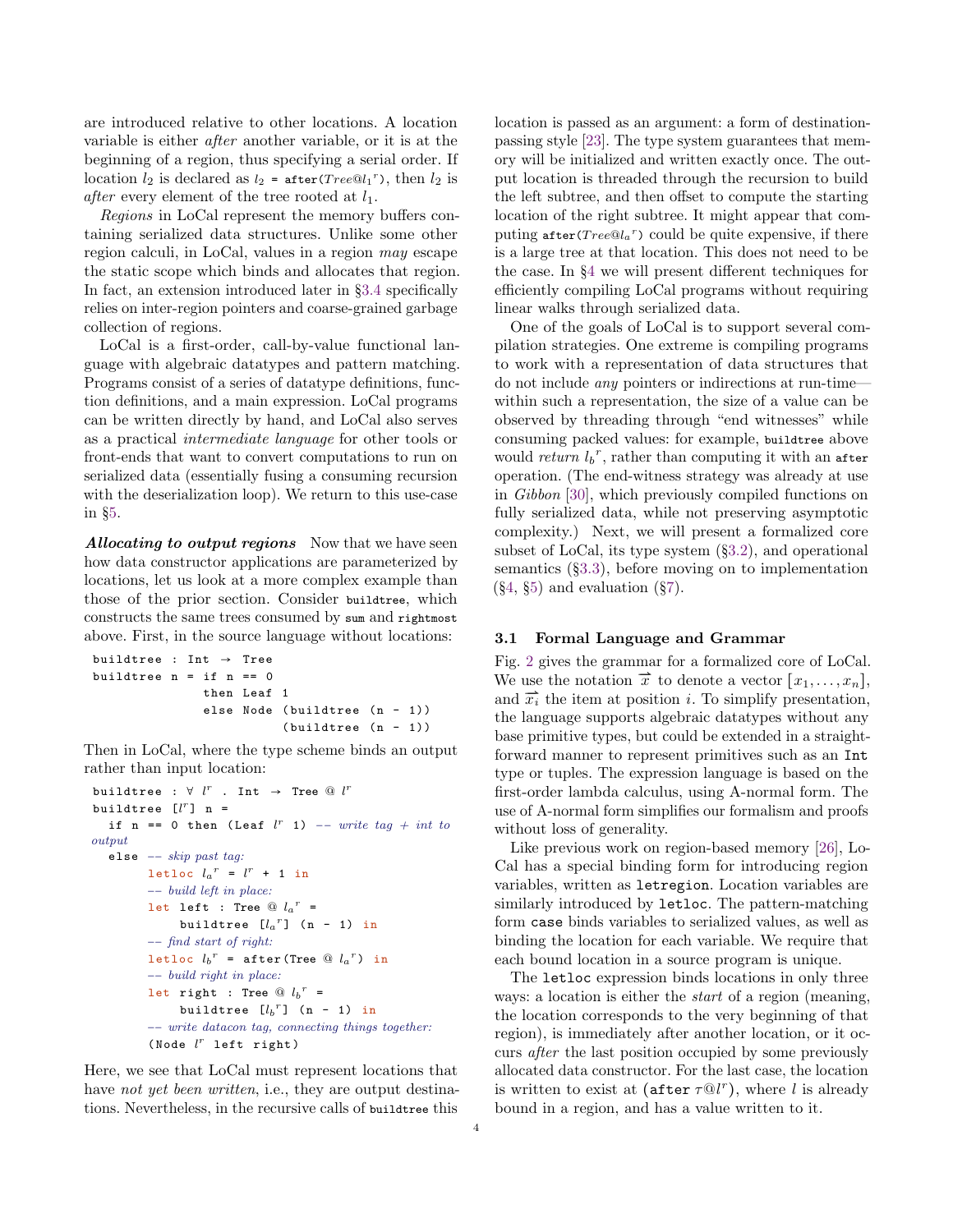are introduced relative to other locations. A location variable is either *after* another variable, or it is at the beginning of a region, thus specifying a serial order. If location $l_2$ is declared as $l_2$ = `after`($Tree@{l_1}^r$), then $l_2$ is *after* every element of the tree rooted at $l_1$.

*Regions* in LoCal represent the memory buffers containing serialized data structures. Unlike some other region calculi, in LoCal, values in a region *may* escape the static scope which binds and allocates that region. In fact, an extension introduced later in §3.4 specifically relies on inter-region pointers and coarse-grained garbage collection of regions.

LoCal is a first-order, call-by-value functional language with algebraic datatypes and pattern matching. Programs consist of a series of datatype definitions, function definitions, and a main expression. LoCal programs can be written directly by hand, and LoCal also serves as a practical *intermediate language* for other tools or front-ends that want to convert computations to run on serialized data (essentially fusing a consuming recursion with the deserialization loop). We return to this use-case in §5.

***Allocating to output regions*** Now that we have seen how data constructor applications are parameterized by locations, let us look at a more complex example than those of the prior section. Consider `buildtree`, which constructs the same trees consumed by `sum` and `rightmost` above. First, in the source language without locations:

```
buildtree : Int → Tree
buildtree n = if n == 0
              then Leaf 1
              else Node (buildtree (n - 1))
                        (buildtree (n - 1))
```

Then in LoCal, where the type scheme binds an output rather than input location:

```
buildtree : ∀ l^r . Int → Tree @ l^r
buildtree [l^r] n =
  if n == 0 then (Leaf l^r 1) -- write tag + int to output
  else -- skip past tag:
       letloc l_a^r = l^r + 1 in
       -- build left in place:
       let left : Tree @ l_a^r =
           buildtree [l_a^r] (n - 1) in
       -- find start of right:
       letloc l_b^r = after(Tree @ l_a^r) in
       -- build right in place:
       let right : Tree @ l_b^r =
           buildtree [l_b^r] (n - 1) in
       -- write datacon tag, connecting things together:
       (Node l^r left right)
```

Here, we see that LoCal must represent locations that have *not yet been written*, i.e., they are output destinations. Nevertheless, in the recursive calls of `buildtree` this location is passed as an argument: a form of destination-passing style [23]. The type system guarantees that memory will be initialized and written exactly once. The output location is threaded through the recursion to build the left subtree, and then offset to compute the starting location of the right subtree. It might appear that computing `after`($Tree@{l_a}^r$) could be quite expensive, if there is a large tree at that location. This does not need to be the case. In §4 we will present different techniques for efficiently compiling LoCal programs without requiring linear walks through serialized data.

One of the goals of LoCal is to support several compilation strategies. One extreme is compiling programs to work with a representation of data structures that do not include *any* pointers or indirections at run-time—within such a representation, the size of a value can be observed by threading through "end witnesses" while consuming packed values: for example, `buildtree` above would *return* ${l_b}^r$, rather than computing it with an `after` operation. (The end-witness strategy was already at use in *Gibbon* [30], which previously compiled functions on fully serialized data, while not preserving asymptotic complexity.) Next, we will present a formalized core subset of LoCal, its type system (§3.2), and operational semantics (§3.3), before moving on to implementation (§4, §5) and evaluation (§7).

### 3.1 Formal Language and Grammar

Fig. 2 gives the grammar for a formalized core of LoCal. We use the notation $\overrightarrow{x}$ to denote a vector $[x_1, \ldots, x_n]$, and $\overrightarrow{x_i}$ the item at position $i$. To simplify presentation, the language supports algebraic datatypes without any base primitive types, but could be extended in a straightforward manner to represent primitives such as an `Int` type or tuples. The expression language is based on the first-order lambda calculus, using A-normal form. The use of A-normal form simplifies our formalism and proofs without loss of generality.

Like previous work on region-based memory [26], LoCal has a special binding form for introducing region variables, written as `letregion`. Location variables are similarly introduced by `letloc`. The pattern-matching form `case` binds variables to serialized values, as well as binding the location for each variable. We require that each bound location in a source program is unique.

The `letloc` expression binds locations in only three ways: a location is either the *start* of a region (meaning, the location corresponds to the very beginning of that region), is immediately after another location, or it occurs *after* the last position occupied by some previously allocated data constructor. For the last case, the location is written to exist at (`after` $\tau@l^r$), where $l$ is already bound in a region, and has a value written to it.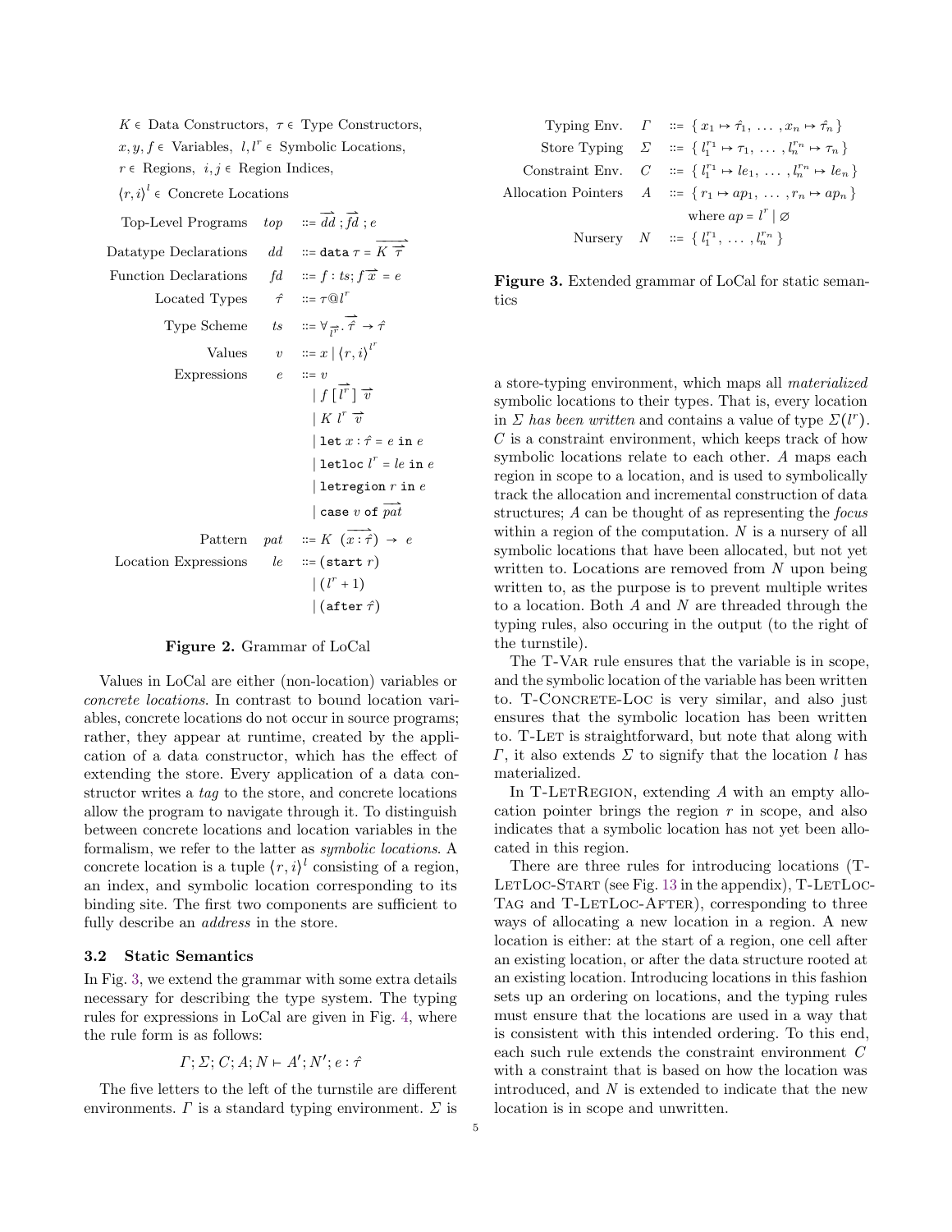$K \in$ Data Constructors, $\tau \in$ Type Constructors,
$x, y, f \in$ Variables, $l, l^r \in$ Symbolic Locations,
$r \in$ Regions, $i, j \in$ Region Indices,
$\langle r, i \rangle^l \in$ Concrete Locations

$$
\begin{array}{llll}
\text{Top-Level Programs} & top & ::= & \overrightarrow{dd} \,;\, \overrightarrow{fd} \,;\, e \\
\text{Datatype Declarations} & dd & ::= & \texttt{data}\ \tau = \overrightarrow{K\ \overrightarrow{\tau}} \\
\text{Function Declarations} & fd & ::= & f : ts ; f\ \overrightarrow{x} = e \\
\text{Located Types} & \hat{\tau} & ::= & \tau @ l^r \\
\text{Type Scheme} & ts & ::= & \forall_{\overrightarrow{l^r}} . \overrightarrow{\hat{\tau}} \rightarrow \hat{\tau} \\
\text{Values} & v & ::= & x \mid \langle r, i \rangle^{l^r} \\
\text{Expressions} & e & ::= & v \\
& & & \mid f\ [\overrightarrow{l^r}]\ \overrightarrow{v} \\
& & & \mid K\ l^r\ \overrightarrow{v} \\
& & & \mid \texttt{let}\ x : \hat{\tau} = e\ \texttt{in}\ e \\
& & & \mid \texttt{letloc}\ l^r = le\ \texttt{in}\ e \\
& & & \mid \texttt{letregion}\ r\ \texttt{in}\ e \\
& & & \mid \texttt{case}\ v\ \texttt{of}\ \overrightarrow{pat} \\
\text{Pattern} & pat & ::= & K\ (\overrightarrow{x : \hat{\tau}}) \rightarrow e \\
\text{Location Expressions} & le & ::= & (\texttt{start}\ r) \\
& & & \mid (l^r + 1) \\
& & & \mid (\texttt{after}\ \hat{\tau})
\end{array}
$$

**Figure 2.** Grammar of LoCal

Values in LoCal are either (non-location) variables or *concrete locations*. In contrast to bound location variables, concrete locations do not occur in source programs; rather, they appear at runtime, created by the application of a data constructor, which has the effect of extending the store. Every application of a data constructor writes a *tag* to the store, and concrete locations allow the program to navigate through it. To distinguish between concrete locations and location variables in the formalism, we refer to the latter as *symbolic locations*. A concrete location is a tuple $\langle r, i \rangle^l$ consisting of a region, an index, and symbolic location corresponding to its binding site. The first two components are sufficient to fully describe an *address* in the store.

### 3.2 Static Semantics

In Fig. 3, we extend the grammar with some extra details necessary for describing the type system. The typing rules for expressions in LoCal are given in Fig. 4, where the rule form is as follows:

$$\Gamma; \Sigma; C; A; N \vdash A'; N'; e : \hat{\tau}$$

The five letters to the left of the turnstile are different environments. $\Gamma$ is a standard typing environment. $\Sigma$ is

$$
\begin{array}{llll}
\text{Typing Env.} & \Gamma & ::= & \{\, x_1 \mapsto \hat{\tau}_1, \, \ldots \, , x_n \mapsto \hat{\tau}_n \,\} \\
\text{Store Typing} & \Sigma & ::= & \{\, l_1^{r_1} \mapsto \tau_1, \, \ldots \, , l_n^{r_n} \mapsto \tau_n \,\} \\
\text{Constraint Env.} & C & ::= & \{\, l_1^{r_1} \mapsto le_1, \, \ldots \, , l_n^{r_n} \mapsto le_n \,\} \\
\text{Allocation Pointers} & A & ::= & \{\, r_1 \mapsto ap_1, \, \ldots \, , r_n \mapsto ap_n \,\} \\
& & & \text{where } ap = l^r \mid \varnothing \\
\text{Nursery} & N & ::= & \{\, l_1^{r_1}, \, \ldots \, , l_n^{r_n} \,\}
\end{array}
$$

**Figure 3.** Extended grammar of LoCal for static semantics

a store-typing environment, which maps all *materialized* symbolic locations to their types. That is, every location in $\Sigma$ *has been written* and contains a value of type $\Sigma(l^r)$. $C$ is a constraint environment, which keeps track of how symbolic locations relate to each other. $A$ maps each region in scope to a location, and is used to symbolically track the allocation and incremental construction of data structures; $A$ can be thought of as representing the *focus* within a region of the computation. $N$ is a nursery of all symbolic locations that have been allocated, but not yet written to. Locations are removed from $N$ upon being written to, as the purpose is to prevent multiple writes to a location. Both $A$ and $N$ are threaded through the typing rules, also occuring in the output (to the right of the turnstile).

The T-Var rule ensures that the variable is in scope, and the symbolic location of the variable has been written to. T-Concrete-Loc is very similar, and also just ensures that the symbolic location has been written to. T-Let is straightforward, but note that along with $\Gamma$, it also extends $\Sigma$ to signify that the location $l$ has materialized.

In T-LetRegion, extending $A$ with an empty allocation pointer brings the region $r$ in scope, and also indicates that a symbolic location has not yet been allocated in this region.

There are three rules for introducing locations (T-LetLoc-Start (see Fig. 13 in the appendix), T-LetLoc-Tag and T-LetLoc-After), corresponding to three ways of allocating a new location in a region. A new location is either: at the start of a region, one cell after an existing location, or after the data structure rooted at an existing location. Introducing locations in this fashion sets up an ordering on locations, and the typing rules must ensure that the locations are used in a way that is consistent with this intended ordering. To this end, each such rule extends the constraint environment $C$ with a constraint that is based on how the location was introduced, and $N$ is extended to indicate that the new location is in scope and unwritten.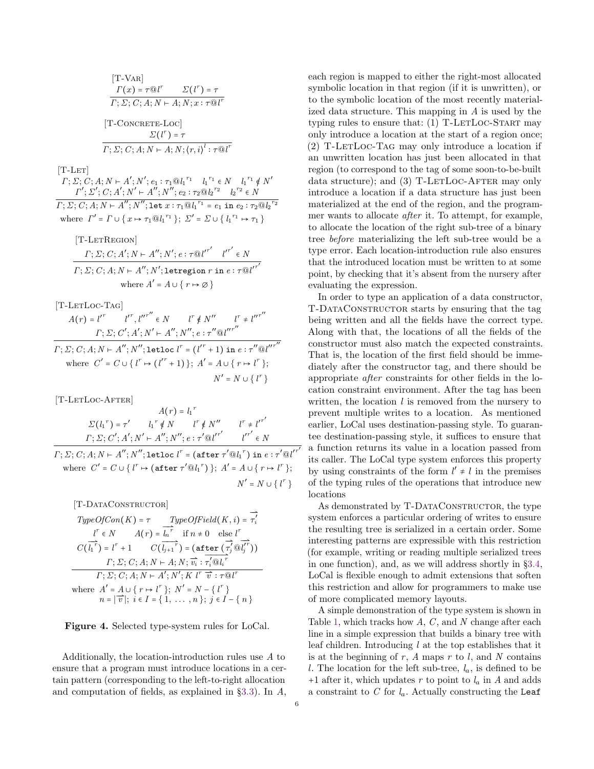[T-Var]

$$\frac{\Gamma(x) = \tau @ l^r \qquad \Sigma(l^r) = \tau}{\Gamma; \Sigma; C; A; N \vdash A; N; x : \tau @ l^r}$$

[T-Concrete-Loc]

$$\frac{\Sigma(l^r) = \tau}{\Gamma; \Sigma; C; A; N \vdash A; N; \langle r, i \rangle^l : \tau @ l^r}$$

[T-Let]

$$\frac{\begin{array}{c}\Gamma; \Sigma; C; A; N \vdash A'; N'; e_1 : \tau_1 @ {l_1}^{r_1} \quad {l_1}^{r_1} \in N \quad {l_1}^{r_1} \notin N' \\ \Gamma'; \Sigma'; C; A'; N' \vdash A''; N''; e_2 : \tau_2 @ {l_2}^{r_2} \quad {l_2}^{r_2} \in N\end{array}}{\Gamma; \Sigma; C; A; N \vdash A''; N''; \texttt{let}\ x : \tau_1 @ {l_1}^{r_1} = e_1\ \texttt{in}\ e_2 : \tau_2 @ {l_2}^{r_2}}$$

where $\Gamma' = \Gamma \cup \{ x \mapsto \tau_1 @ {l_1}^{r_1} \};\ \Sigma' = \Sigma \cup \{ {l_1}^{r_1} \mapsto \tau_1 \}$

[T-LetRegion]

$$\frac{\Gamma; \Sigma; C; A'; N \vdash A''; N'; e : \tau @ {l'}^{r'} \qquad {l'}^{r'} \in N}{\Gamma; \Sigma; C; A; N \vdash A''; N'; \texttt{letregion}\ r\ \texttt{in}\ e : \tau @ {l'}^{r'}}$$

where $A' = A \cup \{ r \mapsto \varnothing \}$

[T-LetLoc-Tag]

$$\frac{\begin{array}{c}A(r) = {l'}^r \qquad {l'}^r, {l''}^{r''} \in N \qquad l^r \notin N'' \qquad l^r \neq {l''}^{r''} \\ \Gamma; \Sigma; C'; A'; N' \vdash A''; N''; e : \tau'' @ {l''}^{r''}\end{array}}{\Gamma; \Sigma; C; A; N \vdash A''; N''; \texttt{letloc}\ l^r = ({l'}^r + 1)\ \texttt{in}\ e : \tau'' @ {l''}^{r''}}$$

where $C' = C \cup \{ l^r \mapsto ({l'}^r + 1) \};\ A' = A \cup \{ r \mapsto l^r \};$
$N' = N \cup \{ l^r \}$

[T-LetLoc-After]

$$\frac{\begin{array}{c}A(r) = {l_1}^r \\ \Sigma({l_1}^r) = \tau' \qquad {l_1}^r \notin N \qquad l^r \notin N'' \qquad l^r \neq {l'}^{r'} \\ \Gamma; \Sigma; C'; A'; N' \vdash A''; N''; e : \tau' @ {l'}^{r'} \qquad {l'}^{r'} \in N\end{array}}{\Gamma; \Sigma; C; A; N \vdash A''; N''; \texttt{letloc}\ l^r = (\texttt{after}\ \tau' @ {l_1}^r)\ \texttt{in}\ e : \tau' @ {l'}^{r'}}$$

where $C' = C \cup \{ l^r \mapsto (\texttt{after}\ \tau' @ {l_1}^r) \};\ A' = A \cup \{ r \mapsto l^r \};$
$N' = N \cup \{ l^r \}$

[T-DataConstructor]

$$\frac{\begin{array}{c}\mathit{TypeOfCon}(K) = \tau \qquad \mathit{TypeOfField}(K, i) = \overrightarrow{\tau'_i} \\ l^r \in N \qquad A(r) = \overrightarrow{{l_n}^r}\ \text{ if } n \neq 0 \quad \text{else } l^r \\ C(\overrightarrow{{l_1}^r}) = l^r + 1 \qquad C(\overrightarrow{{l_{j+1}}^r}) = (\texttt{after}\ (\overrightarrow{\tau'_j} @ \overrightarrow{{l_j}^r})) \\ \Gamma; \Sigma; C; A; N \vdash A; N; \overrightarrow{v_i} : \overrightarrow{\tau'_i @ {l_i}^r}\end{array}}{\Gamma; \Sigma; C; A; N \vdash A'; N'; K\ l^r\ \overrightarrow{v} : \tau @ l^r}$$

where $A' = A \cup \{ r \mapsto l^r \};\ N' = N - \{ l^r \}$
$n = |\overrightarrow{v}|;\ i \in I = \{ 1, \ldots, n \};\ j \in I - \{ n \}$

**Figure 4.** Selected type-system rules for LoCal.

Additionally, the location-introduction rules use $A$ to ensure that a program must introduce locations in a certain pattern (corresponding to the left-to-right allocation and computation of fields, as explained in §3.3). In $A$, each region is mapped to either the right-most allocated symbolic location in that region (if it is unwritten), or to the symbolic location of the most recently materialized data structure. This mapping in $A$ is used by the typing rules to ensure that: (1) T-LetLoc-Start may only introduce a location at the start of a region once; (2) T-LetLoc-Tag may only introduce a location if an unwritten location has just been allocated in that region (to correspond to the tag of some soon-to-be-built data structure); and (3) T-LetLoc-After may only introduce a location if a data structure has just been materialized at the end of the region, and the programmer wants to allocate *after* it. To attempt, for example, to allocate the location of the right sub-tree of a binary tree *before* materializing the left sub-tree would be a type error. Each location-introduction rule also ensures that the introduced location must be written to at some point, by checking that it's absent from the nursery after evaluating the expression.

In order to type an application of a data constructor, T-DataConstructor starts by ensuring that the tag being written and all the fields have the correct type. Along with that, the locations of all the fields of the constructor must also match the expected constraints. That is, the location of the first field should be immediately after the constructor tag, and there should be appropriate *after* constraints for other fields in the location constraint environment. After the tag has been written, the location $l$ is removed from the nursery to prevent multiple writes to a location. As mentioned earlier, LoCal uses destination-passing style. To guarantee destination-passing style, it suffices to ensure that a function returns its value in a location passed from its caller. The LoCal type system enforces this property by using constraints of the form $l' \neq l$ in the premises of the typing rules of the operations that introduce new locations

As demonstrated by T-DataConstructor, the type system enforces a particular ordering of writes to ensure the resulting tree is serialized in a certain order. Some interesting patterns are expressible with this restriction (for example, writing or reading multiple serialized trees in one function), and, as we will address shortly in §3.4, LoCal is flexible enough to admit extensions that soften this restriction and allow for programmers to make use of more complicated memory layouts.

A simple demonstration of the type system is shown in Table 1, which tracks how $A$, $C$, and $N$ change after each line in a simple expression that builds a binary tree with leaf children. Introducing $l$ at the top establishes that it is at the beginning of $r$, $A$ maps $r$ to $l$, and $N$ contains $l$. The location for the left sub-tree, $l_a$, is defined to be $+1$ after it, which updates $r$ to point to $l_a$ in $A$ and adds a constraint to $C$ for $l_a$. Actually constructing the `Leaf`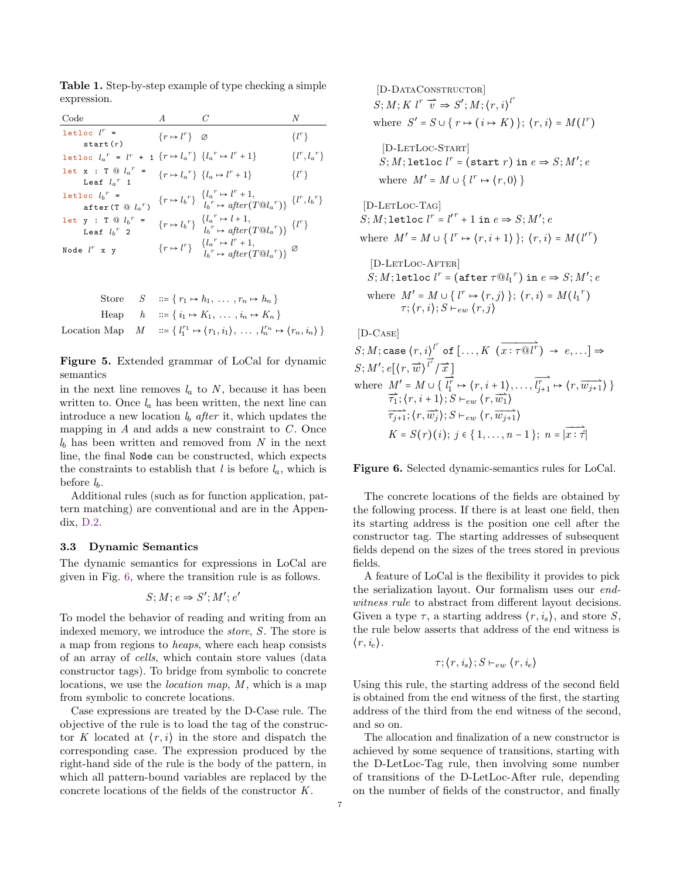**Table 1.** Step-by-step example of type checking a simple expression.

| Code | $A$ | $C$ | $N$ |
|---|---|---|---|
| `letloc` $l^r$ = `start(`$r$`)` | $\{r \mapsto l^r\}$ | $\varnothing$ | $\{l^r\}$ |
| `letloc` $l_a{}^r$ = $l^r$ `+ 1` | $\{r \mapsto l_a{}^r\}$ | $\{l_a{}^r \mapsto l^r + 1\}$ | $\{l^r, l_a{}^r\}$ |
| `let x : T @` $l_a{}^r$ = `Leaf` $l_a{}^r$ `1` | $\{r \mapsto l_a{}^r\}$ | $\{l_a \mapsto l^r + 1\}$ | $\{l^r\}$ |
| `letloc` $l_b{}^r$ = `after(T @` $l_a{}^r$`)` | $\{r \mapsto l_b{}^r\}$ | $\{l_a{}^r \mapsto l^r + 1,$ $l_b{}^r \mapsto \mathit{after}(T@l_a{}^r)\}$ | $\{l^r, l_b{}^r\}$ |
| `let y : T @` $l_b{}^r$ = `Leaf` $l_b{}^r$ `2` | $\{r \mapsto l_b{}^r\}$ | $\{l_a{}^r \mapsto l + 1,$ $l_b{}^r \mapsto \mathit{after}(T@l_a{}^r)\}$ | $\{l^r\}$ |
| `Node` $l^r$ `x y` | $\{r \mapsto l^r\}$ | $\{l_a{}^r \mapsto l^r + 1,$ $l_b{}^r \mapsto \mathit{after}(T@l_a{}^r)\}$ | $\varnothing$ |

$$
\begin{array}{rrl}
\text{Store} & S & ::= \{\, r_1 \mapsto h_1,\ \ldots,\ r_n \mapsto h_n \,\} \\
\text{Heap} & h & ::= \{\, i_1 \mapsto K_1,\ \ldots,\ i_n \mapsto K_n \,\} \\
\text{Location Map} & M & ::= \{\, l_1^{r_1} \mapsto \langle r_1, i_1 \rangle,\ \ldots,\ l_n^{r_n} \mapsto \langle r_n, i_n \rangle \,\}
\end{array}
$$

**Figure 5.** Extended grammar of LoCal for dynamic semantics

in the next line removes $l_a$ to $N$, because it has been written to. Once $l_a$ has been written, the next line can introduce a new location $l_b$ *after* it, which updates the mapping in $A$ and adds a new constraint to $C$. Once $l_b$ has been written and removed from $N$ in the next line, the final `Node` can be constructed, which expects the constraints to establish that $l$ is before $l_a$, which is before $l_b$.

Additional rules (such as for function application, pattern matching) are conventional and are in the Appendix, D.2.

### 3.3 Dynamic Semantics

The dynamic semantics for expressions in LoCal are given in Fig. 6, where the transition rule is as follows.

$$S; M; e \Rightarrow S'; M'; e'$$

To model the behavior of reading and writing from an indexed memory, we introduce the *store*, $S$. The store is a map from regions to *heaps*, where each heap consists of an array of *cells*, which contain store values (data constructor tags). To bridge from symbolic to concrete locations, we use the *location map*, $M$, which is a map from symbolic to concrete locations.

Case expressions are treated by the D-Case rule. The objective of the rule is to load the tag of the constructor $K$ located at $\langle r, i \rangle$ in the store and dispatch the corresponding case. The expression produced by the right-hand side of the rule is the body of the pattern, in which all pattern-bound variables are replaced by the concrete locations of the fields of the constructor $K$.

[D-DataConstructor]
$$S; M; K\ l^r\ \overrightarrow{v} \Rightarrow S'; M; \langle r, i \rangle^{l^r}$$
where $S' = S \cup \{\, r \mapsto (\, i \mapsto K\,)\,\}$; $\langle r, i \rangle = M(l^r)$

[D-LetLoc-Start]
$$S; M; \texttt{letloc}\ l^r = (\texttt{start}\ r)\ \texttt{in}\ e \Rightarrow S; M'; e$$
where $M' = M \cup \{\, l^r \mapsto \langle r, 0 \rangle \,\}$

[D-LetLoc-Tag]
$$S; M; \texttt{letloc}\ l^r = l'^r + 1\ \texttt{in}\ e \Rightarrow S; M'; e$$
where $M' = M \cup \{\, l^r \mapsto \langle r, i+1 \rangle \,\}$; $\langle r, i \rangle = M(l'^r)$

[D-LetLoc-After]
$$S; M; \texttt{letloc}\ l^r = (\texttt{after}\ \tau@l_1{}^r)\ \texttt{in}\ e \Rightarrow S; M'; e$$
where $M' = M \cup \{\, l^r \mapsto \langle r, j \rangle \,\}$; $\langle r, i \rangle = M(l_1{}^r)$
$\tau; \langle r, i \rangle; S \vdash_{ew} \langle r, j \rangle$

[D-Case]
$$S; M; \texttt{case}\ \langle r, i \rangle^{l^r}\ \texttt{of}\ [\ldots, K\ (\overrightarrow{x : \tau@l^r}) \rightarrow e, \ldots] \Rightarrow$$
$$S; M'; e[\langle r, \overrightarrow{w} \rangle^{\overrightarrow{l^r}} / \overrightarrow{x}]$$
where $M' = M \cup \{\, \overrightarrow{l_1^r} \mapsto \langle r, i+1 \rangle, \ldots, \overrightarrow{l_{j+1}^r} \mapsto \langle r, \overrightarrow{w_{j+1}} \rangle \,\}$
$\overrightarrow{\tau_1}; \langle r, i+1 \rangle; S \vdash_{ew} \langle r, \overrightarrow{w_1} \rangle$
$\overrightarrow{\tau_{j+1}}; \langle r, \overrightarrow{w_j} \rangle; S \vdash_{ew} \langle r, \overrightarrow{w_{j+1}} \rangle$
$K = S(r)(i)$; $j \in \{\, 1, \ldots, n-1 \,\}$; $n = |\overrightarrow{x : \tau}|$

**Figure 6.** Selected dynamic-semantics rules for LoCal.

The concrete locations of the fields are obtained by the following process. If there is at least one field, then its starting address is the position one cell after the constructor tag. The starting addresses of subsequent fields depend on the sizes of the trees stored in previous fields.

A feature of LoCal is the flexibility it provides to pick the serialization layout. Our formalism uses our *end-witness rule* to abstract from different layout decisions. Given a type $\tau$, a starting address $\langle r, i_s \rangle$, and store $S$, the rule below asserts that address of the end witness is $\langle r, i_e \rangle$.

$$\tau; \langle r, i_s \rangle; S \vdash_{ew} \langle r, i_e \rangle$$

Using this rule, the starting address of the second field is obtained from the end witness of the first, the starting address of the third from the end witness of the second, and so on.

The allocation and finalization of a new constructor is achieved by some sequence of transitions, starting with the D-LetLoc-Tag rule, then involving some number of transitions of the D-LetLoc-After rule, depending on the number of fields of the constructor, and finally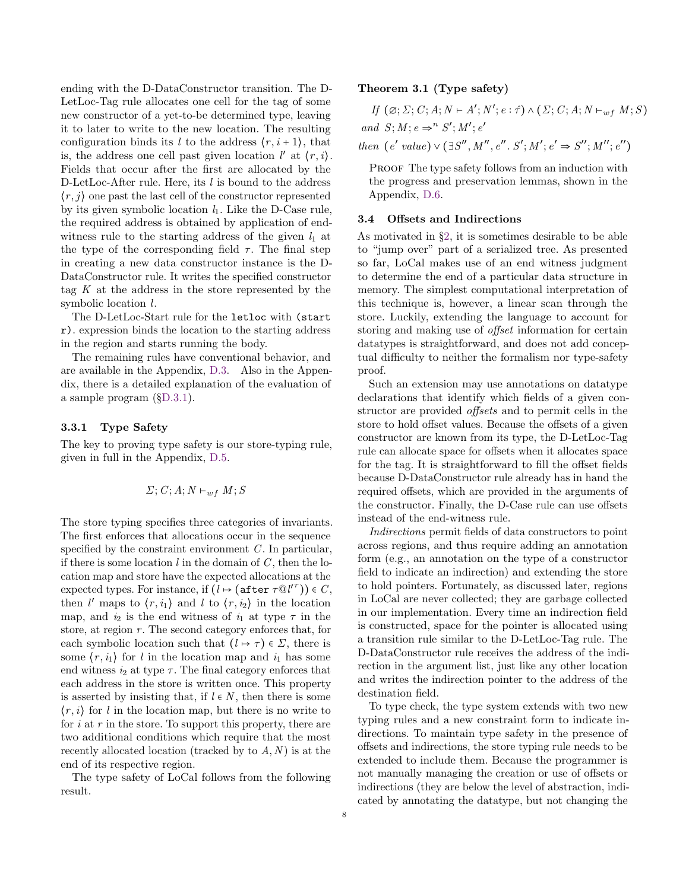ending with the D-DataConstructor transition. The D-LetLoc-Tag rule allocates one cell for the tag of some new constructor of a yet-to-be determined type, leaving it to later to write to the new location. The resulting configuration binds its $l$ to the address $\langle r, i+1\rangle$, that is, the address one cell past given location $l'$ at $\langle r, i\rangle$. Fields that occur after the first are allocated by the D-LetLoc-After rule. Here, its $l$ is bound to the address $\langle r, j\rangle$ one past the last cell of the constructor represented by its given symbolic location $l_1$. Like the D-Case rule, the required address is obtained by application of end-witness rule to the starting address of the given $l_1$ at the type of the corresponding field $\tau$. The final step in creating a new data constructor instance is the D-DataConstructor rule. It writes the specified constructor tag $K$ at the address in the store represented by the symbolic location $l$.

The D-LetLoc-Start rule for the `letloc` with `(start r)`. expression binds the location to the starting address in the region and starts running the body.

The remaining rules have conventional behavior, and are available in the Appendix, D.3. Also in the Appendix, there is a detailed explanation of the evaluation of a sample program (§D.3.1).

### 3.3.1 Type Safety

The key to proving type safety is our store-typing rule, given in full in the Appendix, D.5.

$$\Sigma; C; A; N \vdash_{wf} M; S$$

The store typing specifies three categories of invariants. The first enforces that allocations occur in the sequence specified by the constraint environment $C$. In particular, if there is some location $l$ in the domain of $C$, then the location map and store have the expected allocations at the expected types. For instance, if $(l \mapsto (\texttt{after}\ \tau @ l'^{r})) \in C$, then $l'$ maps to $\langle r, i_1\rangle$ and $l$ to $\langle r, i_2\rangle$ in the location map, and $i_2$ is the end witness of $i_1$ at type $\tau$ in the store, at region $r$. The second category enforces that, for each symbolic location such that $(l \mapsto \tau) \in \Sigma$, there is some $\langle r, i_1\rangle$ for $l$ in the location map and $i_1$ has some end witness $i_2$ at type $\tau$. The final category enforces that each address in the store is written once. This property is asserted by insisting that, if $l \in N$, then there is some $\langle r, i\rangle$ for $l$ in the location map, but there is no write to for $i$ at $r$ in the store. To support this property, there are two additional conditions which require that the most recently allocated location (tracked by to $A, N$) is at the end of its respective region.

The type safety of LoCal follows from the following result.

**Theorem 3.1 (Type safety)**

*If* $(\varnothing; \Sigma; C; A; N \vdash A'; N'; e : \hat{\tau}) \wedge (\Sigma; C; A; N \vdash_{wf} M; S)$ *and* $S; M; e \Rightarrow^{n} S'; M'; e'$ *then* $(e'\ \textit{value}) \vee (\exists S'', M'', e''.\ S'; M'; e' \Rightarrow S''; M''; e'')$

Proof The type safety follows from an induction with the progress and preservation lemmas, shown in the Appendix, D.6.

## 3.4 Offsets and Indirections

As motivated in §2, it is sometimes desirable to be able to "jump over" part of a serialized tree. As presented so far, LoCal makes use of an end witness judgment to determine the end of a particular data structure in memory. The simplest computational interpretation of this technique is, however, a linear scan through the store. Luckily, extending the language to account for storing and making use of *offset* information for certain datatypes is straightforward, and does not add conceptual difficulty to neither the formalism nor type-safety proof.

Such an extension may use annotations on datatype declarations that identify which fields of a given constructor are provided *offsets* and to permit cells in the store to hold offset values. Because the offsets of a given constructor are known from its type, the D-LetLoc-Tag rule can allocate space for offsets when it allocates space for the tag. It is straightforward to fill the offset fields because D-DataConstructor rule already has in hand the required offsets, which are provided in the arguments of the constructor. Finally, the D-Case rule can use offsets instead of the end-witness rule.

*Indirections* permit fields of data constructors to point across regions, and thus require adding an annotation form (e.g., an annotation on the type of a constructor field to indicate an indirection) and extending the store to hold pointers. Fortunately, as discussed later, regions in LoCal are never collected; they are garbage collected in our implementation. Every time an indirection field is constructed, space for the pointer is allocated using a transition rule similar to the D-LetLoc-Tag rule. The D-DataConstructor rule receives the address of the indirection in the argument list, just like any other location and writes the indirection pointer to the address of the destination field.

To type check, the type system extends with two new typing rules and a new constraint form to indicate indirections. To maintain type safety in the presence of offsets and indirections, the store typing rule needs to be extended to include them. Because the programmer is not manually managing the creation or use of offsets or indirections (they are below the level of abstraction, indicated by annotating the datatype, but not changing the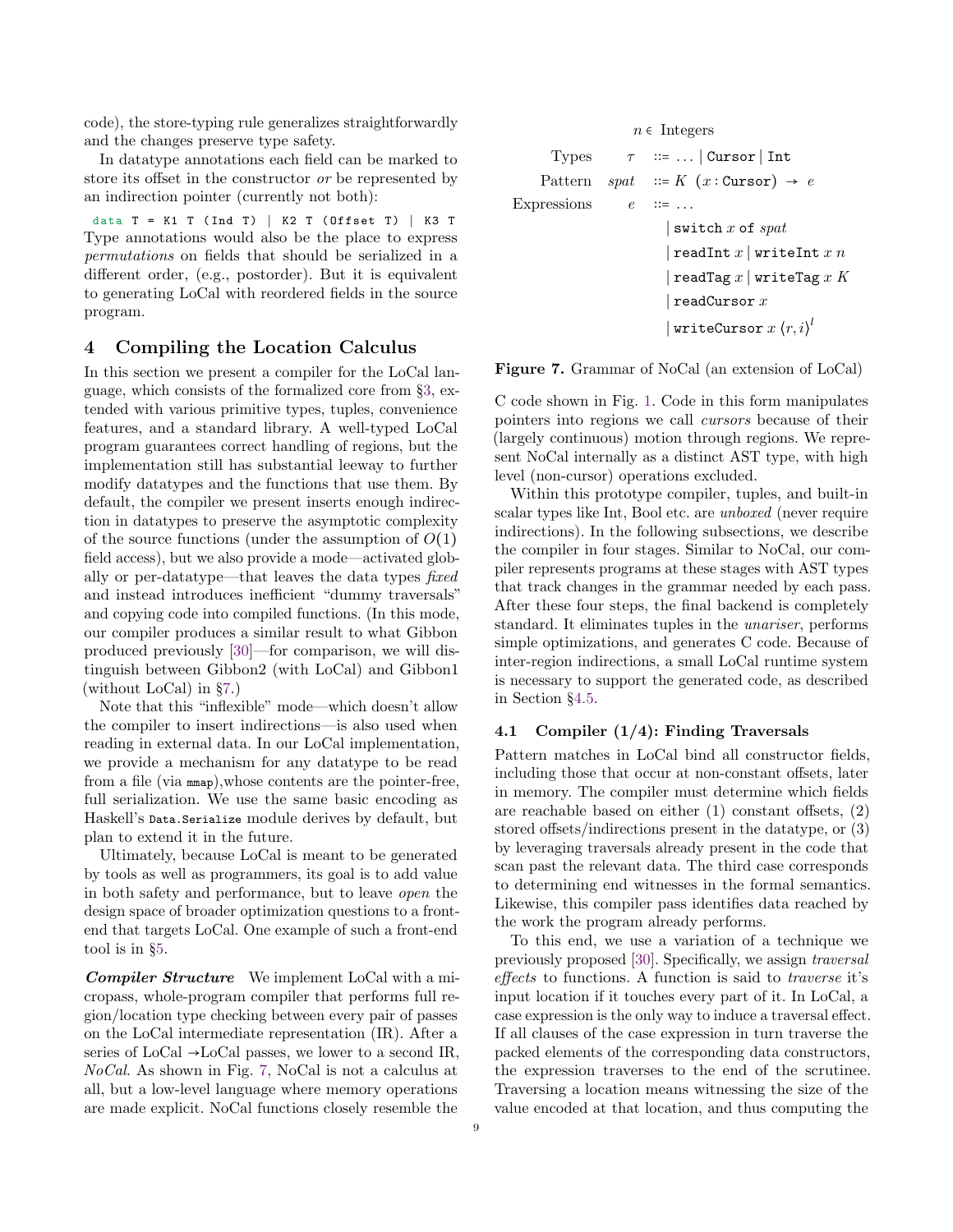code), the store-typing rule generalizes straightforwardly and the changes preserve type safety.

In datatype annotations each field can be marked to store its offset in the constructor *or* be represented by an indirection pointer (currently not both):

```
data T = K1 T (Ind T) | K2 T (Offset T) | K3 T
```

Type annotations would also be the place to express *permutations* on fields that should be serialized in a different order, (e.g., postorder). But it is equivalent to generating LoCal with reordered fields in the source program.

## 4 Compiling the Location Calculus

In this section we present a compiler for the LoCal language, which consists of the formalized core from §3, extended with various primitive types, tuples, convenience features, and a standard library. A well-typed LoCal program guarantees correct handling of regions, but the implementation still has substantial leeway to further modify datatypes and the functions that use them. By default, the compiler we present inserts enough indirection in datatypes to preserve the asymptotic complexity of the source functions (under the assumption of $O(1)$ field access), but we also provide a mode—activated globally or per-datatype—that leaves the data types *fixed* and instead introduces inefficient "dummy traversals" and copying code into compiled functions. (In this mode, our compiler produces a similar result to what Gibbon produced previously [30]—for comparison, we will distinguish between Gibbon2 (with LoCal) and Gibbon1 (without LoCal) in §7.)

Note that this "inflexible" mode—which doesn't allow the compiler to insert indirections—is also used when reading in external data. In our LoCal implementation, we provide a mechanism for any datatype to be read from a file (via `mmap`),whose contents are the pointer-free, full serialization. We use the same basic encoding as Haskell's `Data.Serialize` module derives by default, but plan to extend it in the future.

Ultimately, because LoCal is meant to be generated by tools as well as programmers, its goal is to add value in both safety and performance, but to leave *open* the design space of broader optimization questions to a front-end that targets LoCal. One example of such a front-end tool is in §5.

***Compiler Structure*** We implement LoCal with a micropass, whole-program compiler that performs full region/location type checking between every pair of passes on the LoCal intermediate representation (IR). After a series of LoCal →LoCal passes, we lower to a second IR, *NoCal*. As shown in Fig. 7, NoCal is not a calculus at all, but a low-level language where memory operations are made explicit. NoCal functions closely resemble the C code shown in Fig. 1. Code in this form manipulates pointers into regions we call *cursors* because of their (largely continuous) motion through regions. We represent NoCal internally as a distinct AST type, with high level (non-cursor) operations excluded.

$$
\begin{array}{lrll}
 & n & \in & \text{Integers} \\
\text{Types} & \tau & ::= & \ldots \mid \texttt{Cursor} \mid \texttt{Int} \\
\text{Pattern} & spat & ::= & K\ (x : \texttt{Cursor}) \rightarrow e \\
\text{Expressions} & e & ::= & \ldots \\
 & & \mid & \texttt{switch}\ x\ \texttt{of}\ spat \\
 & & \mid & \texttt{readInt}\ x \mid \texttt{writeInt}\ x\ n \\
 & & \mid & \texttt{readTag}\ x \mid \texttt{writeTag}\ x\ K \\
 & & \mid & \texttt{readCursor}\ x \\
 & & \mid & \texttt{writeCursor}\ x\ \langle r, i \rangle^{l}
\end{array}
$$

**Figure 7.** Grammar of NoCal (an extension of LoCal)

Within this prototype compiler, tuples, and built-in scalar types like Int, Bool etc. are *unboxed* (never require indirections). In the following subsections, we describe the compiler in four stages. Similar to NoCal, our compiler represents programs at these stages with AST types that track changes in the grammar needed by each pass. After these four steps, the final backend is completely standard. It eliminates tuples in the *unariser*, performs simple optimizations, and generates C code. Because of inter-region indirections, a small LoCal runtime system is necessary to support the generated code, as described in Section §4.5.

### 4.1 Compiler (1/4): Finding Traversals

Pattern matches in LoCal bind all constructor fields, including those that occur at non-constant offsets, later in memory. The compiler must determine which fields are reachable based on either (1) constant offsets, (2) stored offsets/indirections present in the datatype, or (3) by leveraging traversals already present in the code that scan past the relevant data. The third case corresponds to determining end witnesses in the formal semantics. Likewise, this compiler pass identifies data reached by the work the program already performs.

To this end, we use a variation of a technique we previously proposed [30]. Specifically, we assign *traversal effects* to functions. A function is said to *traverse* it's input location if it touches every part of it. In LoCal, a case expression is the only way to induce a traversal effect. If all clauses of the case expression in turn traverse the packed elements of the corresponding data constructors, the expression traverses to the end of the scrutinee. Traversing a location means witnessing the size of the value encoded at that location, and thus computing the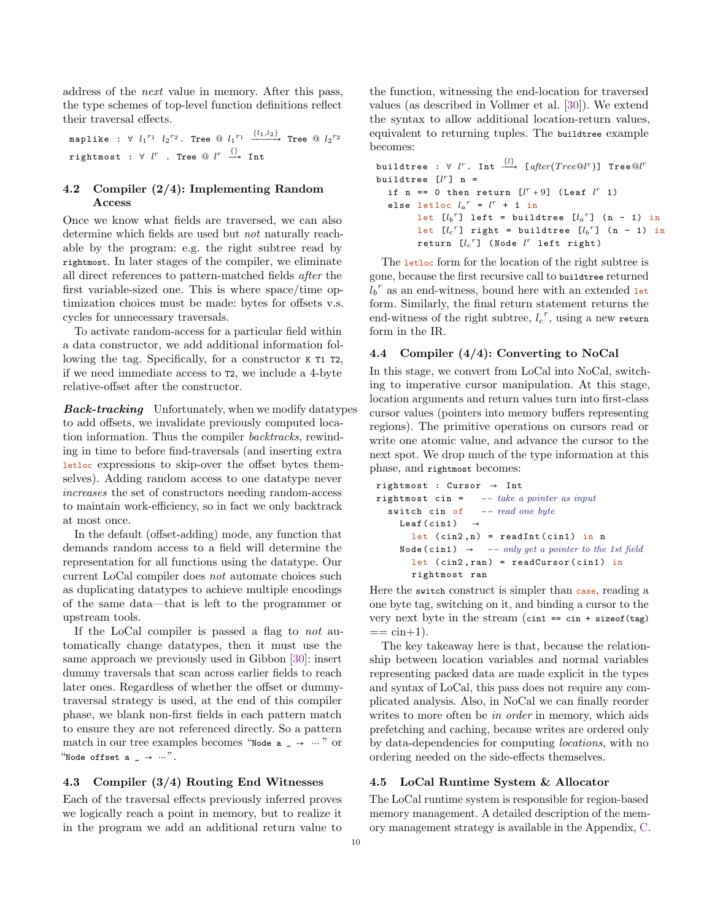address of the *next* value in memory. After this pass, the type schemes of top-level function definitions reflect their traversal effects.

$$\texttt{maplike} : \forall\ {l_1}^{r_1}\ {l_2}^{r_2}.\ \texttt{Tree} \ @\ {l_1}^{r_1} \xrightarrow{\{l_1, l_2\}} \texttt{Tree} \ @\ {l_2}^{r_2}$$

$$\texttt{rightmost} : \forall\ l^r\ .\ \texttt{Tree} \ @\ l^r \xrightarrow{\{\}} \texttt{Int}$$

### 4.2 Compiler (2/4): Implementing Random Access

Once we know what fields are traversed, we can also determine which fields are used but *not* naturally reachable by the program: e.g. the right subtree read by `rightmost`. In later stages of the compiler, we eliminate all direct references to pattern-matched fields *after* the first variable-sized one. This is where space/time optimization choices must be made: bytes for offsets v.s. cycles for unnecessary traversals.

To activate random-access for a particular field within a data constructor, we add additional information following the tag. Specifically, for a constructor `K T1 T2`, if we need immediate access to `T2`, we include a 4-byte relative-offset after the constructor.

***Back-tracking*** Unfortunately, when we modify datatypes to add offsets, we invalidate previously computed location information. Thus the compiler *backtracks*, rewinding in time to before find-traversals (and inserting extra `letloc` expressions to skip-over the offset bytes themselves). Adding random access to one datatype never *increases* the set of constructors needing random-access to maintain work-efficiency, so in fact we only backtrack at most once.

In the default (offset-adding) mode, any function that demands random access to a field will determine the representation for all functions using the datatype. Our current LoCal compiler does *not* automate choices such as duplicating datatypes to achieve multiple encodings of the same data—that is left to the programmer or upstream tools.

If the LoCal compiler is passed a flag to *not* automatically change datatypes, then it must use the same approach we previously used in Gibbon [30]: insert dummy traversals that scan across earlier fields to reach later ones. Regardless of whether the offset or dummy-traversal strategy is used, at the end of this compiler phase, we blank non-first fields in each pattern match to ensure they are not referenced directly. So a pattern match in our tree examples becomes "`Node a _ → ⋯`" or "`Node offset a _ → ⋯`".

### 4.3 Compiler (3/4) Routing End Witnesses

Each of the traversal effects previously inferred proves we logically reach a point in memory, but to realize it in the program we add an additional return value to the function, witnessing the end-location for traversed values (as described in Vollmer et al. [30]). We extend the syntax to allow additional location-return values, equivalent to returning tuples. The `buildtree` example becomes:

```
buildtree : ∀ l^r. Int -{l}-> [after(Tree@l^r)] Tree@l^r
buildtree [l^r] n =
  if n == 0 then return [l^r + 9] (Leaf l^r 1)
  else letloc l_a^r = l^r + 1 in
       let [l_b^r] left = buildtree [l_a^r] (n - 1) in
       let [l_c^r] right = buildtree [l_b^r] (n - 1) in
       return [l_c^r] (Node l^r left right)
```

The `letloc` form for the location of the right subtree is gone, because the first recursive call to `buildtree` returned ${l_b}^r$ as an end-witness, bound here with an extended `let` form. Similarly, the final return statement returns the end-witness of the right subtree, ${l_c}^r$, using a new `return` form in the IR.

### 4.4 Compiler (4/4): Converting to NoCal

In this stage, we convert from LoCal into NoCal, switching to imperative cursor manipulation. At this stage, location arguments and return values turn into first-class cursor values (pointers into memory buffers representing regions). The primitive operations on cursors read or write one atomic value, and advance the cursor to the next spot. We drop much of the type information at this phase, and `rightmost` becomes:

```
rightmost : Cursor → Int
rightmost cin =   -- take a pointer as input
  switch cin of   -- read one byte
    Leaf(cin1)  →
      let (cin2,n) = readInt(cin1) in n
    Node(cin1) →  -- only get a pointer to the 1st field
      let (cin2,ran) = readCursor(cin1) in
      rightmost ran
```

Here the `switch` construct is simpler than `case`, reading a one byte tag, switching on it, and binding a cursor to the very next byte in the stream (`cin1 == cin + sizeof(tag)` == cin+1).

The key takeaway here is that, because the relationship between location variables and normal variables representing packed data are made explicit in the types and syntax of LoCal, this pass does not require any complicated analysis. Also, in NoCal we can finally reorder writes to more often be *in order* in memory, which aids prefetching and caching, because writes are ordered only by data-dependencies for computing *locations*, with no ordering needed on the side-effects themselves.

### 4.5 LoCal Runtime System & Allocator

The LoCal runtime system is responsible for region-based memory management. A detailed description of the memory management strategy is available in the Appendix, C.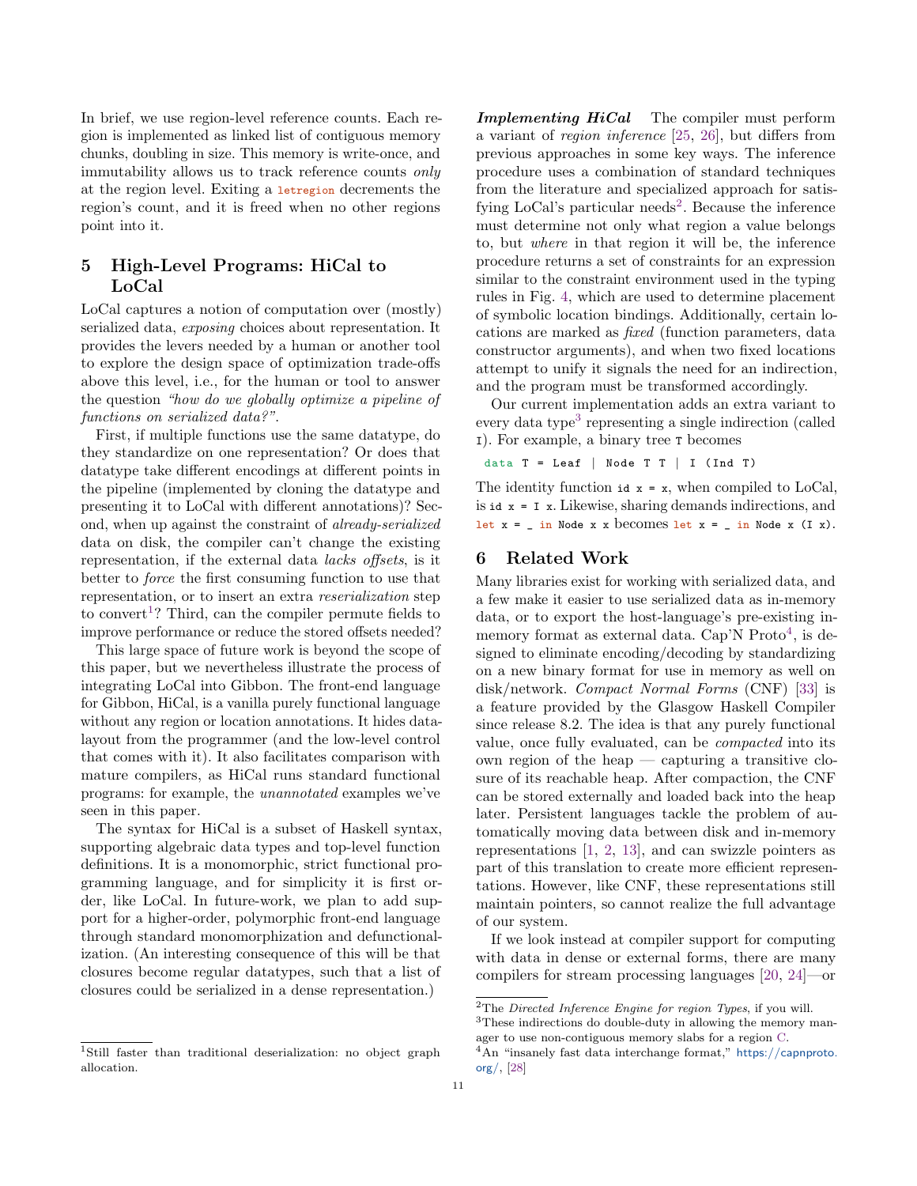In brief, we use region-level reference counts. Each region is implemented as linked list of contiguous memory chunks, doubling in size. This memory is write-once, and immutability allows us to track reference counts *only* at the region level. Exiting a `letregion` decrements the region's count, and it is freed when no other regions point into it.

## 5 High-Level Programs: HiCal to LoCal

LoCal captures a notion of computation over (mostly) serialized data, *exposing* choices about representation. It provides the levers needed by a human or another tool to explore the design space of optimization trade-offs above this level, i.e., for the human or tool to answer the question *"how do we globally optimize a pipeline of functions on serialized data?"*.

First, if multiple functions use the same datatype, do they standardize on one representation? Or does that datatype take different encodings at different points in the pipeline (implemented by cloning the datatype and presenting it to LoCal with different annotations)? Second, when up against the constraint of *already-serialized* data on disk, the compiler can't change the existing representation, if the external data *lacks offsets*, is it better to *force* the first consuming function to use that representation, or to insert an extra *reserialization* step to convert[1]? Third, can the compiler permute fields to improve performance or reduce the stored offsets needed?

This large space of future work is beyond the scope of this paper, but we nevertheless illustrate the process of integrating LoCal into Gibbon. The front-end language for Gibbon, HiCal, is a vanilla purely functional language without any region or location annotations. It hides data-layout from the programmer (and the low-level control that comes with it). It also facilitates comparison with mature compilers, as HiCal runs standard functional programs: for example, the *unannotated* examples we've seen in this paper.

The syntax for HiCal is a subset of Haskell syntax, supporting algebraic data types and top-level function definitions. It is a monomorphic, strict functional programming language, and for simplicity it is first order, like LoCal. In future-work, we plan to add support for a higher-order, polymorphic front-end language through standard monomorphization and defunctionalization. (An interesting consequence of this will be that closures become regular datatypes, such that a list of closures could be serialized in a dense representation.)

***Implementing HiCal*** The compiler must perform a variant of *region inference* [25, 26], but differs from previous approaches in some key ways. The inference procedure uses a combination of standard techniques from the literature and specialized approach for satisfying LoCal's particular needs[2]. Because the inference must determine not only what region a value belongs to, but *where* in that region it will be, the inference procedure returns a set of constraints for an expression similar to the constraint environment used in the typing rules in Fig. 4, which are used to determine placement of symbolic location bindings. Additionally, certain locations are marked as *fixed* (function parameters, data constructor arguments), and when two fixed locations attempt to unify it signals the need for an indirection, and the program must be transformed accordingly.

Our current implementation adds an extra variant to every data type[3] representing a single indirection (called `I`). For example, a binary tree `T` becomes

```
data T = Leaf | Node T T | I (Ind T)
```

The identity function `id x = x`, when compiled to LoCal, is `id x = I x`. Likewise, sharing demands indirections, and `let x = _ in Node x x` becomes `let x = _ in Node x (I x)`.

## 6 Related Work

Many libraries exist for working with serialized data, and a few make it easier to use serialized data as in-memory data, or to export the host-language's pre-existing in-memory format as external data. Cap'N Proto[4], is designed to eliminate encoding/decoding by standardizing on a new binary format for use in memory as well on disk/network. *Compact Normal Forms* (CNF) [33] is a feature provided by the Glasgow Haskell Compiler since release 8.2. The idea is that any purely functional value, once fully evaluated, can be *compacted* into its own region of the heap — capturing a transitive closure of its reachable heap. After compaction, the CNF can be stored externally and loaded back into the heap later. Persistent languages tackle the problem of automatically moving data between disk and in-memory representations [1, 2, 13], and can swizzle pointers as part of this translation to create more efficient representations. However, like CNF, these representations still maintain pointers, so cannot realize the full advantage of our system.

If we look instead at compiler support for computing with data in dense or external forms, there are many compilers for stream processing languages [20, 24]—or

---

[1] Still faster than traditional deserialization: no object graph allocation.

[2] The *Directed Inference Engine for region Types*, if you will.

[3] These indirections do double-duty in allowing the memory manager to use non-contiguous memory slabs for a region C.

[4] An "insanely fast data interchange format," https://capnproto.org/, [28]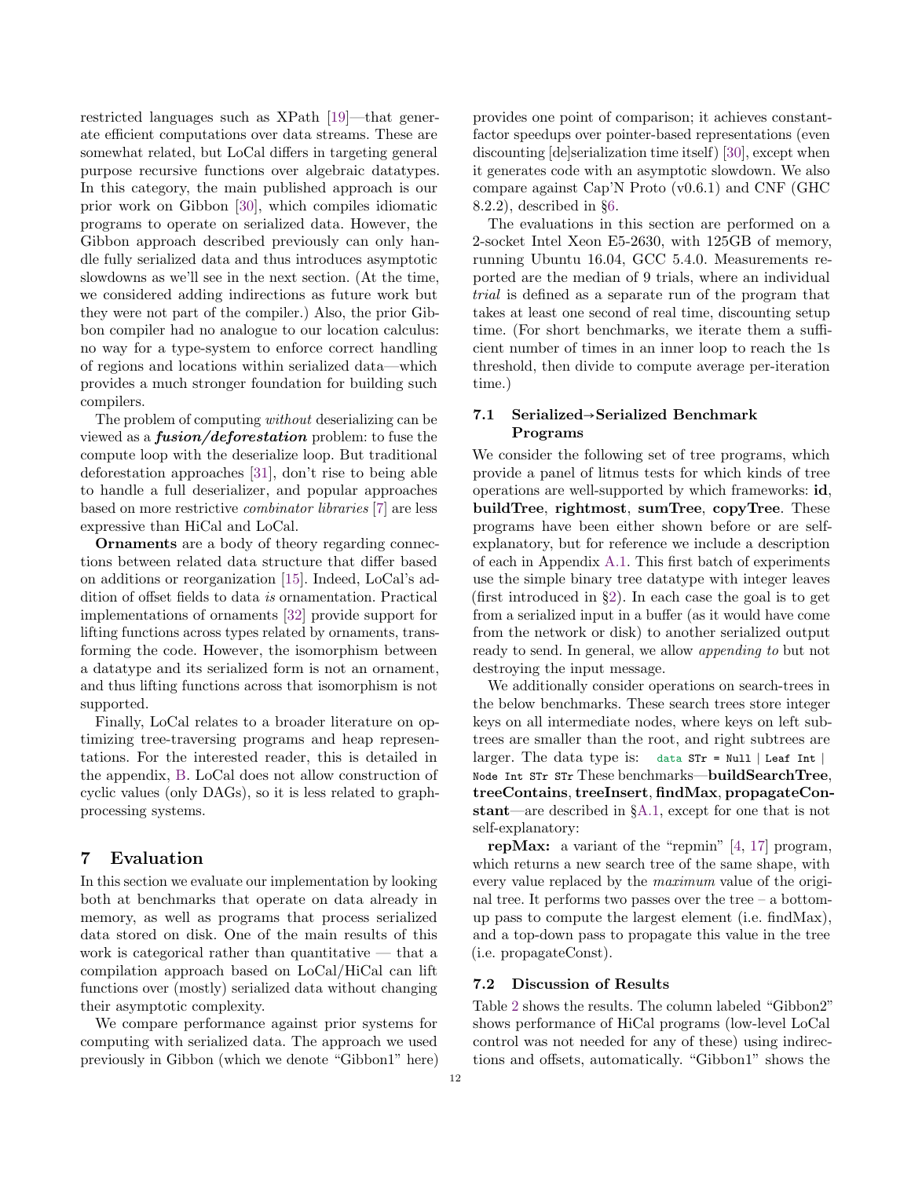restricted languages such as XPath [19]—that generate efficient computations over data streams. These are somewhat related, but LoCal differs in targeting general purpose recursive functions over algebraic datatypes. In this category, the main published approach is our prior work on Gibbon [30], which compiles idiomatic programs to operate on serialized data. However, the Gibbon approach described previously can only handle fully serialized data and thus introduces asymptotic slowdowns as we'll see in the next section. (At the time, we considered adding indirections as future work but they were not part of the compiler.) Also, the prior Gibbon compiler had no analogue to our location calculus: no way for a type-system to enforce correct handling of regions and locations within serialized data—which provides a much stronger foundation for building such compilers.

The problem of computing *without* deserializing can be viewed as a ***fusion/deforestation*** problem: to fuse the compute loop with the deserialize loop. But traditional deforestation approaches [31], don't rise to being able to handle a full deserializer, and popular approaches based on more restrictive *combinator libraries* [7] are less expressive than HiCal and LoCal.

**Ornaments** are a body of theory regarding connections between related data structure that differ based on additions or reorganization [15]. Indeed, LoCal's addition of offset fields to data *is* ornamentation. Practical implementations of ornaments [32] provide support for lifting functions across types related by ornaments, transforming the code. However, the isomorphism between a datatype and its serialized form is not an ornament, and thus lifting functions across that isomorphism is not supported.

Finally, LoCal relates to a broader literature on optimizing tree-traversing programs and heap representations. For the interested reader, this is detailed in the appendix, B. LoCal does not allow construction of cyclic values (only DAGs), so it is less related to graph-processing systems.

# 7 Evaluation

In this section we evaluate our implementation by looking both at benchmarks that operate on data already in memory, as well as programs that process serialized data stored on disk. One of the main results of this work is categorical rather than quantitative — that a compilation approach based on LoCal/HiCal can lift functions over (mostly) serialized data without changing their asymptotic complexity.

We compare performance against prior systems for computing with serialized data. The approach we used previously in Gibbon (which we denote "Gibbon1" here) provides one point of comparison; it achieves constant-factor speedups over pointer-based representations (even discounting [de]serialization time itself) [30], except when it generates code with an asymptotic slowdown. We also compare against Cap'N Proto (v0.6.1) and CNF (GHC 8.2.2), described in §6.

The evaluations in this section are performed on a 2-socket Intel Xeon E5-2630, with 125GB of memory, running Ubuntu 16.04, GCC 5.4.0. Measurements reported are the median of 9 trials, where an individual *trial* is defined as a separate run of the program that takes at least one second of real time, discounting setup time. (For short benchmarks, we iterate them a sufficient number of times in an inner loop to reach the 1s threshold, then divide to compute average per-iteration time.)

## 7.1 Serialized→Serialized Benchmark Programs

We consider the following set of tree programs, which provide a panel of litmus tests for which kinds of tree operations are well-supported by which frameworks: **id**, **buildTree**, **rightmost**, **sumTree**, **copyTree**. These programs have been either shown before or are self-explanatory, but for reference we include a description of each in Appendix A.1. This first batch of experiments use the simple binary tree datatype with integer leaves (first introduced in §2). In each case the goal is to get from a serialized input in a buffer (as it would have come from the network or disk) to another serialized output ready to send. In general, we allow *appending to* but not destroying the input message.

We additionally consider operations on search-trees in the below benchmarks. These search trees store integer keys on all intermediate nodes, where keys on left subtrees are smaller than the root, and right subtrees are larger. The data type is: `data STr = Null | Leaf Int | Node Int STr STr` These benchmarks—**buildSearchTree**, **treeContains**, **treeInsert**, **findMax**, **propagateConstant**—are described in §A.1, except for one that is not self-explanatory:

**repMax:** a variant of the "repmin" [4, 17] program, which returns a new search tree of the same shape, with every value replaced by the *maximum* value of the original tree. It performs two passes over the tree – a bottom-up pass to compute the largest element (i.e. findMax), and a top-down pass to propagate this value in the tree (i.e. propagateConst).

## 7.2 Discussion of Results

Table 2 shows the results. The column labeled "Gibbon2" shows performance of HiCal programs (low-level LoCal control was not needed for any of these) using indirections and offsets, automatically. "Gibbon1" shows the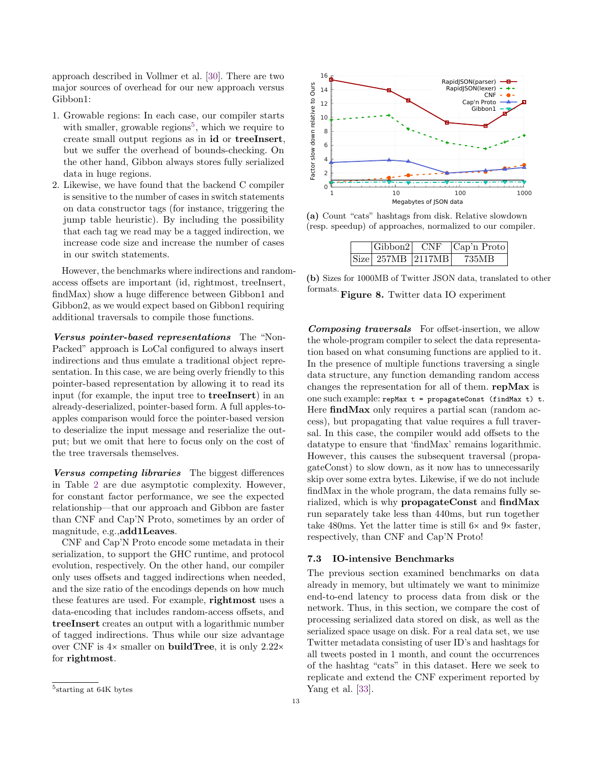approach described in Vollmer et al. [30]. There are two major sources of overhead for our new approach versus Gibbon1:

1. Growable regions: In each case, our compiler starts with smaller, growable regions[5], which we require to create small output regions as in **id** or **treeInsert**, but we suffer the overhead of bounds-checking. On the other hand, Gibbon always stores fully serialized data in huge regions.
2. Likewise, we have found that the backend C compiler is sensitive to the number of cases in switch statements on data constructor tags (for instance, triggering the jump table heuristic). By including the possibility that each tag we read may be a tagged indirection, we increase code size and increase the number of cases in our switch statements.

However, the benchmarks where indirections and random-access offsets are important (id, rightmost, treeInsert, findMax) show a huge difference between Gibbon1 and Gibbon2, as we would expect based on Gibbon1 requiring additional traversals to compile those functions.

***Versus pointer-based representations*** The "Non-Packed" approach is LoCal configured to always insert indirections and thus emulate a traditional object representation. In this case, we are being overly friendly to this pointer-based representation by allowing it to read its input (for example, the input tree to **treeInsert**) in an already-deserialized, pointer-based form. A full apples-to-apples comparison would force the pointer-based version to deserialize the input message and reserialize the output; but we omit that here to focus only on the cost of the tree traversals themselves.

***Versus competing libraries*** The biggest differences in Table 2 are due asymptotic complexity. However, for constant factor performance, we see the expected relationship—that our approach and Gibbon are faster than CNF and Cap'N Proto, sometimes by an order of magnitude, e.g.,**add1Leaves**.

CNF and Cap'N Proto encode some metadata in their serialization, to support the GHC runtime, and protocol evolution, respectively. On the other hand, our compiler only uses offsets and tagged indirections when needed, and the size ratio of the encodings depends on how much these features are used. For example, **rightmost** uses a data-encoding that includes random-access offsets, and **treeInsert** creates an output with a logarithmic number of tagged indirections. Thus while our size advantage over CNF is 4× smaller on **buildTree**, it is only 2.22× for **rightmost**.

[5] starting at 64K bytes

(a) Count "cats" hashtags from disk. Relative slowdown (resp. speedup) of approaches, normalized to our compiler.

| | Gibbon2 | CNF | Cap'n Proto |
|---|---|---|---|
| Size | 257MB | 2117MB | 735MB |

(b) Sizes for 1000MB of Twitter JSON data, translated to other formats.

**Figure 8.** Twitter data IO experiment

***Composing traversals*** For offset-insertion, we allow the whole-program compiler to select the data representation based on what consuming functions are applied to it. In the presence of multiple functions traversing a single data structure, any function demanding random access changes the representation for all of them. **repMax** is one such example: `repMax t = propagateConst (findMax t) t`. Here **findMax** only requires a partial scan (random access), but propagating that value requires a full traversal. In this case, the compiler would add offsets to the datatype to ensure that 'findMax' remains logarithmic. However, this causes the subsequent traversal (propagateConst) to slow down, as it now has to unnecessarily skip over some extra bytes. Likewise, if we do not include findMax in the whole program, the data remains fully serialized, which is why **propagateConst** and **findMax** run separately take less than 440ms, but run together take 480ms. Yet the latter time is still 6× and 9× faster, respectively, than CNF and Cap'N Proto!

### 7.3 IO-intensive Benchmarks

The previous section examined benchmarks on data already in memory, but ultimately we want to minimize end-to-end latency to process data from disk or the network. Thus, in this section, we compare the cost of processing serialized data stored on disk, as well as the serialized space usage on disk. For a real data set, we use Twitter metadata consisting of user ID's and hashtags for all tweets posted in 1 month, and count the occurrences of the hashtag "cats" in this dataset. Here we seek to replicate and extend the CNF experiment reported by Yang et al. [33].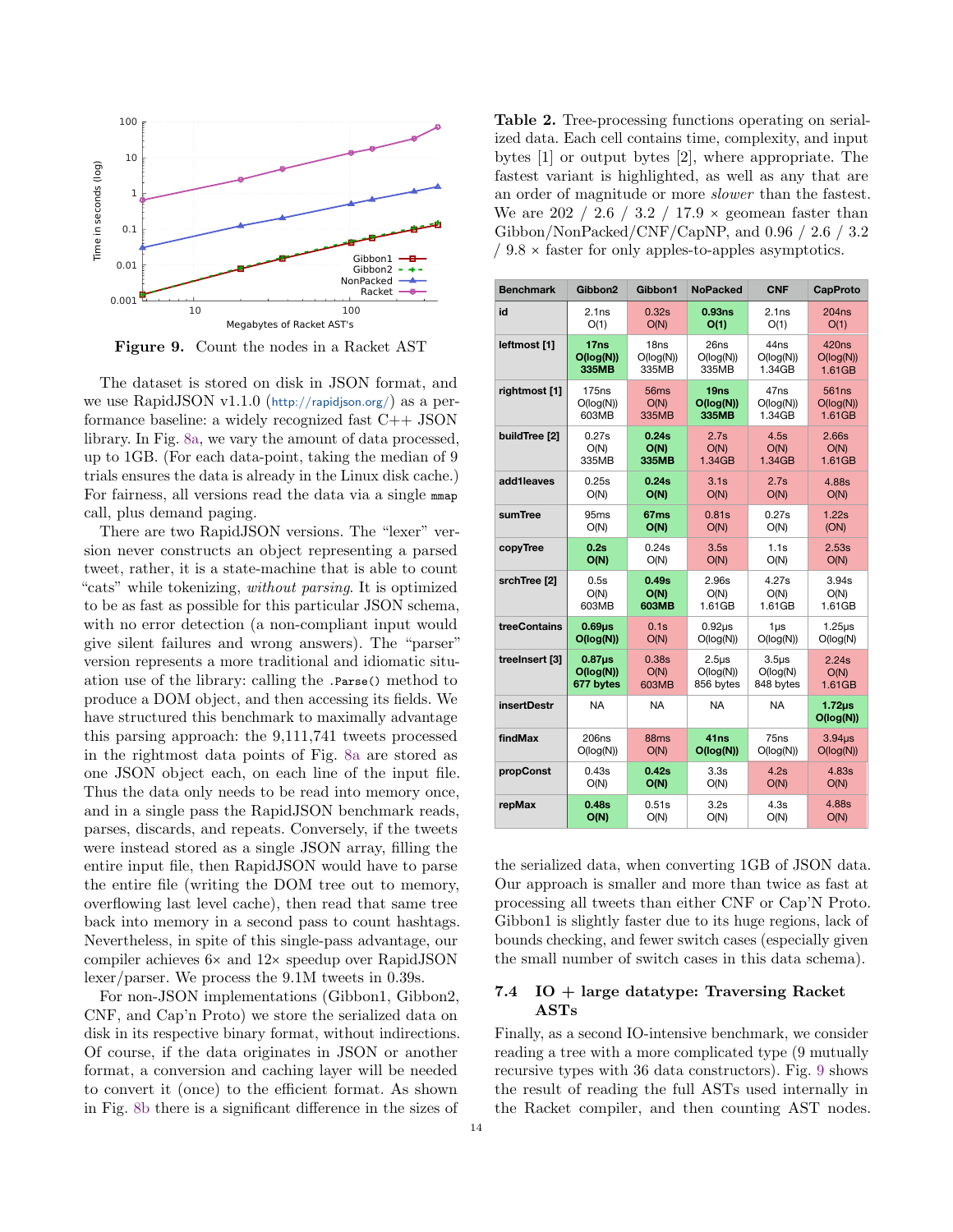**Figure 9.** Count the nodes in a Racket AST

The dataset is stored on disk in JSON format, and we use RapidJSON v1.1.0 (http://rapidjson.org/) as a performance baseline: a widely recognized fast C++ JSON library. In Fig. 8a, we vary the amount of data processed, up to 1GB. (For each data-point, taking the median of 9 trials ensures the data is already in the Linux disk cache.) For fairness, all versions read the data via a single `mmap` call, plus demand paging.

There are two RapidJSON versions. The "lexer" version never constructs an object representing a parsed tweet, rather, it is a state-machine that is able to count "cats" while tokenizing, *without parsing*. It is optimized to be as fast as possible for this particular JSON schema, with no error detection (a non-compliant input would give silent failures and wrong answers). The "parser" version represents a more traditional and idiomatic situation use of the library: calling the `.Parse()` method to produce a DOM object, and then accessing its fields. We have structured this benchmark to maximally advantage this parsing approach: the 9,111,741 tweets processed in the rightmost data points of Fig. 8a are stored as one JSON object each, on each line of the input file. Thus the data only needs to be read into memory once, and in a single pass the RapidJSON benchmark reads, parses, discards, and repeats. Conversely, if the tweets were instead stored as a single JSON array, filling the entire input file, then RapidJSON would have to parse the entire file (writing the DOM tree out to memory, overflowing last level cache), then read that same tree back into memory in a second pass to count hashtags. Nevertheless, in spite of this single-pass advantage, our compiler achieves 6× and 12× speedup over RapidJSON lexer/parser. We process the 9.1M tweets in 0.39s.

For non-JSON implementations (Gibbon1, Gibbon2, CNF, and Cap'n Proto) we store the serialized data on disk in its respective binary format, without indirections. Of course, if the data originates in JSON or another format, a conversion and caching layer will be needed to convert it (once) to the efficient format. As shown in Fig. 8b there is a significant difference in the sizes of the serialized data, when converting 1GB of JSON data. Our approach is smaller and more than twice as fast at processing all tweets than either CNF or Cap'n Proto. Gibbon1 is slightly faster due to its huge regions, lack of bounds checking, and fewer switch cases (especially given the small number of switch cases in this data schema).

**Table 2.** Tree-processing functions operating on serialized data. Each cell contains time, complexity, and input bytes [1] or output bytes [2], where appropriate. The fastest variant is highlighted, as well as any that are an order of magnitude or more *slower* than the fastest. We are 202 / 2.6 / 3.2 / 17.9 × geomean faster than Gibbon/NonPacked/CNF/CapNP, and 0.96 / 2.6 / 3.2 / 9.8 × faster for only apples-to-apples asymptotics.

| Benchmark | Gibbon2 | Gibbon1 | NoPacked | CNF | CapProto |
|---|---|---|---|---|---|
| id | 2.1ns O(1) | 0.32s O(N) | **0.93ns O(1)** | 2.1ns O(1) | 204ns O(1) |
| leftmost [1] | **17ns O(log(N)) 335MB** | 18ns O(log(N)) 335MB | 26ns O(log(N)) 335MB | 44ns O(log(N)) 1.34GB | 420ns O(log(N)) 1.61GB |
| rightmost [1] | 175ns O(log(N)) 603MB | 56ms O(N) 335MB | **19ns O(log(N)) 335MB** | 47ns O(log(N)) 1.34GB | 561ns O(log(N)) 1.61GB |
| buildTree [2] | 0.27s O(N) 335MB | **0.24s O(N) 335MB** | 2.7s O(N) 1.34GB | 4.5s O(N) 1.34GB | 2.66s O(N) 1.61GB |
| add1leaves | 0.25s O(N) | **0.24s O(N)** | 3.1s O(N) | 2.7s O(N) | 4.88s O(N) |
| sumTree | 95ms O(N) | **67ms O(N)** | 0.81s O(N) | 0.27s O(N) | 1.22s (ON) |
| copyTree | **0.2s O(N)** | 0.24s O(N) | 3.5s O(N) | 1.1s O(N) | 2.53s O(N) |
| srchTree [2] | 0.5s O(N) 603MB | **0.49s O(N) 603MB** | 2.96s O(N) 1.61GB | 4.27s O(N) 1.61GB | 3.94s O(N) 1.61GB |
| treeContains | **0.69µs O(log(N))** | 0.1s O(N) | 0.92µs O(log(N)) | 1µs O(log(N)) | 1.25µs O(log(N) |
| treeInsert [3] | **0.87µs O(log(N)) 677 bytes** | 0.38s O(N) 603MB | 2.5µs O(log(N)) 856 bytes | 3.5µs O(log(N)) 848 bytes | 2.24s O(N) 1.61GB |
| insertDestr | NA | NA | NA | NA | **1.72µs O(log(N))** |
| findMax | 206ns O(log(N)) | 88ms O(N) | **41ns O(log(N))** | 75ns O(log(N)) | 3.94µs O(log(N)) |
| propConst | 0.43s O(N) | **0.42s O(N)** | 3.3s O(N) | 4.2s O(N) | 4.83s O(N) |
| repMax | **0.48s O(N)** | 0.51s O(N) | 3.2s O(N) | 4.3s O(N) | 4.88s O(N) |

### 7.4 IO + large datatype: Traversing Racket ASTs

Finally, as a second IO-intensive benchmark, we consider reading a tree with a more complicated type (9 mutually recursive types with 36 data constructors). Fig. 9 shows the result of reading the full ASTs used internally in the Racket compiler, and then counting AST nodes.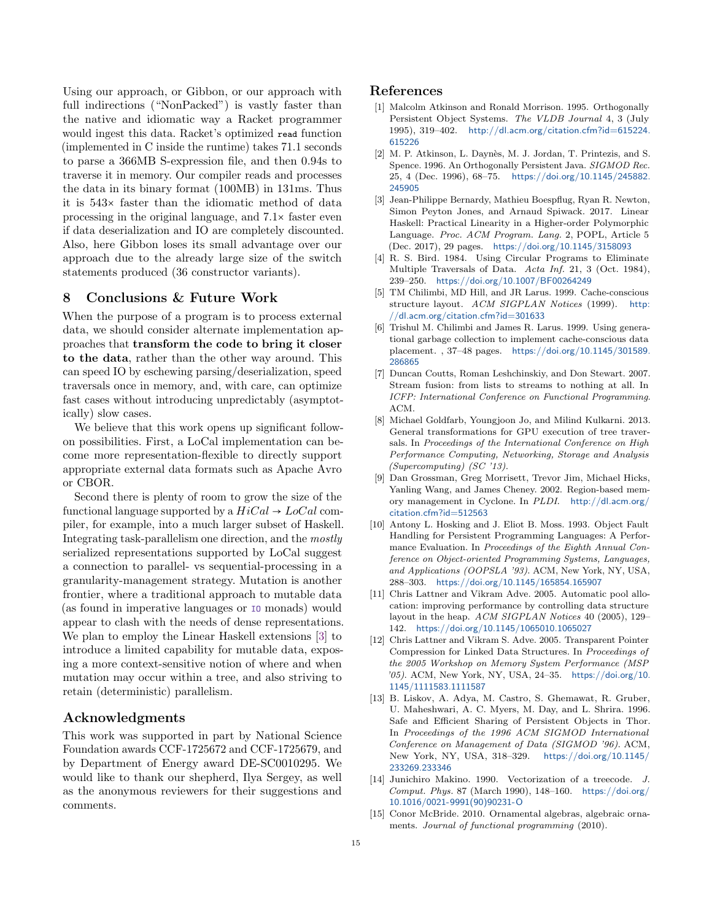Using our approach, or Gibbon, or our approach with full indirections ("NonPacked") is vastly faster than the native and idiomatic way a Racket programmer would ingest this data. Racket's optimized `read` function (implemented in C inside the runtime) takes 71.1 seconds to parse a 366MB S-expression file, and then 0.94s to traverse it in memory. Our compiler reads and processes the data in its binary format (100MB) in 131ms. Thus it is 543× faster than the idiomatic method of data processing in the original language, and 7.1× faster even if data deserialization and IO are completely discounted. Also, here Gibbon loses its small advantage over our approach due to the already large size of the switch statements produced (36 constructor variants).

## 8 Conclusions & Future Work

When the purpose of a program is to process external data, we should consider alternate implementation approaches that **transform the code to bring it closer to the data**, rather than the other way around. This can speed IO by eschewing parsing/deserialization, speed traversals once in memory, and, with care, can optimize fast cases without introducing unpredictably (asymptotically) slow cases.

We believe that this work opens up significant follow-on possibilities. First, a LoCal implementation can become more representation-flexible to directly support appropriate external data formats such as Apache Avro or CBOR.

Second there is plenty of room to grow the size of the functional language supported by a $HiCal \rightarrow LoCal$ compiler, for example, into a much larger subset of Haskell. Integrating task-parallelism one direction, and the *mostly* serialized representations supported by LoCal suggest a connection to parallel- vs sequential-processing in a granularity-management strategy. Mutation is another frontier, where a traditional approach to mutable data (as found in imperative languages or `IO` monads) would appear to clash with the needs of dense representations. We plan to employ the Linear Haskell extensions [3] to introduce a limited capability for mutable data, exposing a more context-sensitive notion of where and when mutation may occur within a tree, and also striving to retain (deterministic) parallelism.

## Acknowledgments

This work was supported in part by National Science Foundation awards CCF-1725672 and CCF-1725679, and by Department of Energy award DE-SC0010295. We would like to thank our shepherd, Ilya Sergey, as well as the anonymous reviewers for their suggestions and comments.

## References

[1] Malcolm Atkinson and Ronald Morrison. 1995. Orthogonally Persistent Object Systems. *The VLDB Journal* 4, 3 (July 1995), 319–402. http://dl.acm.org/citation.cfm?id=615224.615226

[2] M. P. Atkinson, L. Daynès, M. J. Jordan, T. Printezis, and S. Spence. 1996. An Orthogonally Persistent Java. *SIGMOD Rec.* 25, 4 (Dec. 1996), 68–75. https://doi.org/10.1145/245882.245905

[3] Jean-Philippe Bernardy, Mathieu Boespflug, Ryan R. Newton, Simon Peyton Jones, and Arnaud Spiwack. 2017. Linear Haskell: Practical Linearity in a Higher-order Polymorphic Language. *Proc. ACM Program. Lang.* 2, POPL, Article 5 (Dec. 2017), 29 pages. https://doi.org/10.1145/3158093

[4] R. S. Bird. 1984. Using Circular Programs to Eliminate Multiple Traversals of Data. *Acta Inf.* 21, 3 (Oct. 1984), 239–250. https://doi.org/10.1007/BF00264249

[5] TM Chilimbi, MD Hill, and JR Larus. 1999. Cache-conscious structure layout. *ACM SIGPLAN Notices* (1999). http://dl.acm.org/citation.cfm?id=301633

[6] Trishul M. Chilimbi and James R. Larus. 1999. Using generational garbage collection to implement cache-conscious data placement. , 37–48 pages. https://doi.org/10.1145/301589.286865

[7] Duncan Coutts, Roman Leshchinskiy, and Don Stewart. 2007. Stream fusion: from lists to streams to nothing at all. In *ICFP: International Conference on Functional Programming*. ACM.

[8] Michael Goldfarb, Youngjoon Jo, and Milind Kulkarni. 2013. General transformations for GPU execution of tree traversals. In *Proceedings of the International Conference on High Performance Computing, Networking, Storage and Analysis (Supercomputing) (SC '13)*.

[9] Dan Grossman, Greg Morrisett, Trevor Jim, Michael Hicks, Yanling Wang, and James Cheney. 2002. Region-based memory management in Cyclone. In *PLDI*. http://dl.acm.org/citation.cfm?id=512563

[10] Antony L. Hosking and J. Eliot B. Moss. 1993. Object Fault Handling for Persistent Programming Languages: A Performance Evaluation. In *Proceedings of the Eighth Annual Conference on Object-oriented Programming Systems, Languages, and Applications (OOPSLA '93)*. ACM, New York, NY, USA, 288–303. https://doi.org/10.1145/165854.165907

[11] Chris Lattner and Vikram Adve. 2005. Automatic pool allocation: improving performance by controlling data structure layout in the heap. *ACM SIGPLAN Notices* 40 (2005), 129–142. https://doi.org/10.1145/1065010.1065027

[12] Chris Lattner and Vikram S. Adve. 2005. Transparent Pointer Compression for Linked Data Structures. In *Proceedings of the 2005 Workshop on Memory System Performance (MSP '05)*. ACM, New York, NY, USA, 24–35. https://doi.org/10.1145/1111583.1111587

[13] B. Liskov, A. Adya, M. Castro, S. Ghemawat, R. Gruber, U. Maheshwari, A. C. Myers, M. Day, and L. Shrira. 1996. Safe and Efficient Sharing of Persistent Objects in Thor. In *Proceedings of the 1996 ACM SIGMOD International Conference on Management of Data (SIGMOD '96)*. ACM, New York, NY, USA, 318–329. https://doi.org/10.1145/233269.233346

[14] Junichiro Makino. 1990. Vectorization of a treecode. *J. Comput. Phys.* 87 (March 1990), 148–160. https://doi.org/10.1016/0021-9991(90)90231-O

[15] Conor McBride. 2010. Ornamental algebras, algebraic ornaments. *Journal of functional programming* (2010).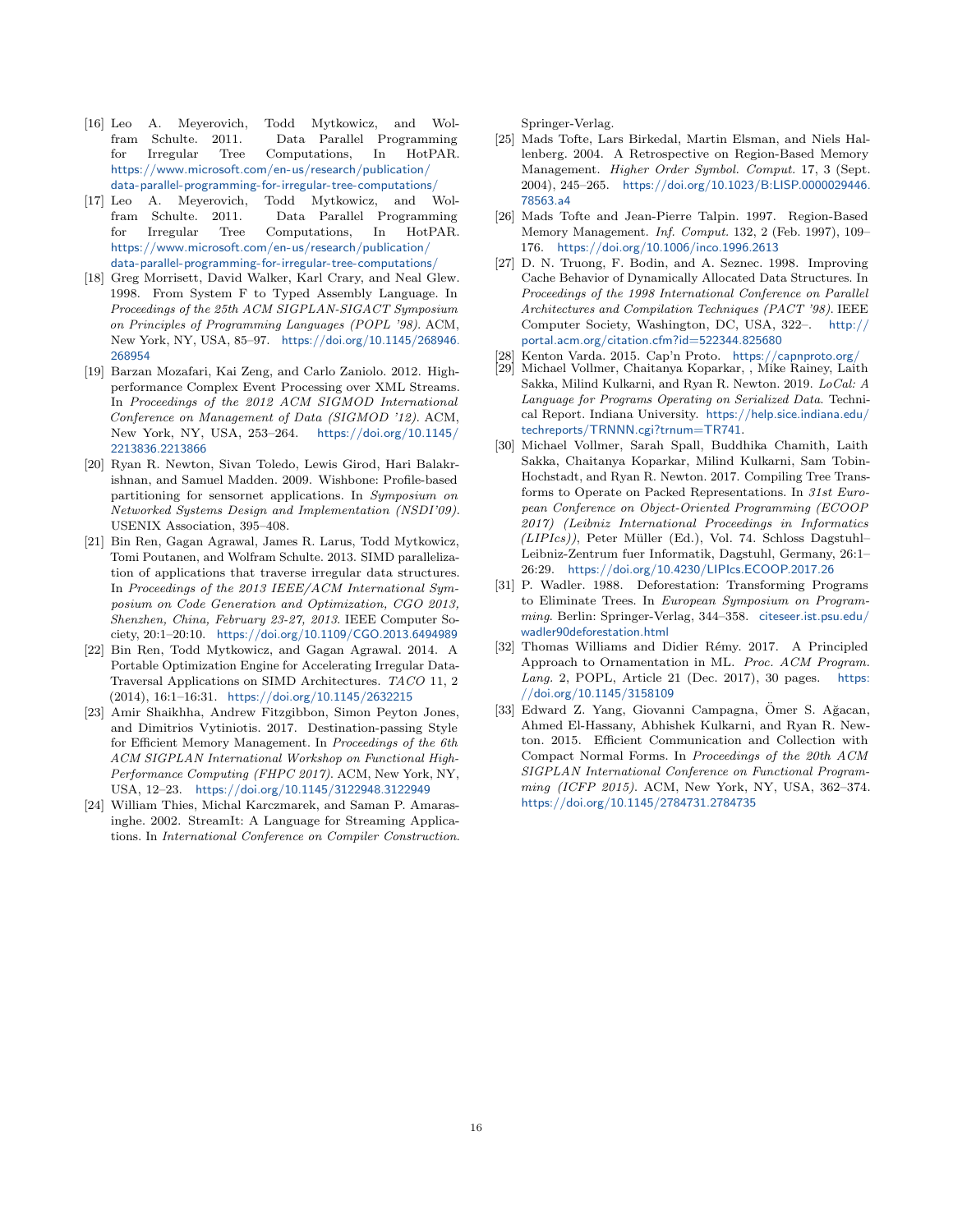[16] Leo A. Meyerovich, Todd Mytkowicz, and Wolfram Schulte. 2011. Data Parallel Programming for Irregular Tree Computations, In HotPAR. https://www.microsoft.com/en-us/research/publication/data-parallel-programming-for-irregular-tree-computations/

[17] Leo A. Meyerovich, Todd Mytkowicz, and Wolfram Schulte. 2011. Data Parallel Programming for Irregular Tree Computations, In HotPAR. https://www.microsoft.com/en-us/research/publication/data-parallel-programming-for-irregular-tree-computations/

[18] Greg Morrisett, David Walker, Karl Crary, and Neal Glew. 1998. From System F to Typed Assembly Language. In *Proceedings of the 25th ACM SIGPLAN-SIGACT Symposium on Principles of Programming Languages (POPL '98)*. ACM, New York, NY, USA, 85–97. https://doi.org/10.1145/268946.268954

[19] Barzan Mozafari, Kai Zeng, and Carlo Zaniolo. 2012. High-performance Complex Event Processing over XML Streams. In *Proceedings of the 2012 ACM SIGMOD International Conference on Management of Data (SIGMOD '12)*. ACM, New York, NY, USA, 253–264. https://doi.org/10.1145/2213836.2213866

[20] Ryan R. Newton, Sivan Toledo, Lewis Girod, Hari Balakrishnan, and Samuel Madden. 2009. Wishbone: Profile-based partitioning for sensornet applications. In *Symposium on Networked Systems Design and Implementation (NSDI'09)*. USENIX Association, 395–408.

[21] Bin Ren, Gagan Agrawal, James R. Larus, Todd Mytkowicz, Tomi Poutanen, and Wolfram Schulte. 2013. SIMD parallelization of applications that traverse irregular data structures. In *Proceedings of the 2013 IEEE/ACM International Symposium on Code Generation and Optimization, CGO 2013, Shenzhen, China, February 23-27, 2013*. IEEE Computer Society, 20:1–20:10. https://doi.org/10.1109/CGO.2013.6494989

[22] Bin Ren, Todd Mytkowicz, and Gagan Agrawal. 2014. A Portable Optimization Engine for Accelerating Irregular Data-Traversal Applications on SIMD Architectures. *TACO* 11, 2 (2014), 16:1–16:31. https://doi.org/10.1145/2632215

[23] Amir Shaikhha, Andrew Fitzgibbon, Simon Peyton Jones, and Dimitrios Vytiniotis. 2017. Destination-passing Style for Efficient Memory Management. In *Proceedings of the 6th ACM SIGPLAN International Workshop on Functional High-Performance Computing (FHPC 2017)*. ACM, New York, NY, USA, 12–23. https://doi.org/10.1145/3122948.3122949

[24] William Thies, Michal Karczmarek, and Saman P. Amarasinghe. 2002. StreamIt: A Language for Streaming Applications. In *International Conference on Compiler Construction*. Springer-Verlag.

[25] Mads Tofte, Lars Birkedal, Martin Elsman, and Niels Hallenberg. 2004. A Retrospective on Region-Based Memory Management. *Higher Order Symbol. Comput.* 17, 3 (Sept. 2004), 245–265. https://doi.org/10.1023/B:LISP.0000029446.78563.a4

[26] Mads Tofte and Jean-Pierre Talpin. 1997. Region-Based Memory Management. *Inf. Comput.* 132, 2 (Feb. 1997), 109–176. https://doi.org/10.1006/inco.1996.2613

[27] D. N. Truong, F. Bodin, and A. Seznec. 1998. Improving Cache Behavior of Dynamically Allocated Data Structures. In *Proceedings of the 1998 International Conference on Parallel Architectures and Compilation Techniques (PACT '98)*. IEEE Computer Society, Washington, DC, USA, 322–. http://portal.acm.org/citation.cfm?id=522344.825680

[28] Kenton Varda. 2015. Cap'n Proto. https://capnproto.org/

[29] Michael Vollmer, Chaitanya Koparkar, , Mike Rainey, Laith Sakka, Milind Kulkarni, and Ryan R. Newton. 2019. *LoCal: A Language for Programs Operating on Serialized Data*. Technical Report. Indiana University. https://help.sice.indiana.edu/techreports/TRNNN.cgi?trnum=TR741.

[30] Michael Vollmer, Sarah Spall, Buddhika Chamith, Laith Sakka, Chaitanya Koparkar, Milind Kulkarni, Sam Tobin-Hochstadt, and Ryan R. Newton. 2017. Compiling Tree Transforms to Operate on Packed Representations. In *31st European Conference on Object-Oriented Programming (ECOOP 2017) (Leibniz International Proceedings in Informatics (LIPIcs))*, Peter Müller (Ed.), Vol. 74. Schloss Dagstuhl–Leibniz-Zentrum fuer Informatik, Dagstuhl, Germany, 26:1–26:29. https://doi.org/10.4230/LIPIcs.ECOOP.2017.26

[31] P. Wadler. 1988. Deforestation: Transforming Programs to Eliminate Trees. In *European Symposium on Programming*. Berlin: Springer-Verlag, 344–358. citeseer.ist.psu.edu/wadler90deforestation.html

[32] Thomas Williams and Didier Rémy. 2017. A Principled Approach to Ornamentation in ML. *Proc. ACM Program. Lang.* 2, POPL, Article 21 (Dec. 2017), 30 pages. https://doi.org/10.1145/3158109

[33] Edward Z. Yang, Giovanni Campagna, Ömer S. Ağacan, Ahmed El-Hassany, Abhishek Kulkarni, and Ryan R. Newton. 2015. Efficient Communication and Collection with Compact Normal Forms. In *Proceedings of the 20th ACM SIGPLAN International Conference on Functional Programming (ICFP 2015)*. ACM, New York, NY, USA, 362–374. https://doi.org/10.1145/2784731.2784735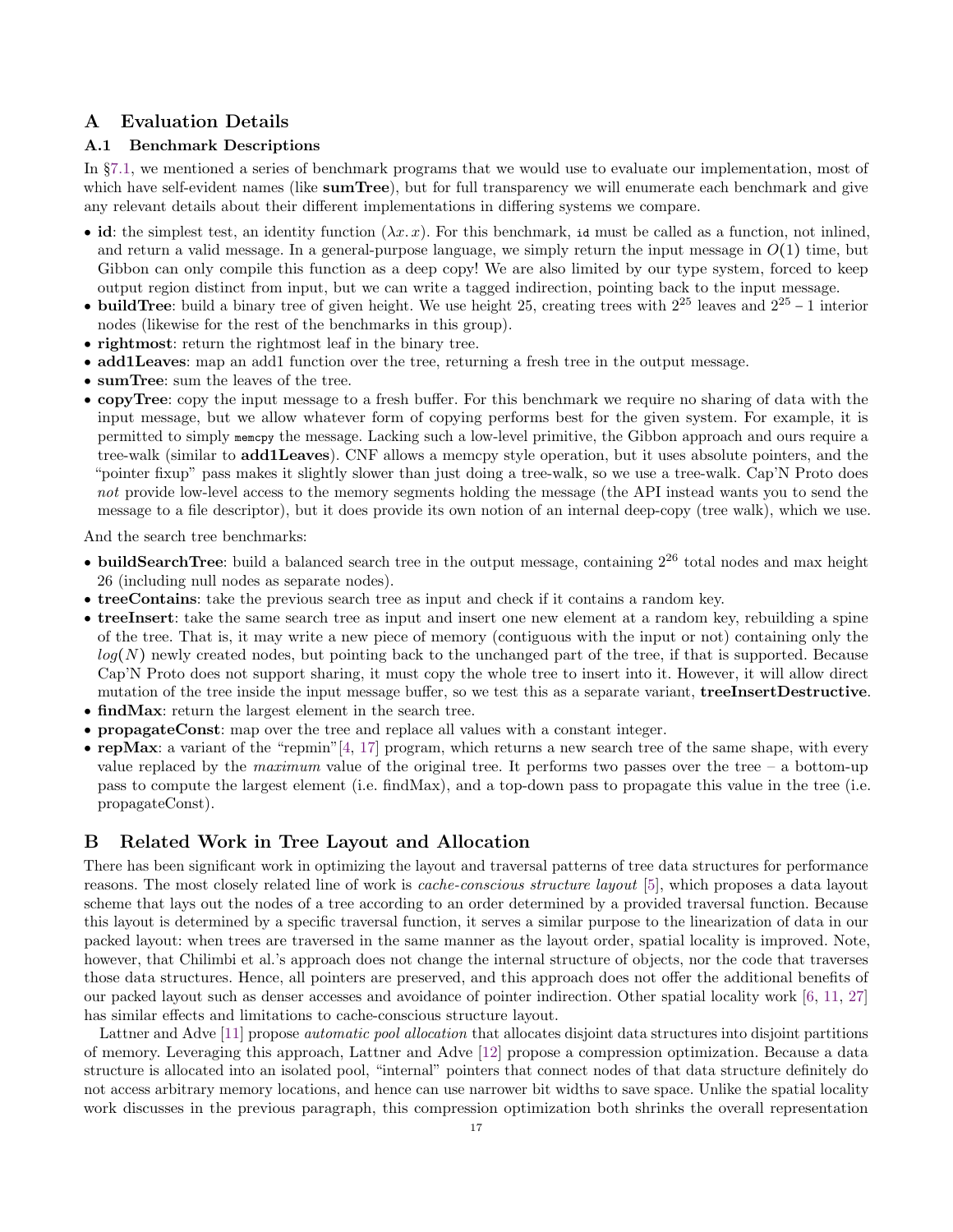# A Evaluation Details

## A.1 Benchmark Descriptions

In §7.1, we mentioned a series of benchmark programs that we would use to evaluate our implementation, most of which have self-evident names (like **sumTree**), but for full transparency we will enumerate each benchmark and give any relevant details about their different implementations in differing systems we compare.

- **id**: the simplest test, an identity function ($\lambda x. x$). For this benchmark, `id` must be called as a function, not inlined, and return a valid message. In a general-purpose language, we simply return the input message in $O(1)$ time, but Gibbon can only compile this function as a deep copy! We are also limited by our type system, forced to keep output region distinct from input, but we can write a tagged indirection, pointing back to the input message.
- **buildTree**: build a binary tree of given height. We use height 25, creating trees with $2^{25}$ leaves and $2^{25} - 1$ interior nodes (likewise for the rest of the benchmarks in this group).
- **rightmost**: return the rightmost leaf in the binary tree.
- **add1Leaves**: map an add1 function over the tree, returning a fresh tree in the output message.
- **sumTree**: sum the leaves of the tree.
- **copyTree**: copy the input message to a fresh buffer. For this benchmark we require no sharing of data with the input message, but we allow whatever form of copying performs best for the given system. For example, it is permitted to simply `memcpy` the message. Lacking such a low-level primitive, the Gibbon approach and ours require a tree-walk (similar to **add1Leaves**). CNF allows a memcpy style operation, but it uses absolute pointers, and the "pointer fixup" pass makes it slightly slower than just doing a tree-walk, so we use a tree-walk. Cap'N Proto does *not* provide low-level access to the memory segments holding the message (the API instead wants you to send the message to a file descriptor), but it does provide its own notion of an internal deep-copy (tree walk), which we use.

And the search tree benchmarks:

- **buildSearchTree**: build a balanced search tree in the output message, containing $2^{26}$ total nodes and max height 26 (including null nodes as separate nodes).
- **treeContains**: take the previous search tree as input and check if it contains a random key.
- **treeInsert**: take the same search tree as input and insert one new element at a random key, rebuilding a spine of the tree. That is, it may write a new piece of memory (contiguous with the input or not) containing only the $log(N)$ newly created nodes, but pointing back to the unchanged part of the tree, if that is supported. Because Cap'N Proto does not support sharing, it must copy the whole tree to insert into it. However, it will allow direct mutation of the tree inside the input message buffer, so we test this as a separate variant, **treeInsertDestructive**.
- **findMax**: return the largest element in the search tree.
- **propagateConst**: map over the tree and replace all values with a constant integer.
- **repMax**: a variant of the "repmin"[4, 17] program, which returns a new search tree of the same shape, with every value replaced by the *maximum* value of the original tree. It performs two passes over the tree – a bottom-up pass to compute the largest element (i.e. findMax), and a top-down pass to propagate this value in the tree (i.e. propagateConst).

# B Related Work in Tree Layout and Allocation

There has been significant work in optimizing the layout and traversal patterns of tree data structures for performance reasons. The most closely related line of work is *cache-conscious structure layout* [5], which proposes a data layout scheme that lays out the nodes of a tree according to an order determined by a provided traversal function. Because this layout is determined by a specific traversal function, it serves a similar purpose to the linearization of data in our packed layout: when trees are traversed in the same manner as the layout order, spatial locality is improved. Note, however, that Chilimbi et al.'s approach does not change the internal structure of objects, nor the code that traverses those data structures. Hence, all pointers are preserved, and this approach does not offer the additional benefits of our packed layout such as denser accesses and avoidance of pointer indirection. Other spatial locality work [6, 11, 27] has similar effects and limitations to cache-conscious structure layout.

Lattner and Adve [11] propose *automatic pool allocation* that allocates disjoint data structures into disjoint partitions of memory. Leveraging this approach, Lattner and Adve [12] propose a compression optimization. Because a data structure is allocated into an isolated pool, "internal" pointers that connect nodes of that data structure definitely do not access arbitrary memory locations, and hence can use narrower bit widths to save space. Unlike the spatial locality work discusses in the previous paragraph, this compression optimization both shrinks the overall representation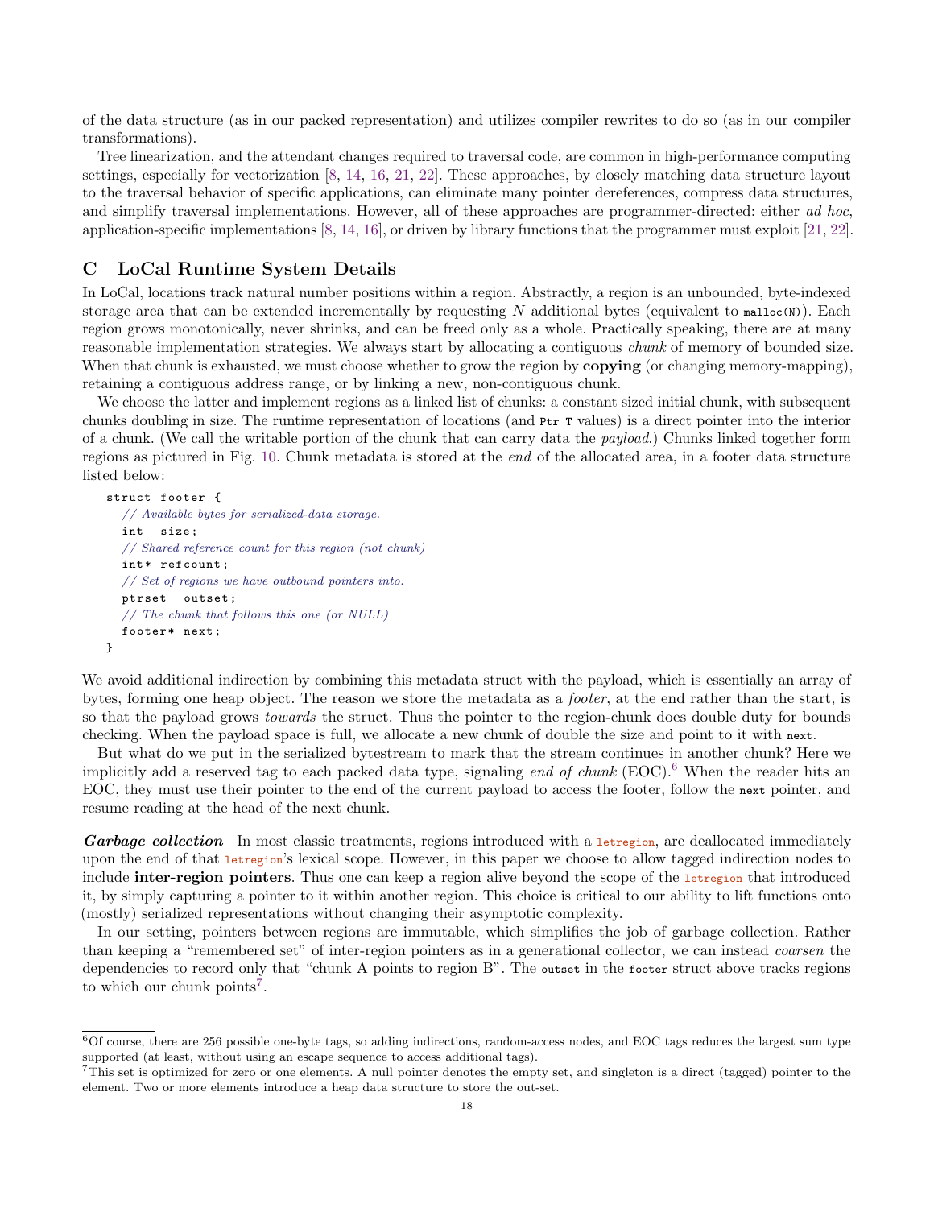of the data structure (as in our packed representation) and utilizes compiler rewrites to do so (as in our compiler transformations).

Tree linearization, and the attendant changes required to traversal code, are common in high-performance computing settings, especially for vectorization [8, 14, 16, 21, 22]. These approaches, by closely matching data structure layout to the traversal behavior of specific applications, can eliminate many pointer dereferences, compress data structures, and simplify traversal implementations. However, all of these approaches are programmer-directed: either *ad hoc*, application-specific implementations [8, 14, 16], or driven by library functions that the programmer must exploit [21, 22].

## C LoCal Runtime System Details

In LoCal, locations track natural number positions within a region. Abstractly, a region is an unbounded, byte-indexed storage area that can be extended incrementally by requesting $N$ additional bytes (equivalent to `malloc(N)`). Each region grows monotonically, never shrinks, and can be freed only as a whole. Practically speaking, there are at many reasonable implementation strategies. We always start by allocating a contiguous *chunk* of memory of bounded size. When that chunk is exhausted, we must choose whether to grow the region by **copying** (or changing memory-mapping), retaining a contiguous address range, or by linking a new, non-contiguous chunk.

We choose the latter and implement regions as a linked list of chunks: a constant sized initial chunk, with subsequent chunks doubling in size. The runtime representation of locations (and `Ptr T` values) is a direct pointer into the interior of a chunk. (We call the writable portion of the chunk that can carry data the *payload*.) Chunks linked together form regions as pictured in Fig. 10. Chunk metadata is stored at the *end* of the allocated area, in a footer data structure listed below:

```
struct footer {
  // Available bytes for serialized-data storage.
  int  size;
  // Shared reference count for this region (not chunk)
  int* refcount;
  // Set of regions we have outbound pointers into.
  ptrset  outset;
  // The chunk that follows this one (or NULL)
  footer* next;
}
```

We avoid additional indirection by combining this metadata struct with the payload, which is essentially an array of bytes, forming one heap object. The reason we store the metadata as a *footer*, at the end rather than the start, is so that the payload grows *towards* the struct. Thus the pointer to the region-chunk does double duty for bounds checking. When the payload space is full, we allocate a new chunk of double the size and point to it with `next`.

But what do we put in the serialized bytestream to mark that the stream continues in another chunk? Here we implicitly add a reserved tag to each packed data type, signaling *end of chunk* (EOC).[6] When the reader hits an EOC, they must use their pointer to the end of the current payload to access the footer, follow the `next` pointer, and resume reading at the head of the next chunk.

***Garbage collection*** In most classic treatments, regions introduced with a `letregion`, are deallocated immediately upon the end of that `letregion`'s lexical scope. However, in this paper we choose to allow tagged indirection nodes to include **inter-region pointers**. Thus one can keep a region alive beyond the scope of the `letregion` that introduced it, by simply capturing a pointer to it within another region. This choice is critical to our ability to lift functions onto (mostly) serialized representations without changing their asymptotic complexity.

In our setting, pointers between regions are immutable, which simplifies the job of garbage collection. Rather than keeping a "remembered set" of inter-region pointers as in a generational collector, we can instead *coarsen* the dependencies to record only that "chunk A points to region B". The `outset` in the `footer` struct above tracks regions to which our chunk points[7].

---

[6] Of course, there are 256 possible one-byte tags, so adding indirections, random-access nodes, and EOC tags reduces the largest sum type supported (at least, without using an escape sequence to access additional tags).

[7] This set is optimized for zero or one elements. A null pointer denotes the empty set, and singleton is a direct (tagged) pointer to the element. Two or more elements introduce a heap data structure to store the out-set.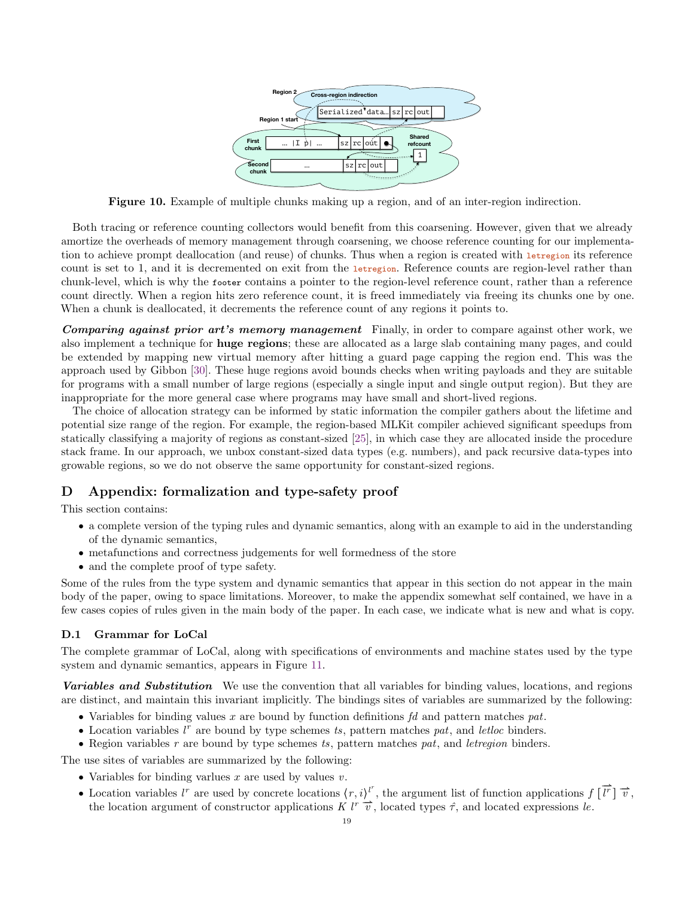**Figure 10.** Example of multiple chunks making up a region, and of an inter-region indirection.

Both tracing or reference counting collectors would benefit from this coarsening. However, given that we already amortize the overheads of memory management through coarsening, we choose reference counting for our implementation to achieve prompt deallocation (and reuse) of chunks. Thus when a region is created with `letregion` its reference count is set to 1, and it is decremented on exit from the `letregion`. Reference counts are region-level rather than chunk-level, which is why the `footer` contains a pointer to the region-level reference count, rather than a reference count directly. When a region hits zero reference count, it is freed immediately via freeing its chunks one by one. When a chunk is deallocated, it decrements the reference count of any regions it points to.

***Comparing against prior art's memory management*** Finally, in order to compare against other work, we also implement a technique for **huge regions**; these are allocated as a large slab containing many pages, and could be extended by mapping new virtual memory after hitting a guard page capping the region end. This was the approach used by Gibbon [30]. These huge regions avoid bounds checks when writing payloads and they are suitable for programs with a small number of large regions (especially a single input and single output region). But they are inappropriate for the more general case where programs may have small and short-lived regions.

The choice of allocation strategy can be informed by static information the compiler gathers about the lifetime and potential size range of the region. For example, the region-based MLKit compiler achieved significant speedups from statically classifying a majority of regions as constant-sized [25], in which case they are allocated inside the procedure stack frame. In our approach, we unbox constant-sized data types (e.g. numbers), and pack recursive data-types into growable regions, so we do not observe the same opportunity for constant-sized regions.

# D Appendix: formalization and type-safety proof

This section contains:

- a complete version of the typing rules and dynamic semantics, along with an example to aid in the understanding of the dynamic semantics,
- metafunctions and correctness judgements for well formedness of the store
- and the complete proof of type safety.

Some of the rules from the type system and dynamic semantics that appear in this section do not appear in the main body of the paper, owing to space limitations. Moreover, to make the appendix somewhat self contained, we have in a few cases copies of rules given in the main body of the paper. In each case, we indicate what is new and what is copy.

## D.1 Grammar for LoCal

The complete grammar of LoCal, along with specifications of environments and machine states used by the type system and dynamic semantics, appears in Figure 11.

***Variables and Substitution*** We use the convention that all variables for binding values, locations, and regions are distinct, and maintain this invariant implicitly. The bindings sites of variables are summarized by the following:

- Variables for binding values $x$ are bound by function definitions $fd$ and pattern matches $pat$.
- Location variables $l^r$ are bound by type schemes $ts$, pattern matches $pat$, and $letloc$ binders.
- Region variables $r$ are bound by type schemes $ts$, pattern matches $pat$, and $letregion$ binders.

The use sites of variables are summarized by the following:

- Variables for binding varlues $x$ are used by values $v$.
- Location variables $l^r$ are used by concrete locations $\langle r, i\rangle^{l^r}$, the argument list of function applications $f\ [\overrightarrow{l^r}]\ \overrightarrow{v}$, the location argument of constructor applications $K\ l^r\ \overrightarrow{v}$, located types $\hat{\tau}$, and located expressions $le$.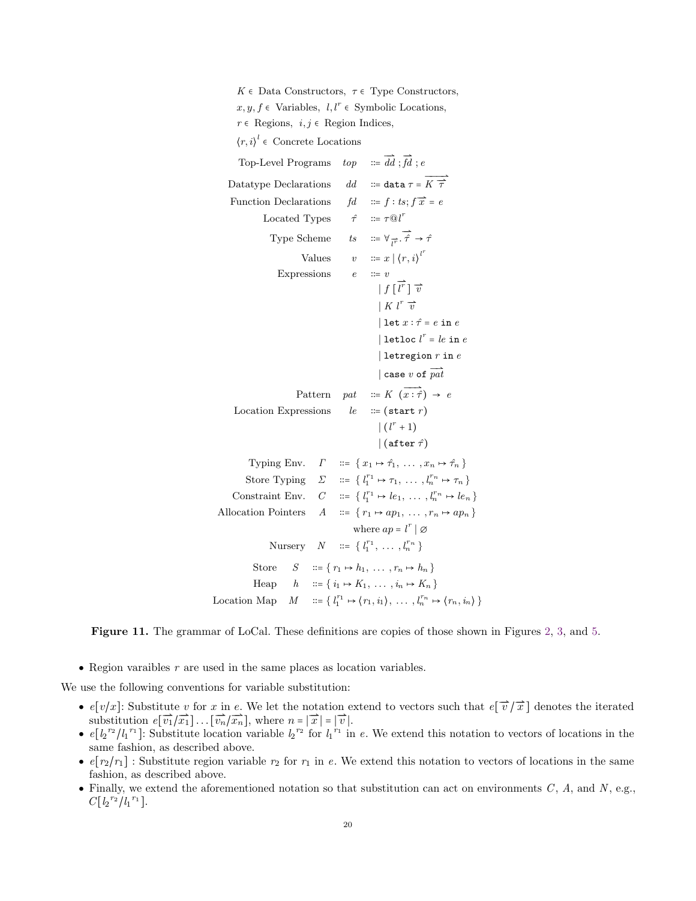$K \in$ Data Constructors, $\tau \in$ Type Constructors,
$x, y, f \in$ Variables, $l, l^r \in$ Symbolic Locations,
$r \in$ Regions, $i, j \in$ Region Indices,
$\langle r, i\rangle^l \in$ Concrete Locations

$$
\begin{array}{rrcl}
\text{Top-Level Programs} & top & ::= & \overrightarrow{dd}\ ;\overrightarrow{fd}\ ;e \\
\text{Datatype Declarations} & dd & ::= & \texttt{data}\ \tau = \overrightarrow{K\ \overrightarrow{\tau}} \\
\text{Function Declarations} & fd & ::= & f : ts; f\ \overrightarrow{x} = e \\
\text{Located Types} & \hat{\tau} & ::= & \tau@l^r \\
\text{Type Scheme} & ts & ::= & \forall_{\overrightarrow{l^r}}.\ \overrightarrow{\hat{\tau}} \to \hat{\tau} \\
\text{Values} & v & ::= & x \mid \langle r, i\rangle^{l^r} \\
\text{Expressions} & e & ::= & v \\
& & & \mid f\ [\overrightarrow{l^r}]\ \overrightarrow{v} \\
& & & \mid K\ l^r\ \overrightarrow{v} \\
& & & \mid \texttt{let}\ x : \hat{\tau} = e\ \texttt{in}\ e \\
& & & \mid \texttt{letloc}\ l^r = le\ \texttt{in}\ e \\
& & & \mid \texttt{letregion}\ r\ \texttt{in}\ e \\
& & & \mid \texttt{case}\ v\ \texttt{of}\ \overrightarrow{pat} \\
\text{Pattern} & pat & ::= & K\ (\overrightarrow{x : \hat{\tau}})\ \to\ e \\
\text{Location Expressions} & le & ::= & (\texttt{start}\ r) \\
& & & \mid (l^r + 1) \\
& & & \mid (\texttt{after}\ \hat{\tau})
\end{array}
$$

$$
\begin{array}{rrcl}
\text{Typing Env.} & \Gamma & ::= & \{\, x_1 \mapsto \hat{\tau}_1,\ \dots\ , x_n \mapsto \hat{\tau}_n \,\} \\
\text{Store Typing} & \Sigma & ::= & \{\, l_1^{r_1} \mapsto \tau_1,\ \dots\ , l_n^{r_n} \mapsto \tau_n \,\} \\
\text{Constraint Env.} & C & ::= & \{\, l_1^{r_1} \mapsto le_1,\ \dots\ , l_n^{r_n} \mapsto le_n \,\} \\
\text{Allocation Pointers} & A & ::= & \{\, r_1 \mapsto ap_1,\ \dots\ , r_n \mapsto ap_n \,\} \\
& & & \text{where } ap = l^r \mid \varnothing \\
\text{Nursery} & N & ::= & \{\, l_1^{r_1},\ \dots\ , l_n^{r_n} \,\} \\
\text{Store} & S & ::= & \{\, r_1 \mapsto h_1,\ \dots\ , r_n \mapsto h_n \,\} \\
\text{Heap} & h & ::= & \{\, i_1 \mapsto K_1,\ \dots\ , i_n \mapsto K_n \,\} \\
\text{Location Map} & M & ::= & \{\, l_1^{r_1} \mapsto \langle r_1, i_1\rangle,\ \dots\ , l_n^{r_n} \mapsto \langle r_n, i_n\rangle \,\}
\end{array}
$$

**Figure 11.** The grammar of LoCal. These definitions are copies of those shown in Figures 2, 3, and 5.

- Region varaibles $r$ are used in the same places as location variables.

We use the following conventions for variable substitution:

- $e[v/x]$: Substitute $v$ for $x$ in $e$. We let the notation extend to vectors such that $e[\overrightarrow{v}/\overrightarrow{x}]$ denotes the iterated substitution $e[\overrightarrow{v_1}/\overrightarrow{x_1}]\dots[\overrightarrow{v_n}/\overrightarrow{x_n}]$, where $n = |\overrightarrow{x}| = |\overrightarrow{v}|$.
- $e[{l_2}^{r_2}/{l_1}^{r_1}]$: Substitute location variable ${l_2}^{r_2}$ for ${l_1}^{r_1}$ in $e$. We extend this notation to vectors of locations in the same fashion, as described above.
- $e[r_2/r_1]$ : Substitute region variable $r_2$ for $r_1$ in $e$. We extend this notation to vectors of locations in the same fashion, as described above.
- Finally, we extend the aforementioned notation so that substitution can act on environments $C$, $A$, and $N$, e.g., $C[{l_2}^{r_2}/{l_1}^{r_1}]$.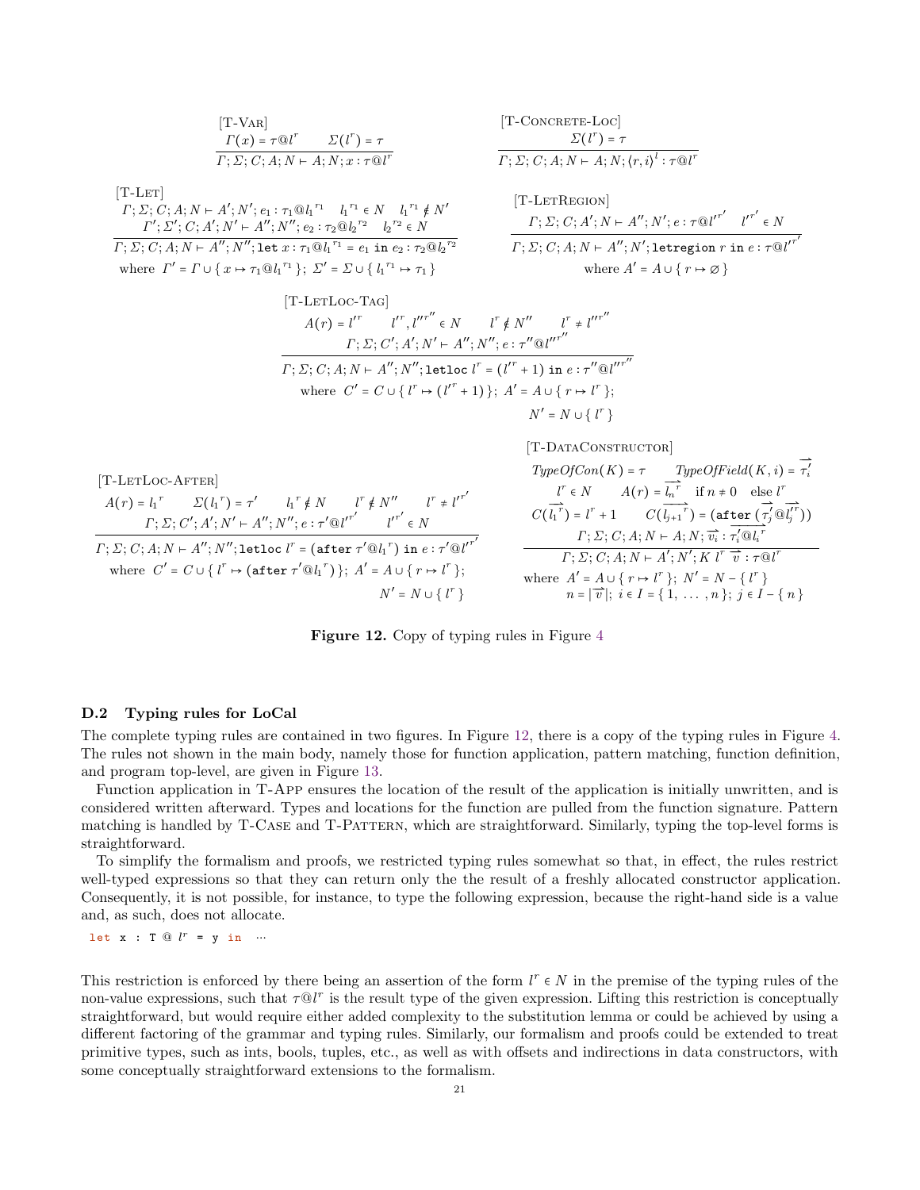[T-Var]

$$\frac{\Gamma(x) = \tau@l^r \qquad \Sigma(l^r) = \tau}{\Gamma; \Sigma; C; A; N \vdash A; N; x : \tau@l^r}$$

[T-Concrete-Loc]

$$\frac{\Sigma(l^r) = \tau}{\Gamma; \Sigma; C; A; N \vdash A; N; \langle r, i\rangle^l : \tau@l^r}$$

[T-Let]

$$\frac{\begin{array}{c}\Gamma; \Sigma; C; A; N \vdash A'; N'; e_1 : \tau_1@{l_1}^{r_1} \quad {l_1}^{r_1} \in N \quad {l_1}^{r_1} \notin N' \\ \Gamma'; \Sigma'; C; A'; N' \vdash A''; N''; e_2 : \tau_2@{l_2}^{r_2} \quad {l_2}^{r_2} \in N\end{array}}{\Gamma; \Sigma; C; A; N \vdash A''; N''; \texttt{let}\ x : \tau_1@{l_1}^{r_1} = e_1\ \texttt{in}\ e_2 : \tau_2@{l_2}^{r_2}}$$

where $\Gamma' = \Gamma \cup \{ x \mapsto \tau_1@{l_1}^{r_1} \}$; $\Sigma' = \Sigma \cup \{ {l_1}^{r_1} \mapsto \tau_1 \}$

[T-LetRegion]

$$\frac{\Gamma; \Sigma; C; A'; N \vdash A''; N'; e : \tau@{l'}^{r'} \quad {l'}^{r'} \in N}{\Gamma; \Sigma; C; A; N \vdash A''; N'; \texttt{letregion}\ r\ \texttt{in}\ e : \tau@{l'}^{r'}}$$

where $A' = A \cup \{ r \mapsto \varnothing \}$

[T-LetLoc-Tag]

$$\frac{\begin{array}{c}A(r) = {l'}^{r} \quad {l'}^{r}, {l''}^{r''} \in N \quad l^r \notin N'' \quad l^r \neq {l''}^{r''} \\ \Gamma; \Sigma; C'; A'; N' \vdash A''; N''; e : \tau''@{l''}^{r''}\end{array}}{\Gamma; \Sigma; C; A; N \vdash A''; N''; \texttt{letloc}\ l^r = ({l'}^{r} + 1)\ \texttt{in}\ e : \tau''@{l''}^{r''}}$$

where $C' = C \cup \{ l^r \mapsto ({l'}^{r} + 1) \}$; $A' = A \cup \{ r \mapsto l^r \}$; $N' = N \cup \{ l^r \}$

[T-LetLoc-After]

$$\frac{\begin{array}{c}A(r) = {l_1}^{r} \quad \Sigma({l_1}^{r}) = \tau' \quad {l_1}^{r} \notin N \quad l^r \notin N'' \quad l^r \neq {l'}^{r'} \\ \Gamma; \Sigma; C'; A'; N' \vdash A''; N''; e : \tau'@{l'}^{r'} \quad {l'}^{r'} \in N\end{array}}{\Gamma; \Sigma; C; A; N \vdash A''; N''; \texttt{letloc}\ l^r = (\texttt{after}\ \tau'@{l_1}^{r})\ \texttt{in}\ e : \tau'@{l'}^{r'}}$$

where $C' = C \cup \{ l^r \mapsto (\texttt{after}\ \tau'@{l_1}^{r}) \}$; $A' = A \cup \{ r \mapsto l^r \}$; $N' = N \cup \{ l^r \}$

[T-DataConstructor]

$$\frac{\begin{array}{c}\mathit{TypeOfCon}(K) = \tau \quad \mathit{TypeOfField}(K, i) = \overrightarrow{\tau_i'} \\ l^r \in N \quad A(r) = \overrightarrow{{l_n}^{r}}\ \text{if}\ n \neq 0\ \ \text{else}\ l^r \\ C(\overrightarrow{{l_1}^{r}}) = l^r + 1 \quad C(\overrightarrow{{l_{j+1}}^{r}}) = (\texttt{after}\ (\overrightarrow{\tau_j'}@\overrightarrow{{l_j}^{r}})) \\ \Gamma; \Sigma; C; A; N \vdash A; N; \overrightarrow{v_i} : \overrightarrow{\tau_i'@{l_i}^{r}}\end{array}}{\Gamma; \Sigma; C; A; N \vdash A'; N'; K\ l^r\ \overrightarrow{v} : \tau@l^r}$$

where $A' = A \cup \{ r \mapsto l^r \}$; $N' = N - \{ l^r \}$; $n = |\overrightarrow{v}|$; $i \in I = \{ 1, \ldots, n \}$; $j \in I - \{ n \}$

**Figure 12.** Copy of typing rules in Figure 4

### D.2 Typing rules for LoCal

The complete typing rules are contained in two figures. In Figure 12, there is a copy of the typing rules in Figure 4. The rules not shown in the main body, namely those for function application, pattern matching, function definition, and program top-level, are given in Figure 13.

Function application in T-App ensures the location of the result of the application is initially unwritten, and is considered written afterward. Types and locations for the function are pulled from the function signature. Pattern matching is handled by T-Case and T-Pattern, which are straightforward. Similarly, typing the top-level forms is straightforward.

To simplify the formalism and proofs, we restricted typing rules somewhat so that, in effect, the rules restrict well-typed expressions so that they can return only the the result of a freshly allocated constructor application. Consequently, it is not possible, for instance, to type the following expression, because the right-hand side is a value and, as such, does not allocate.

```
let x : T @ l^r = y in ...
```

This restriction is enforced by there being an assertion of the form $l^r \in N$ in the premise of the typing rules of the non-value expressions, such that $\tau@l^r$ is the result type of the given expression. Lifting this restriction is conceptually straightforward, but would require either added complexity to the substitution lemma or could be achieved by using a different factoring of the grammar and typing rules. Similarly, our formalism and proofs could be extended to treat primitive types, such as ints, bools, tuples, etc., as well as with offsets and indirections in data constructors, with some conceptually straightforward extensions to the formalism.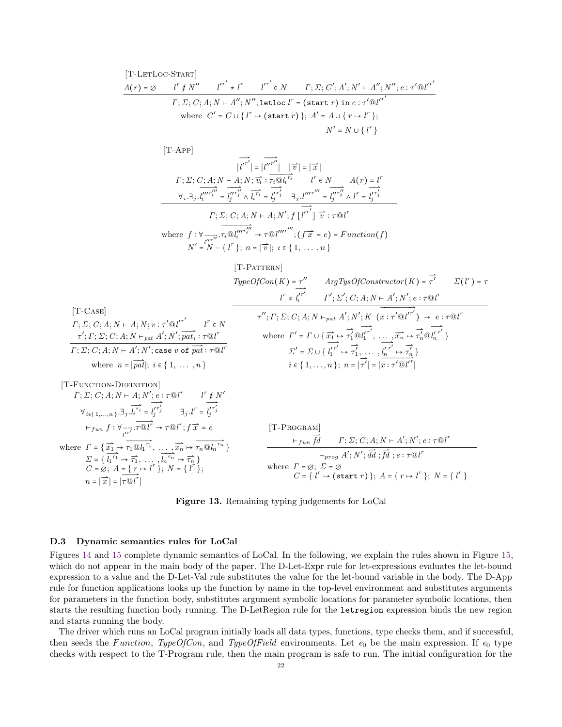[T-LetLoc-Start]

$$\frac{A(r) = \varnothing \qquad l^r \notin N'' \qquad l'^{r'} \neq l^r \qquad l'^{r'} \in N \qquad \Gamma;\Sigma;C';A';N' \vdash A'';N'';e : \tau' @ l'^{r'}}{\Gamma;\Sigma;C;A;N \vdash A'';N''; \texttt{letloc}\ l^r = (\texttt{start}\ r)\ \texttt{in}\ e : \tau' @ l'^{r'}}$$

where $C' = C \cup \{\, l^r \mapsto (\texttt{start}\ r)\,\};\ A' = A \cup \{\, r \mapsto l^r \,\};$ $N' = N \cup \{\, l^r \,\}$

[T-App]

$$\frac{\begin{array}{c}|\overrightarrow{l'^{r'}}| = |\overrightarrow{l''^{r''}}| \qquad |\overrightarrow{v}| = |\overrightarrow{x}| \\ \Gamma;\Sigma;C;A;N \vdash A;N;\overrightarrow{v_i} : \overrightarrow{\tau_i @ l_i^{r_i}} \qquad l^r \in N \qquad A(r) = l^r \\ \forall_i.\exists_j.\overrightarrow{l_i'''^{r_i'''}} = \overrightarrow{l_j''^{r_j''}} \wedge \overrightarrow{l_i^{r_i}} = \overrightarrow{l_j'^{r_j'}} \quad \exists_j.l'''^{r'''} = \overrightarrow{l_j''^{r_j''}} \wedge l^r = \overrightarrow{l_j'^{r_j'}}\end{array}}{\Gamma;\Sigma;C;A;N \vdash A;N'; f\ [\overrightarrow{l'^{r'}}]\ \overrightarrow{v} : \tau @ l^r}$$

where $f : \forall_{\overrightarrow{l''^{r''}}}.\overrightarrow{\tau_i @ l_i'''^{r_i'''}} \to \tau @ l'''^{r'''};(f\ \overrightarrow{x} = e) = Function(f)$
$N' = N - \{\, l^r \,\};\ n = |\overrightarrow{v}|;\ i \in \{\, 1, \ldots, n \,\}$

[T-Pattern]

$$\frac{\begin{array}{c} TypeOfCon(K) = \tau'' \qquad ArgTysOfConstructor(K) = \overrightarrow{\tau'} \qquad \Sigma(l^r) = \tau \\ l^r \neq \overrightarrow{l_i'^{r'}} \qquad \Gamma';\Sigma';C;A;N \vdash A';N';e : \tau @ l^r\end{array}}{\tau'';\Gamma;\Sigma;C;A;N \vdash_{pat} A';N';K\ (\overrightarrow{x : \tau' @ l'^{r'}}) \to e : \tau @ l^r}$$

where $\Gamma' = \Gamma \cup \{\, \overrightarrow{x_1} \mapsto \overrightarrow{\tau_1'} @ \overrightarrow{l_1'^{r'}}, \ldots, \overrightarrow{x_n} \mapsto \overrightarrow{\tau_n'} @ \overrightarrow{l_n'^{r'}} \,\}$
$\Sigma' = \Sigma \cup \{\, \overrightarrow{l_1'^{r'}} \mapsto \overrightarrow{\tau_1'}, \ldots, \overrightarrow{l_n'^{r'}} \mapsto \overrightarrow{\tau_n'} \,\}$
$i \in \{1, \ldots, n\};\ n = |\overrightarrow{\tau'}| = |\overrightarrow{x : \tau' @ l'^{r'}}|$

[T-Case]

$$\frac{\begin{array}{c}\Gamma;\Sigma;C;A;N \vdash A;N;v : \tau' @ l'^{r'} \qquad l^r \in N \\ \tau';\Gamma;\Sigma;C;A;N \vdash_{pat} A';N';\overrightarrow{pat_i} : \tau @ l^r\end{array}}{\Gamma;\Sigma;C;A;N \vdash A';N'; \texttt{case}\ v\ \texttt{of}\ \overrightarrow{pat} : \tau @ l^r}$$

where $n = |\overrightarrow{pat}|;\ i \in \{\, 1, \ldots, n \,\}$

[T-Function-Definition]

$$\frac{\begin{array}{c}\Gamma;\Sigma;C;A;N \vdash A;N';e : \tau @ l^r \qquad l^r \notin N' \\ \forall_{i \in \{1,\ldots,n\}}.\exists_j.\overrightarrow{l_i^{r_i}} = \overrightarrow{l_j'^{r_j'}} \qquad \exists_j.l^r = \overrightarrow{l_j'^{r_j'}}\end{array}}{\vdash_{fun} f : \forall_{\overrightarrow{l'^{r'}}}.\overrightarrow{\tau @ l^r} \to \tau @ l^r; f\ \overrightarrow{x} = e}$$

where $\Gamma = \{\, \overrightarrow{x_1} \mapsto \overrightarrow{\tau_1 @ l_1^{r_1}}, \ldots, \overrightarrow{x_n} \mapsto \overrightarrow{\tau_n @ l_n^{r_n}} \,\}$
$\Sigma = \{\, \overrightarrow{l_1^{r_1}} \mapsto \overrightarrow{\tau_1}, \ldots, \overrightarrow{l_n^{r_n}} \mapsto \overrightarrow{\tau_n} \,\}$
$C = \varnothing;\ A = \{\, r \mapsto l^r \,\};\ N = \{\, l^r \,\};$
$n = |\overrightarrow{x}| = |\overrightarrow{\tau @ l^r}|$

[T-Program]

$$\frac{\vdash_{fun} \overrightarrow{fd} \qquad \Gamma;\Sigma;C;A;N \vdash A';N';e : \tau @ l^r}{\vdash_{prog} A';N';\overrightarrow{dd}\ ;\overrightarrow{fd}\ ; e : \tau @ l^r}$$

where $\Gamma = \varnothing;\ \Sigma = \varnothing$
$C = \{\, l^r \mapsto (\texttt{start}\ r)\,\};\ A = \{\, r \mapsto l^r \,\};\ N = \{\, l^r \,\}$

**Figure 13.** Remaining typing judgements for LoCal

### D.3 Dynamic semantics rules for LoCal

Figures 14 and 15 complete dynamic semantics of LoCal. In the following, we explain the rules shown in Figure 15, which do not appear in the main body of the paper. The D-Let-Expr rule for let-expressions evaluates the let-bound expression to a value and the D-Let-Val rule substitutes the value for the let-bound variable in the body. The D-App rule for function applications looks up the function by name in the top-level environment and substitutes arguments for parameters in the function body, substitutes argument symbolic locations for parameter symbolic locations, then starts the resulting function body running. The D-LetRegion rule for the `letregion` expression binds the new region and starts running the body.

The driver which runs an LoCal program initially loads all data types, functions, type checks them, and if successful, then seeds the *Function*, *TypeOfCon*, and *TypeOfField* environments. Let $e_0$ be the main expression. If $e_0$ type checks with respect to the T-Program rule, then the main program is safe to run. The initial configuration for the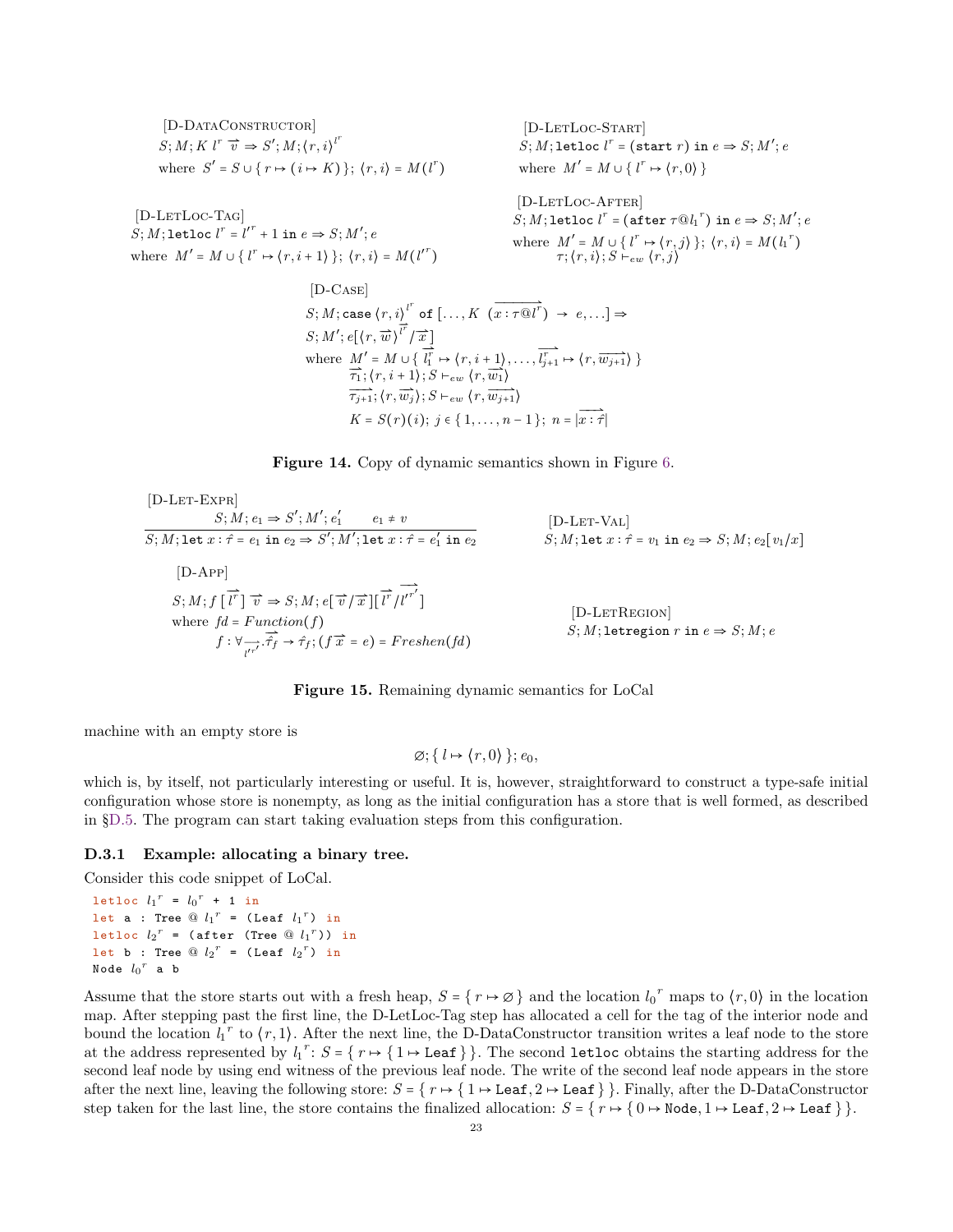[D-DataConstructor]

$$S; M; K\ l^r\ \overrightarrow{v} \Rightarrow S'; M; \langle r, i \rangle^{l^r}$$

where $S' = S \cup \{ r \mapsto (i \mapsto K) \};\ \langle r, i \rangle = M(l^r)$

[D-LetLoc-Start]

$$S; M; \texttt{letloc}\ l^r = (\texttt{start}\ r)\ \texttt{in}\ e \Rightarrow S; M'; e$$

where $M' = M \cup \{ l^r \mapsto \langle r, 0 \rangle \}$

[D-LetLoc-Tag]

$$S; M; \texttt{letloc}\ l^r = l'^r + 1\ \texttt{in}\ e \Rightarrow S; M'; e$$

where $M' = M \cup \{ l^r \mapsto \langle r, i+1 \rangle \};\ \langle r, i \rangle = M(l'^r)$

[D-LetLoc-After]

$$S; M; \texttt{letloc}\ l^r = (\texttt{after}\ \tau@{l_1}^r)\ \texttt{in}\ e \Rightarrow S; M'; e$$

where $M' = M \cup \{ l^r \mapsto \langle r, j \rangle \};\ \langle r, i \rangle = M({l_1}^r)$
$\tau; \langle r, i \rangle; S \vdash_{ew} \langle r, j \rangle$

[D-Case]

$$S; M; \texttt{case}\ \langle r, i \rangle^{l^r}\ \texttt{of}\ [\ldots, K\ (\overrightarrow{x : \tau@l^r}) \rightarrow e, \ldots] \Rightarrow$$
$$S; M'; e[\overrightarrow{\langle r, w \rangle^{l^r}} / \overrightarrow{x}]$$

where $M' = M \cup \{ \overrightarrow{l_1^r} \mapsto \langle r, i+1 \rangle, \ldots, \overrightarrow{l_{j+1}^r} \mapsto \langle r, \overrightarrow{w_{j+1}} \rangle \}$
$\overrightarrow{\tau_1}; \langle r, i+1 \rangle; S \vdash_{ew} \langle r, \overrightarrow{w_1} \rangle$
$\overrightarrow{\tau_{j+1}}; \langle r, \overrightarrow{w_j} \rangle; S \vdash_{ew} \langle r, \overrightarrow{w_{j+1}} \rangle$
$K = S(r)(i);\ j \in \{ 1, \ldots, n-1 \};\ n = |\overrightarrow{x : \hat{\tau}}|$

**Figure 14.** Copy of dynamic semantics shown in Figure 6.

[D-Let-Expr]

$$\frac{S; M; e_1 \Rightarrow S'; M'; e_1' \qquad e_1 \neq v}{S; M; \texttt{let}\ x : \hat{\tau} = e_1\ \texttt{in}\ e_2 \Rightarrow S'; M'; \texttt{let}\ x : \hat{\tau} = e_1'\ \texttt{in}\ e_2}$$

[D-Let-Val]

$$S; M; \texttt{let}\ x : \hat{\tau} = v_1\ \texttt{in}\ e_2 \Rightarrow S; M; e_2[v_1/x]$$

[D-App]

$$S; M; f\ [\overrightarrow{l^r}]\ \overrightarrow{v} \Rightarrow S; M; e[\overrightarrow{v}/\overrightarrow{x}][\overrightarrow{l^r}/\overrightarrow{l'^{r'}}]$$

where $fd = Function(f)$
$f : \forall_{\overrightarrow{l'^{r'}}}.\overrightarrow{\hat{\tau}_f} \rightarrow \hat{\tau}_f; (f\ \overrightarrow{x} = e) = Freshen(fd)$

[D-LetRegion]

$$S; M; \texttt{letregion}\ r\ \texttt{in}\ e \Rightarrow S; M; e$$

**Figure 15.** Remaining dynamic semantics for LoCal

machine with an empty store is

$$\varnothing; \{ l \mapsto \langle r, 0 \rangle \}; e_0,$$

which is, by itself, not particularly interesting or useful. It is, however, straightforward to construct a type-safe initial configuration whose store is nonempty, as long as the initial configuration has a store that is well formed, as described in §D.5. The program can start taking evaluation steps from this configuration.

### D.3.1 Example: allocating a binary tree.

Consider this code snippet of LoCal.

```
letloc l1^r = l0^r + 1 in
let a : Tree @ l1^r = (Leaf l1^r) in
letloc l2^r = (after (Tree @ l1^r)) in
let b : Tree @ l2^r = (Leaf l2^r) in
Node l0^r a b
```

Assume that the store starts out with a fresh heap, $S = \{ r \mapsto \varnothing \}$ and the location ${l_0}^r$ maps to $\langle r, 0 \rangle$ in the location map. After stepping past the first line, the D-LetLoc-Tag step has allocated a cell for the tag of the interior node and bound the location ${l_1}^r$ to $\langle r, 1 \rangle$. After the next line, the D-DataConstructor transition writes a leaf node to the store at the address represented by ${l_1}^r$: $S = \{ r \mapsto \{ 1 \mapsto \texttt{Leaf} \} \}$. The second `letloc` obtains the starting address for the second leaf node by using end witness of the previous leaf node. The write of the second leaf node appears in the store after the next line, leaving the following store: $S = \{ r \mapsto \{ 1 \mapsto \texttt{Leaf}, 2 \mapsto \texttt{Leaf} \} \}$. Finally, after the D-DataConstructor step taken for the last line, the store contains the finalized allocation: $S = \{ r \mapsto \{ 0 \mapsto \texttt{Node}, 1 \mapsto \texttt{Leaf}, 2 \mapsto \texttt{Leaf} \} \}$.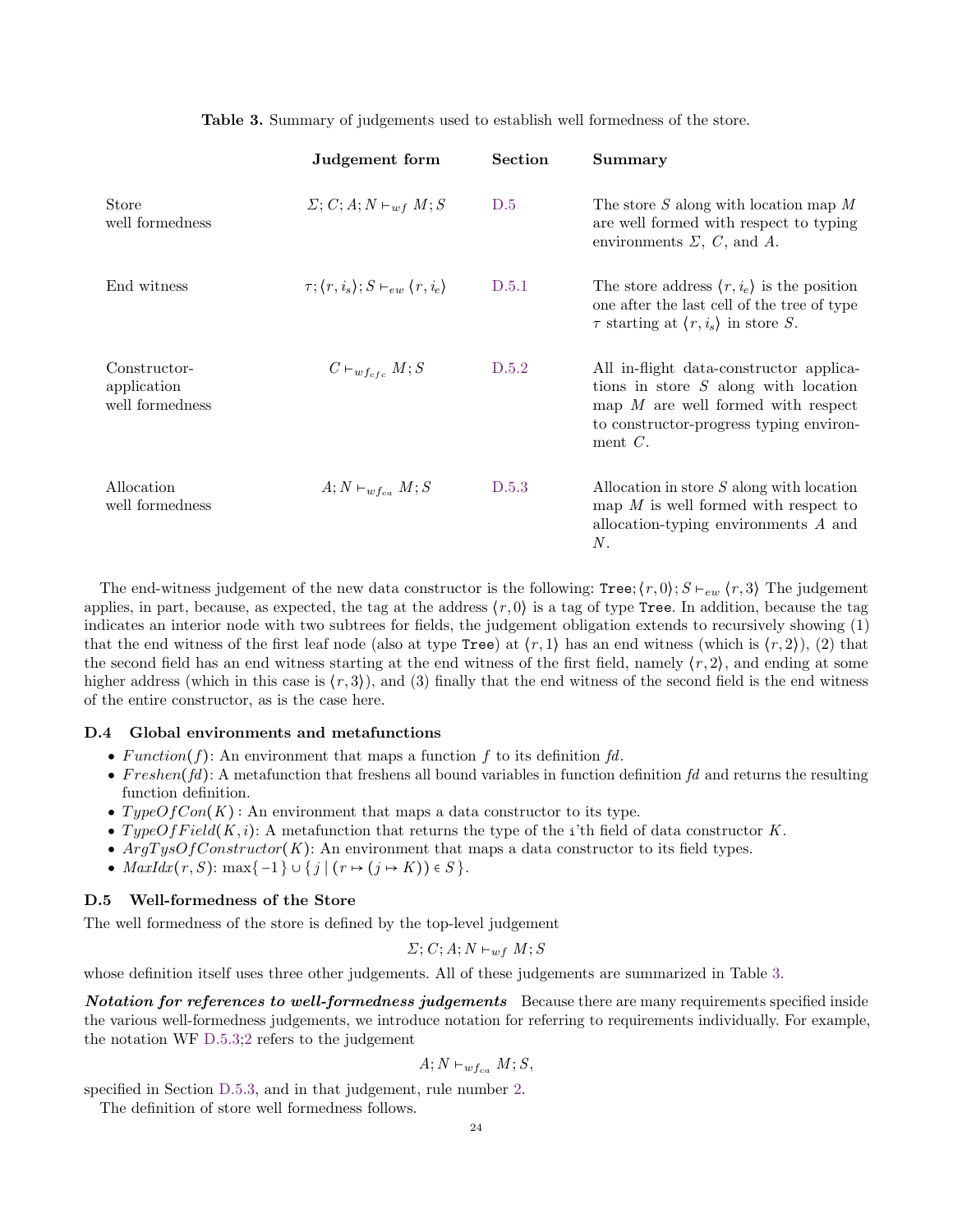**Table 3.** Summary of judgements used to establish well formedness of the store.

| | Judgement form | Section | Summary |
|---|---|---|---|
| Store well formedness | $\Sigma; C; A; N \vdash_{wf} M; S$ | D.5 | The store $S$ along with location map $M$ are well formed with respect to typing environments $\Sigma$, $C$, and $A$. |
| End witness | $\tau; \langle r, i_s \rangle; S \vdash_{ew} \langle r, i_e \rangle$ | D.5.1 | The store address $\langle r, i_e \rangle$ is the position one after the last cell of the tree of type $\tau$ starting at $\langle r, i_s \rangle$ in store $S$. |
| Constructor-application well formedness | $C \vdash_{wf_{cfc}} M; S$ | D.5.2 | All in-flight data-constructor applications in store $S$ along with location map $M$ are well formed with respect to constructor-progress typing environment $C$. |
| Allocation well formedness | $A; N \vdash_{wf_{ca}} M; S$ | D.5.3 | Allocation in store $S$ along with location map $M$ is well formed with respect to allocation-typing environments $A$ and $N$. |

The end-witness judgement of the new data constructor is the following: $\texttt{Tree}; \langle r, 0 \rangle; S \vdash_{ew} \langle r, 3 \rangle$ The judgement applies, in part, because, as expected, the tag at the address $\langle r, 0 \rangle$ is a tag of type `Tree`. In addition, because the tag indicates an interior node with two subtrees for fields, the judgement obligation extends to recursively showing (1) that the end witness of the first leaf node (also at type `Tree`) at $\langle r, 1 \rangle$ has an end witness (which is $\langle r, 2 \rangle$), (2) that the second field has an end witness starting at the end witness of the first field, namely $\langle r, 2 \rangle$, and ending at some higher address (which in this case is $\langle r, 3 \rangle$), and (3) finally that the end witness of the second field is the end witness of the entire constructor, as is the case here.

### D.4 Global environments and metafunctions

- $Function(f)$: An environment that maps a function $f$ to its definition $fd$.
- $Freshen(fd)$: A metafunction that freshens all bound variables in function definition $fd$ and returns the resulting function definition.
- $TypeOfCon(K)$ : An environment that maps a data constructor to its type.
- $TypeOfField(K, i)$: A metafunction that returns the type of the `i`'th field of data constructor $K$.
- $ArgTysOfConstructor(K)$: An environment that maps a data constructor to its field types.
- $MaxIdx(r, S)$: $\max\{-1\} \cup \{ j \mid (r \mapsto (j \mapsto K)) \in S \}$.

### D.5 Well-formedness of the Store

The well formedness of the store is defined by the top-level judgement

$$\Sigma; C; A; N \vdash_{wf} M; S$$

whose definition itself uses three other judgements. All of these judgements are summarized in Table 3.

***Notation for references to well-formedness judgements*** Because there are many requirements specified inside the various well-formedness judgements, we introduce notation for referring to requirements individually. For example, the notation WF D.5.3;2 refers to the judgement

$$A; N \vdash_{wf_{ca}} M; S,$$

specified in Section D.5.3, and in that judgement, rule number 2.

The definition of store well formedness follows.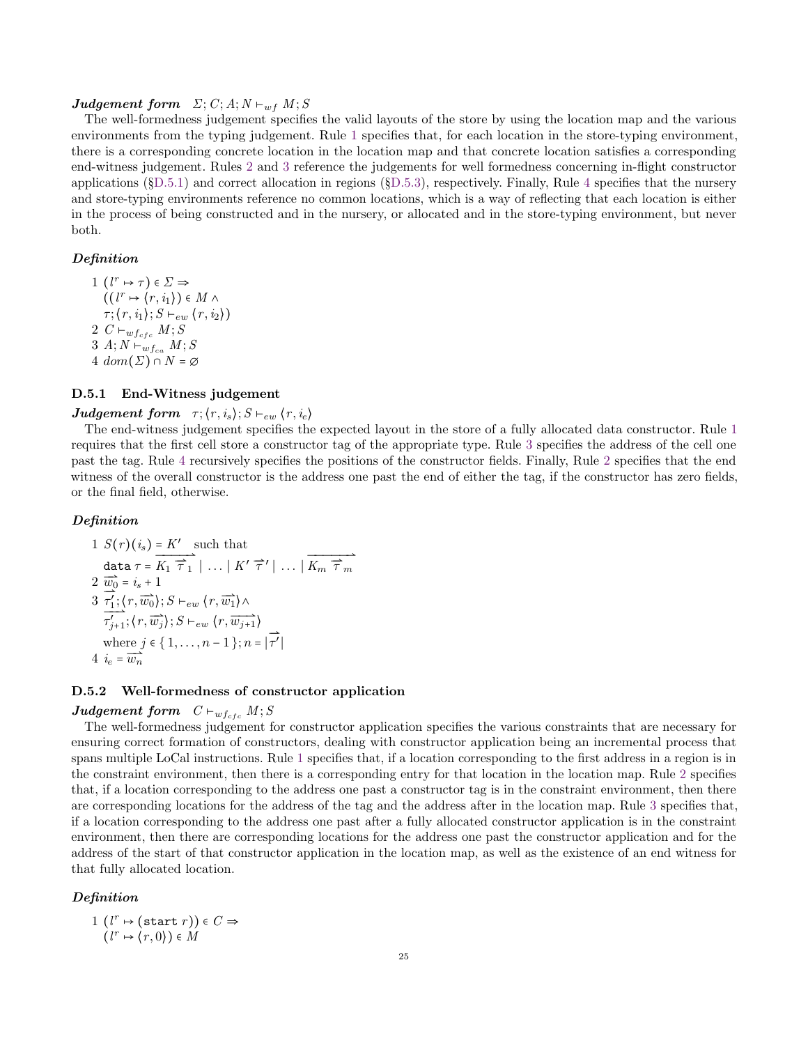***Judgement form*** $\Sigma; C; A; N \vdash_{wf} M; S$

The well-formedness judgement specifies the valid layouts of the store by using the location map and the various environments from the typing judgement. Rule 1 specifies that, for each location in the store-typing environment, there is a corresponding concrete location in the location map and that concrete location satisfies a corresponding end-witness judgement. Rules 2 and 3 reference the judgements for well formedness concerning in-flight constructor applications (§D.5.1) and correct allocation in regions (§D.5.3), respectively. Finally, Rule 4 specifies that the nursery and store-typing environments reference no common locations, which is a way of reflecting that each location is either in the process of being constructed and in the nursery, or allocated and in the store-typing environment, but never both.

***Definition***

1 $(l^r \mapsto \tau) \in \Sigma \Rightarrow$
$((l^r \mapsto \langle r, i_1 \rangle) \in M \wedge$
$\tau; \langle r, i_1 \rangle; S \vdash_{ew} \langle r, i_2 \rangle)$

2 $C \vdash_{wf_{cfc}} M; S$

3 $A; N \vdash_{wf_{ca}} M; S$

4 $dom(\Sigma) \cap N = \varnothing$

### D.5.1 End-Witness judgement

***Judgement form*** $\tau; \langle r, i_s \rangle; S \vdash_{ew} \langle r, i_e \rangle$

The end-witness judgement specifies the expected layout in the store of a fully allocated data constructor. Rule 1 requires that the first cell store a constructor tag of the appropriate type. Rule 3 specifies the address of the cell one past the tag. Rule 4 recursively specifies the positions of the constructor fields. Finally, Rule 2 specifies that the end witness of the overall constructor is the address one past the end of either the tag, if the constructor has zero fields, or the final field, otherwise.

***Definition***

1 $S(r)(i_s) = K'$ such that
$\texttt{data}\ \tau = \overrightarrow{K_1\ \overrightarrow{\tau}_1}\ |\ \ldots\ |\ K'\ \overrightarrow{\tau}'\ |\ \ldots\ |\ \overrightarrow{K_m\ \overrightarrow{\tau}_m}$

2 $\overrightarrow{w_0} = i_s + 1$

3 $\overrightarrow{\tau_1'}; \langle r, \overrightarrow{w_0} \rangle; S \vdash_{ew} \langle r, \overrightarrow{w_1} \rangle \wedge$
$\overrightarrow{\tau_{j+1}'}; \langle r, \overrightarrow{w_j} \rangle; S \vdash_{ew} \langle r, \overrightarrow{w_{j+1}} \rangle$
where $j \in \{1, \ldots, n-1\}; n = |\overrightarrow{\tau'}|$

4 $i_e = \overrightarrow{w_n}$

### D.5.2 Well-formedness of constructor application

***Judgement form*** $C \vdash_{wf_{cfc}} M; S$

The well-formedness judgement for constructor application specifies the various constraints that are necessary for ensuring correct formation of constructors, dealing with constructor application being an incremental process that spans multiple LoCal instructions. Rule 1 specifies that, if a location corresponding to the first address in a region is in the constraint environment, then there is a corresponding entry for that location in the location map. Rule 2 specifies that, if a location corresponding to the address one past a constructor tag is in the constraint environment, then there are corresponding locations for the address of the tag and the address after in the location map. Rule 3 specifies that, if a location corresponding to the address one past after a fully allocated constructor application is in the constraint environment, then there are corresponding locations for the address one past the constructor application and for the address of the start of that constructor application in the location map, as well as the existence of an end witness for that fully allocated location.

***Definition***

1 $(l^r \mapsto (\texttt{start}\ r)) \in C \Rightarrow$
$(l^r \mapsto \langle r, 0 \rangle) \in M$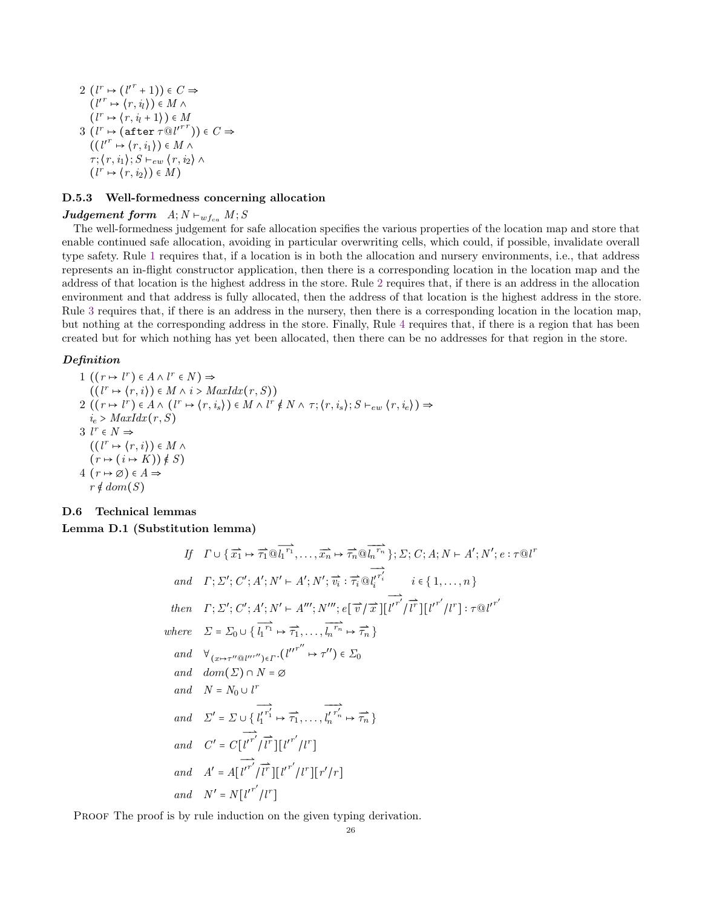2 $(l^r \mapsto (l'^r + 1)) \in C \Rightarrow$
$(l'^r \mapsto \langle r, i_l \rangle) \in M \wedge$
$(l^r \mapsto \langle r, i_l + 1 \rangle) \in M$

3 $(l^r \mapsto (\texttt{after}\ \tau @ l'^{r\,r})) \in C \Rightarrow$
$((l'^r \mapsto \langle r, i_1 \rangle) \in M \wedge$
$\tau; \langle r, i_1 \rangle; S \vdash_{ew} \langle r, i_2 \rangle \wedge$
$(l^r \mapsto \langle r, i_2 \rangle) \in M)$

### D.5.3 Well-formedness concerning allocation

***Judgement form*** $A; N \vdash_{wf_{ca}} M; S$

The well-formedness judgement for safe allocation specifies the various properties of the location map and store that enable continued safe allocation, avoiding in particular overwriting cells, which could, if possible, invalidate overall type safety. Rule 1 requires that, if a location is in both the allocation and nursery environments, i.e., that address represents an in-flight constructor application, then there is a corresponding location in the location map and the address of that location is the highest address in the store. Rule 2 requires that, if there is an address in the allocation environment and that address is fully allocated, then the address of that location is the highest address in the store. Rule 3 requires that, if there is an address in the nursery, then there is a corresponding location in the location map, but nothing at the corresponding address in the store. Finally, Rule 4 requires that, if there is a region that has been created but for which nothing has yet been allocated, then there can be no addresses for that region in the store.

***Definition***

1 $((r \mapsto l^r) \in A \wedge l^r \in N) \Rightarrow$
$((l^r \mapsto \langle r, i \rangle) \in M \wedge i > MaxIdx(r, S))$

2 $((r \mapsto l^r) \in A \wedge (l^r \mapsto \langle r, i_s \rangle) \in M \wedge l^r \notin N \wedge \tau; \langle r, i_s \rangle; S \vdash_{ew} \langle r, i_e \rangle) \Rightarrow$
$i_e > MaxIdx(r, S)$

3 $l^r \in N \Rightarrow$
$((l^r \mapsto \langle r, i \rangle) \in M \wedge$
$(r \mapsto (i \mapsto K)) \notin S)$

4 $(r \mapsto \varnothing) \in A \Rightarrow$
$r \notin dom(S)$

## D.6 Technical lemmas

**Lemma D.1 (Substitution lemma)**

$$
\begin{array}{rl}
\textit{If} & \Gamma \cup \{\overrightarrow{x_1} \mapsto \overrightarrow{\tau_1} @ \overrightarrow{l_1^{r_1}}, \ldots, \overrightarrow{x_n} \mapsto \overrightarrow{\tau_n} @ \overrightarrow{l_n^{r_n}}\}; \Sigma; C; A; N \vdash A'; N'; e : \tau @ l^r \\
\textit{and} & \Gamma; \Sigma'; C'; A'; N' \vdash A'; N'; \overrightarrow{v_i} : \overrightarrow{\tau_i} @ \overrightarrow{l_i'^{r_i'}} \qquad i \in \{1, \ldots, n\} \\
\textit{then} & \Gamma; \Sigma'; C'; A'; N' \vdash A'''; N'''; e[\overrightarrow{v} / \overrightarrow{x}][\overrightarrow{l'^{r'}} / \overrightarrow{l^r}][l'^{r'} / l^r] : \tau @ l'^{r'} \\
\textit{where} & \Sigma = \Sigma_0 \cup \{\overrightarrow{l_1^{r_1}} \mapsto \overrightarrow{\tau_1}, \ldots, \overrightarrow{l_n^{r_n}} \mapsto \overrightarrow{\tau_n}\} \\
\textit{and} & \forall_{(x \mapsto \tau'' @ l''^{r''}) \in \Gamma} . (l''^{r''} \mapsto \tau'') \in \Sigma_0 \\
\textit{and} & dom(\Sigma) \cap N = \varnothing \\
\textit{and} & N = N_0 \cup l^r \\
\textit{and} & \Sigma' = \Sigma \cup \{\overrightarrow{l_1'^{r_1'}} \mapsto \overrightarrow{\tau_1}, \ldots, \overrightarrow{l_n'^{r_n'}} \mapsto \overrightarrow{\tau_n}\} \\
\textit{and} & C' = C[\overrightarrow{l'^{r'}} / \overrightarrow{l^r}][l'^{r'} / l^r] \\
\textit{and} & A' = A[\overrightarrow{l'^{r'}} / \overrightarrow{l^r}][l'^{r'} / l^r][r' / r] \\
\textit{and} & N' = N[l'^{r'} / l^r]
\end{array}
$$

Proof The proof is by rule induction on the given typing derivation.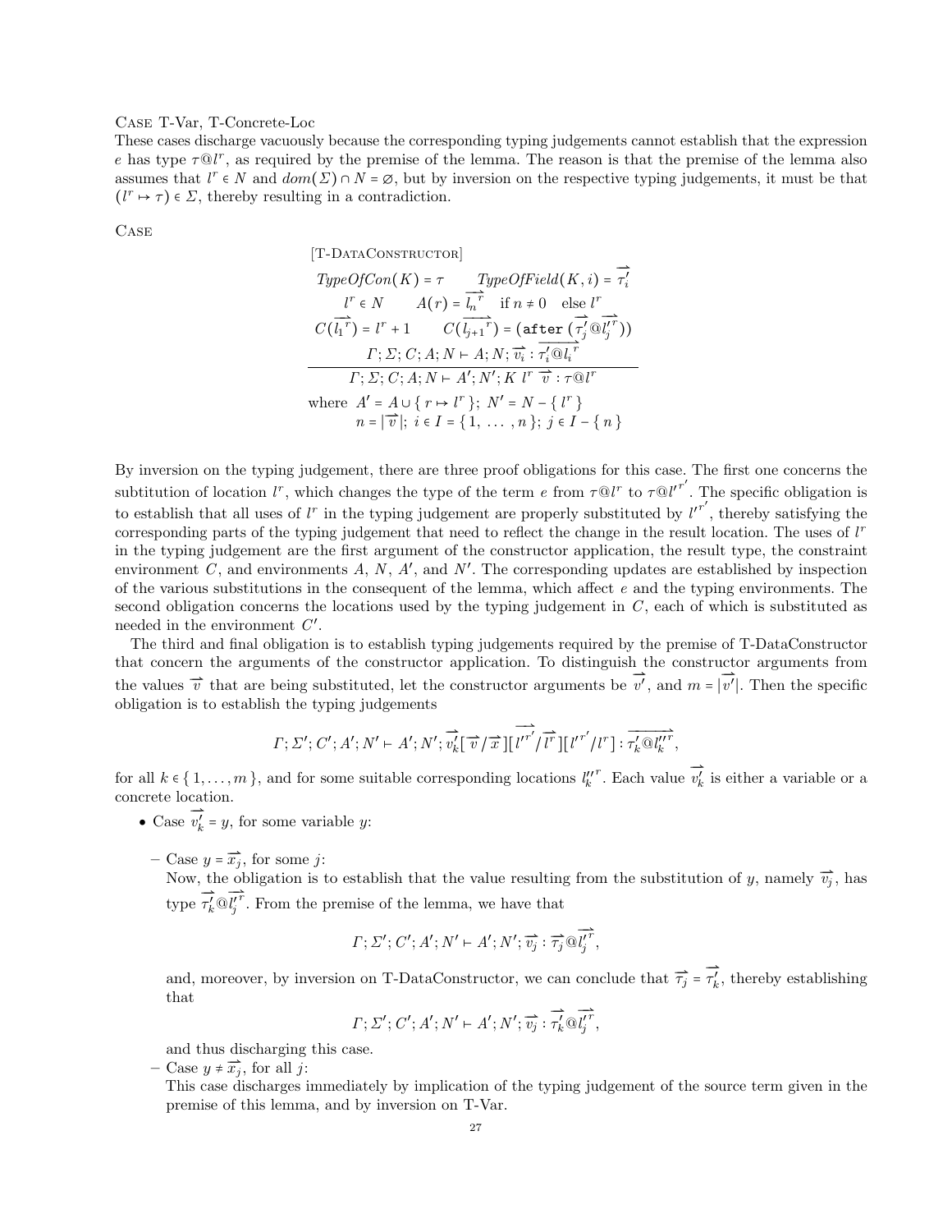Case T-Var, T-Concrete-Loc

These cases discharge vacuously because the corresponding typing judgements cannot establish that the expression $e$ has type $\tau@l^r$, as required by the premise of the lemma. The reason is that the premise of the lemma also assumes that $l^r \in N$ and $dom(\Sigma) \cap N = \varnothing$, but by inversion on the respective typing judgements, it must be that $(l^r \mapsto \tau) \in \Sigma$, thereby resulting in a contradiction.

Case

$$
\frac{\begin{array}{c}
[\text{T-DataConstructor}] \\
\mathit{TypeOfCon}(K) = \tau \qquad \mathit{TypeOfField}(K, i) = \overrightarrow{\tau'_i} \\
l^r \in N \qquad A(r) = \overrightarrow{l_n^{\,r}} \quad \text{if } n \neq 0 \quad \text{else } l^r \\
C(\overrightarrow{l_1^{\,r}}) = l^r + 1 \qquad C(\overrightarrow{l_{j+1}^{\,r}}) = (\texttt{after}\ (\overrightarrow{\tau'_j}@\overrightarrow{l'^{\,r}_j})) \\
\Gamma; \Sigma; C; A; N \vdash A; N; \overrightarrow{v_i} : \overrightarrow{\tau'_i@l_i^{\,r}}
\end{array}}{\Gamma; \Sigma; C; A; N \vdash A'; N'; K\ l^r\ \overrightarrow{v} : \tau@l^r}
$$

$$
\begin{array}{l}
\text{where } A' = A \cup \{\, r \mapsto l^r \,\};\ N' = N - \{\, l^r \,\} \\
\qquad\quad n = |\overrightarrow{v}|;\ i \in I = \{\, 1, \ \ldots\ , n \,\};\ j \in I - \{\, n \,\}
\end{array}
$$

By inversion on the typing judgement, there are three proof obligations for this case. The first one concerns the subtitution of location $l^r$, which changes the type of the term $e$ from $\tau@l^r$ to $\tau@l'^{r'}$. The specific obligation is to establish that all uses of $l^r$ in the typing judgement are properly substituted by $l'^{r'}$, thereby satisfying the corresponding parts of the typing judgement that need to reflect the change in the result location. The uses of $l^r$ in the typing judgement are the first argument of the constructor application, the result type, the constraint environment $C$, and environments $A$, $N$, $A'$, and $N'$. The corresponding updates are established by inspection of the various substitutions in the consequent of the lemma, which affect $e$ and the typing environments. The second obligation concerns the locations used by the typing judgement in $C$, each of which is substituted as needed in the environment $C'$.

The third and final obligation is to establish typing judgements required by the premise of T-DataConstructor that concern the arguments of the constructor application. To distinguish the constructor arguments from the values $\overrightarrow{v}$ that are being substituted, let the constructor arguments be $\overrightarrow{v'}$, and $m = |\overrightarrow{v'}|$. Then the specific obligation is to establish the typing judgements

$$
\Gamma; \Sigma'; C'; A'; N' \vdash A'; N'; \overrightarrow{v'_k}[\overrightarrow{v}/\overrightarrow{x}][\overrightarrow{l'^{\,r'}}/\overrightarrow{l^r}][l'^{r'}/l^r] : \overrightarrow{\tau'_k@l''^{\,r}_k},
$$

for all $k \in \{\,1, \ldots, m\,\}$, and for some suitable corresponding locations $l''^{\,r}_k$. Each value $\overrightarrow{v'_k}$ is either a variable or a concrete location.

- Case $\overrightarrow{v'_k} = y$, for some variable $y$:
  - Case $y = \overrightarrow{x_j}$, for some $j$:

    Now, the obligation is to establish that the value resulting from the substitution of $y$, namely $\overrightarrow{v_j}$, has type $\overrightarrow{\tau'_k}@\overrightarrow{l'^{\,r}_j}$. From the premise of the lemma, we have that

    $$
    \Gamma; \Sigma'; C'; A'; N' \vdash A'; N'; \overrightarrow{v_j} : \overrightarrow{\tau_j}@\overrightarrow{l'^{\,r}_j},
    $$

    and, moreover, by inversion on T-DataConstructor, we can conclude that $\overrightarrow{\tau_j} = \overrightarrow{\tau'_k}$, thereby establishing that

    $$
    \Gamma; \Sigma'; C'; A'; N' \vdash A'; N'; \overrightarrow{v_j} : \overrightarrow{\tau'_k}@\overrightarrow{l'^{\,r}_j},
    $$

    and thus discharging this case.
  - Case $y \neq \overrightarrow{x_j}$, for all $j$:

    This case discharges immediately by implication of the typing judgement of the source term given in the premise of this lemma, and by inversion on T-Var.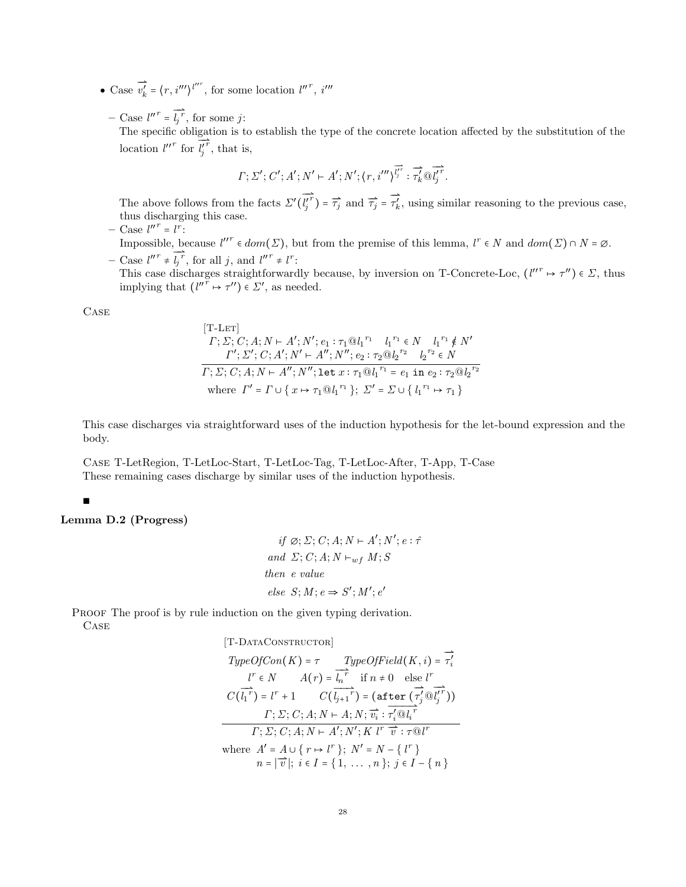- Case $\overrightarrow{v'_k} = \langle r, i''' \rangle^{l'''^r}$, for some location $l'''^r$, $i'''$

  – Case $l'''^r = \overrightarrow{l_j^r}$, for some $j$:
  The specific obligation is to establish the type of the concrete location affected by the substitution of the location $l'''^r$ for $\overrightarrow{l_j'^r}$, that is,

  $$\Gamma; \Sigma'; C'; A'; N' \vdash A'; N'; \langle r, i''' \rangle^{\overrightarrow{l_j'^r}} : \overrightarrow{\tau'_k} @ \overrightarrow{l_j'^r}.$$

  The above follows from the facts $\Sigma'(\overrightarrow{l_j'^r}) = \overrightarrow{\tau_j}$ and $\overrightarrow{\tau_j} = \overrightarrow{\tau'_k}$, using similar reasoning to the previous case, thus discharging this case.

  – Case $l'''^r = l^r$:
  Impossible, because $l'''^r \in dom(\Sigma)$, but from the premise of this lemma, $l^r \in N$ and $dom(\Sigma) \cap N = \varnothing$.

  – Case $l'''^r \neq \overrightarrow{l_j^r}$, for all $j$, and $l'''^r \neq l^r$:
  This case discharges straightforwardly because, by inversion on T-Concrete-Loc, $(l'''^r \mapsto \tau'') \in \Sigma$, thus implying that $(l'''^r \mapsto \tau'') \in \Sigma'$, as needed.

Case

$$\frac{\begin{array}{c}[\text{T-Let}]\\ \Gamma; \Sigma; C; A; N \vdash A'; N'; e_1 : \tau_1 @ {l_1}^{r_1} \quad {l_1}^{r_1} \in N \quad {l_1}^{r_1} \notin N' \\ \Gamma'; \Sigma'; C; A'; N' \vdash A''; N''; e_2 : \tau_2 @ {l_2}^{r_2} \quad {l_2}^{r_2} \in N\end{array}}{\Gamma; \Sigma; C; A; N \vdash A''; N''; \texttt{let}\ x : \tau_1 @ {l_1}^{r_1} = e_1\ \texttt{in}\ e_2 : \tau_2 @ {l_2}^{r_2}}$$
$$\text{where } \Gamma' = \Gamma \cup \{ x \mapsto \tau_1 @ {l_1}^{r_1} \};\ \Sigma' = \Sigma \cup \{ {l_1}^{r_1} \mapsto \tau_1 \}$$

This case discharges via straightforward uses of the induction hypothesis for the let-bound expression and the body.

Case T-LetRegion, T-LetLoc-Start, T-LetLoc-Tag, T-LetLoc-After, T-App, T-Case
These remaining cases discharge by similar uses of the induction hypothesis.

■

**Lemma D.2 (Progress)**

$$\begin{array}{l} \textit{if}\ \varnothing; \Sigma; C; A; N \vdash A'; N'; e : \hat{\tau} \\ \textit{and}\ \ \Sigma; C; A; N \vdash_{wf} M; S \\ \textit{then}\ \ e\ \textit{value} \\ \textit{else}\ \ S; M; e \Rightarrow S'; M'; e' \end{array}$$

Proof The proof is by rule induction on the given typing derivation.
Case

$$\frac{\begin{array}{c}[\text{T-DataConstructor}]\\ \textit{TypeOfCon}(K) = \tau \qquad \textit{TypeOfField}(K, i) = \overrightarrow{\tau'_i} \\ l^r \in N \qquad A(r) = \overrightarrow{l_n^r} \quad \text{if } n \neq 0 \quad \text{else } l^r \\ C(\overrightarrow{l_1^r}) = l^r + 1 \qquad C(\overrightarrow{l_{j+1}^r}) = (\texttt{after}\ (\overrightarrow{\tau'_j} @ \overrightarrow{l_j'^r})) \\ \Gamma; \Sigma; C; A; N \vdash A; N; \overrightarrow{v_i} : \overrightarrow{\tau'_i @ l_i^r}\end{array}}{\Gamma; \Sigma; C; A; N \vdash A'; N'; K\ l^r\ \overrightarrow{v} : \tau @ l^r}$$
$$\begin{array}{l}\text{where } A' = A \cup \{ r \mapsto l^r \};\ N' = N - \{ l^r \} \\ \qquad n = |\overrightarrow{v}|;\ i \in I = \{ 1, \ \ldots\ , n \};\ j \in I - \{ n \}\end{array}$$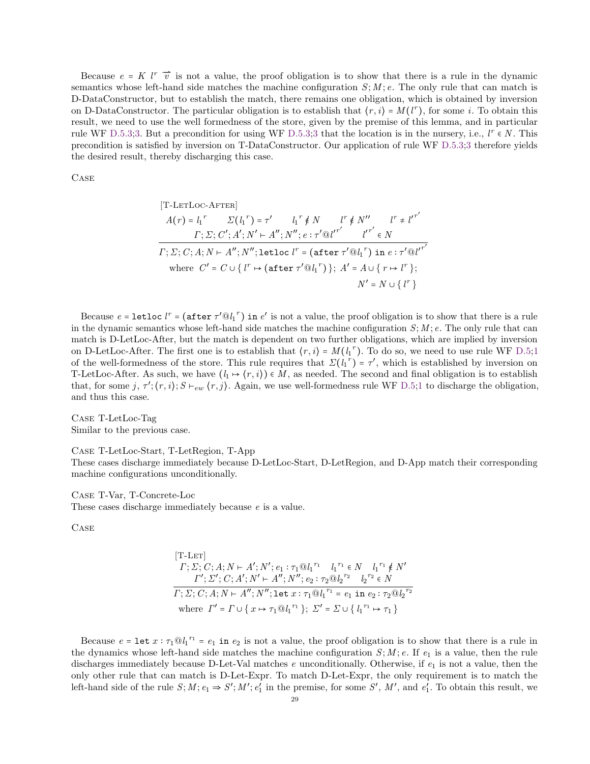Because $e = K\ l^r\ \overrightarrow{v}$ is not a value, the proof obligation is to show that there is a rule in the dynamic semantics whose left-hand side matches the machine configuration $S; M; e$. The only rule that can match is D-DataConstructor, but to establish the match, there remains one obligation, which is obtained by inversion on D-DataConstructor. The particular obligation is to establish that $\langle r, i \rangle = M(l^r)$, for some $i$. To obtain this result, we need to use the well formedness of the store, given by the premise of this lemma, and in particular rule WF D.5.3;3. But a precondition for using WF D.5.3;3 that the location is in the nursery, i.e., $l^r \in N$. This precondition is satisfied by inversion on T-DataConstructor. Our application of rule WF D.5.3;3 therefore yields the desired result, thereby discharging this case.

Case

$$\frac{\begin{array}{c}[\text{T-LetLoc-After}]\\ A(r) = {l_1}^r \quad \Sigma({l_1}^r) = \tau' \quad {l_1}^r \notin N \quad l^r \notin N'' \quad l^r \neq {l'}^{r'} \\ \Gamma; \Sigma; C'; A'; N' \vdash A''; N''; e : \tau' @ {l'}^{r'} \quad {l'}^{r'} \in N\end{array}}{\Gamma; \Sigma; C; A; N \vdash A''; N''; \texttt{letloc}\ l^r = (\texttt{after}\ \tau' @ {l_1}^r)\ \texttt{in}\ e : \tau' @ {l'}^{r'}}$$

$$\text{where } C' = C \cup \{\, l^r \mapsto (\texttt{after}\ \tau' @ {l_1}^r) \,\};\ A' = A \cup \{\, r \mapsto l^r \,\};\ N' = N \cup \{\, l^r \,\}$$

Because $e = \texttt{letloc}\ l^r = (\texttt{after}\ \tau' @ {l_1}^r)\ \texttt{in}\ e'$ is not a value, the proof obligation is to show that there is a rule in the dynamic semantics whose left-hand side matches the machine configuration $S; M; e$. The only rule that can match is D-LetLoc-After, but the match is dependent on two further obligations, which are implied by inversion on D-LetLoc-After. The first one is to establish that $\langle r, i \rangle = M({l_1}^r)$. To do so, we need to use rule WF D.5;1 of the well-formedness of the store. This rule requires that $\Sigma({l_1}^r) = \tau'$, which is established by inversion on T-LetLoc-After. As such, we have $(l_1 \mapsto \langle r, i \rangle) \in M$, as needed. The second and final obligation is to establish that, for some $j$, $\tau'; \langle r, i \rangle; S \vdash_{ew} \langle r, j \rangle$. Again, we use well-formedness rule WF D.5;1 to discharge the obligation, and thus this case.

Case T-LetLoc-Tag
Similar to the previous case.

Case T-LetLoc-Start, T-LetRegion, T-App
These cases discharge immediately because D-LetLoc-Start, D-LetRegion, and D-App match their corresponding machine configurations unconditionally.

Case T-Var, T-Concrete-Loc
These cases discharge immediately because $e$ is a value.

Case

$$\frac{\begin{array}{c}[\text{T-Let}]\\ \Gamma; \Sigma; C; A; N \vdash A'; N'; e_1 : \tau_1 @ {l_1}^{r_1} \quad {l_1}^{r_1} \in N \quad {l_1}^{r_1} \notin N' \\ \Gamma'; \Sigma'; C; A'; N' \vdash A''; N''; e_2 : \tau_2 @ {l_2}^{r_2} \quad {l_2}^{r_2} \in N\end{array}}{\Gamma; \Sigma; C; A; N \vdash A''; N''; \texttt{let}\ x : \tau_1 @ {l_1}^{r_1} = e_1\ \texttt{in}\ e_2 : \tau_2 @ {l_2}^{r_2}}$$

$$\text{where } \Gamma' = \Gamma \cup \{\, x \mapsto \tau_1 @ {l_1}^{r_1} \,\};\ \Sigma' = \Sigma \cup \{\, {l_1}^{r_1} \mapsto \tau_1 \,\}$$

Because $e = \texttt{let}\ x : \tau_1 @ {l_1}^{r_1} = e_1\ \texttt{in}\ e_2$ is not a value, the proof obligation is to show that there is a rule in the dynamics whose left-hand side matches the machine configuration $S; M; e$. If $e_1$ is a value, then the rule discharges immediately because D-Let-Val matches $e$ unconditionally. Otherwise, if $e_1$ is not a value, then the only other rule that can match is D-Let-Expr. To match D-Let-Expr, the only requirement is to match the left-hand side of the rule $S; M; e_1 \Rightarrow S'; M'; e_1'$ in the premise, for some $S'$, $M'$, and $e_1'$. To obtain this result, we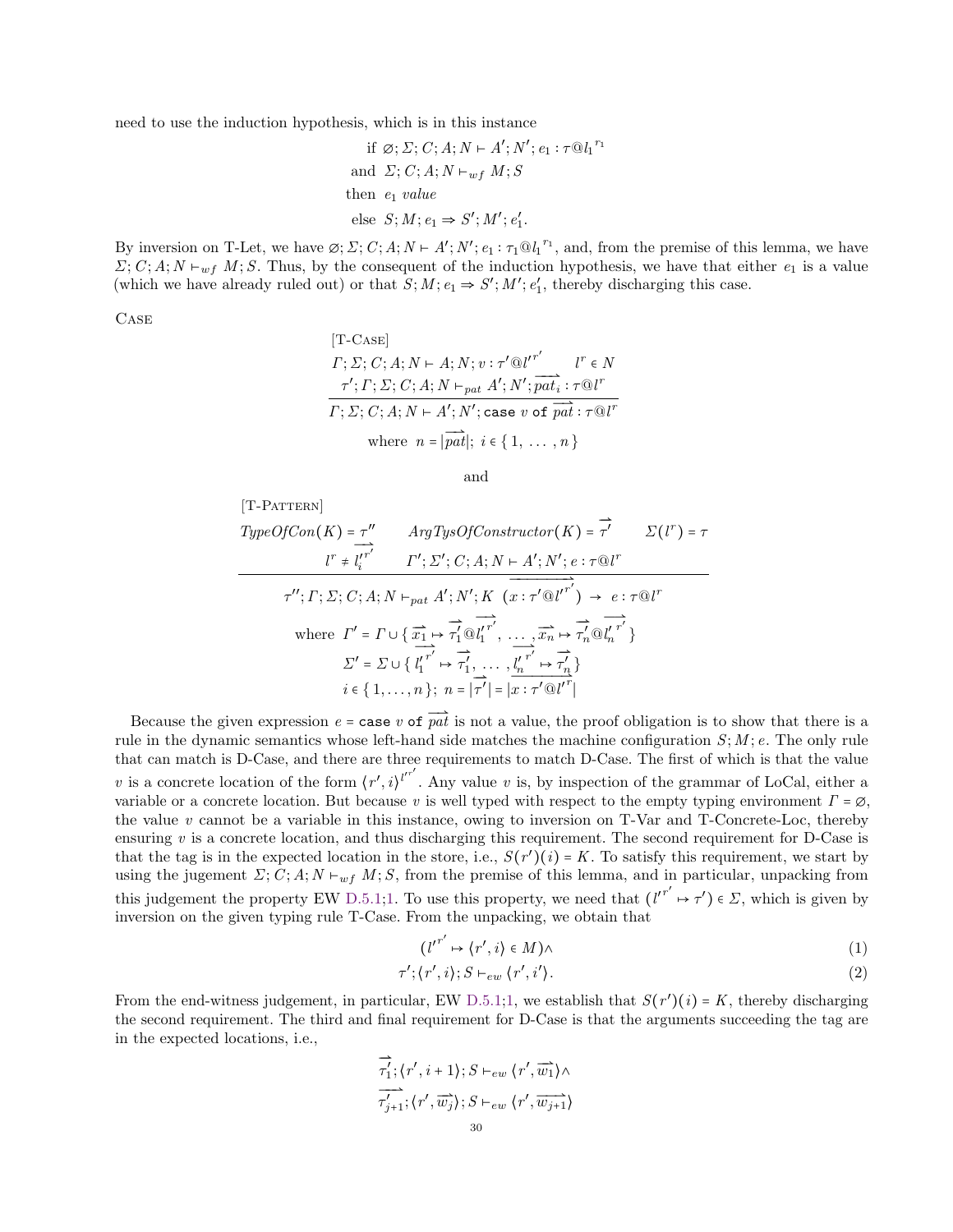need to use the induction hypothesis, which is in this instance

$$\begin{aligned}
&\text{if } \varnothing; \Sigma; C; A; N \vdash A'; N'; e_1 : \tau @ {l_1}^{r_1} \\
&\text{and } \Sigma; C; A; N \vdash_{wf} M; S \\
&\text{then } e_1 \textit{ value} \\
&\text{else } S; M; e_1 \Rightarrow S'; M'; e_1'.
\end{aligned}$$

By inversion on T-Let, we have $\varnothing; \Sigma; C; A; N \vdash A'; N'; e_1 : \tau_1 @ {l_1}^{r_1}$, and, from the premise of this lemma, we have $\Sigma; C; A; N \vdash_{wf} M; S$. Thus, by the consequent of the induction hypothesis, we have that either $e_1$ is a value (which we have already ruled out) or that $S; M; e_1 \Rightarrow S'; M'; e_1'$, thereby discharging this case.

Case

$$\frac{\begin{array}{c}[\text{T-Case}] \\ \Gamma; \Sigma; C; A; N \vdash A; N; v : \tau' @ {l'}^{r'} \qquad l^r \in N \\ \tau'; \Gamma; \Sigma; C; A; N \vdash_{pat} A'; N'; \overrightarrow{pat_i} : \tau @ l^r\end{array}}{\Gamma; \Sigma; C; A; N \vdash A'; N'; \texttt{case } v \texttt{ of } \overrightarrow{pat} : \tau @ l^r}$$

$$\text{where } n = |\overrightarrow{pat}|;\ i \in \{1, \ldots, n\}$$

and

$$\frac{\begin{array}{c}[\text{T-Pattern}] \\ \textit{TypeOfCon}(K) = \tau'' \qquad \textit{ArgTysOfConstructor}(K) = \overrightarrow{\tau'} \qquad \Sigma(l^r) = \tau \\ l^r \neq \overrightarrow{{l'_i}^{r'}} \qquad \Gamma'; \Sigma'; C; A; N \vdash A'; N'; e : \tau @ l^r\end{array}}{\tau''; \Gamma; \Sigma; C; A; N \vdash_{pat} A'; N'; K\ (\overrightarrow{x : \tau' @ {l'}^{r'}}) \to e : \tau @ l^r}$$

$$\begin{aligned}
\text{where } \Gamma' &= \Gamma \cup \{ \overrightarrow{x_1} \mapsto \overrightarrow{\tau'_1} @ \overrightarrow{{l'_1}^{r'}}, \ldots, \overrightarrow{x_n} \mapsto \overrightarrow{\tau'_n} @ \overrightarrow{{l'_n}^{r'}} \} \\
\Sigma' &= \Sigma \cup \{ \overrightarrow{{l'_1}^{r'}} \mapsto \overrightarrow{\tau'_1}, \ldots, \overrightarrow{{l'_n}^{r'}} \mapsto \overrightarrow{\tau'_n} \} \\
i &\in \{1, \ldots, n\};\ n = |\overrightarrow{\tau'}| = |\overrightarrow{x : \tau' @ {l'}^{r'}}|
\end{aligned}$$

Because the given expression $e = \texttt{case } v \texttt{ of } \overrightarrow{pat}$ is not a value, the proof obligation is to show that there is a rule in the dynamic semantics whose left-hand side matches the machine configuration $S; M; e$. The only rule that can match is D-Case, and there are three requirements to match D-Case. The first of which is that the value $v$ is a concrete location of the form $\langle r', i \rangle^{{l'}^{r'}}$. Any value $v$ is, by inspection of the grammar of LoCal, either a variable or a concrete location. But because $v$ is well typed with respect to the empty typing environment $\Gamma = \varnothing$, the value $v$ cannot be a variable in this instance, owing to inversion on T-Var and T-Concrete-Loc, thereby ensuring $v$ is a concrete location, and thus discharging this requirement. The second requirement for D-Case is that the tag is in the expected location in the store, i.e., $S(r')(i) = K$. To satisfy this requirement, we start by using the jugement $\Sigma; C; A; N \vdash_{wf} M; S$, from the premise of this lemma, and in particular, unpacking from this judgement the property EW D.5.1;1. To use this property, we need that $({l'}^{r'} \mapsto \tau') \in \Sigma$, which is given by inversion on the given typing rule T-Case. From the unpacking, we obtain that

$$({l'}^{r'} \mapsto \langle r', i \rangle \in M) \wedge \tag{1}$$

$$\tau'; \langle r', i \rangle; S \vdash_{ew} \langle r', i' \rangle. \tag{2}$$

From the end-witness judgement, in particular, EW D.5.1;1, we establish that $S(r')(i) = K$, thereby discharging the second requirement. The third and final requirement for D-Case is that the arguments succeeding the tag are in the expected locations, i.e.,

$$\begin{aligned}
&\overrightarrow{\tau'_1}; \langle r', i+1 \rangle; S \vdash_{ew} \langle r', \overrightarrow{w_1} \rangle \wedge \\
&\overrightarrow{\tau'_{j+1}}; \langle r', \overrightarrow{w_j} \rangle; S \vdash_{ew} \langle r', \overrightarrow{w_{j+1}} \rangle
\end{aligned}$$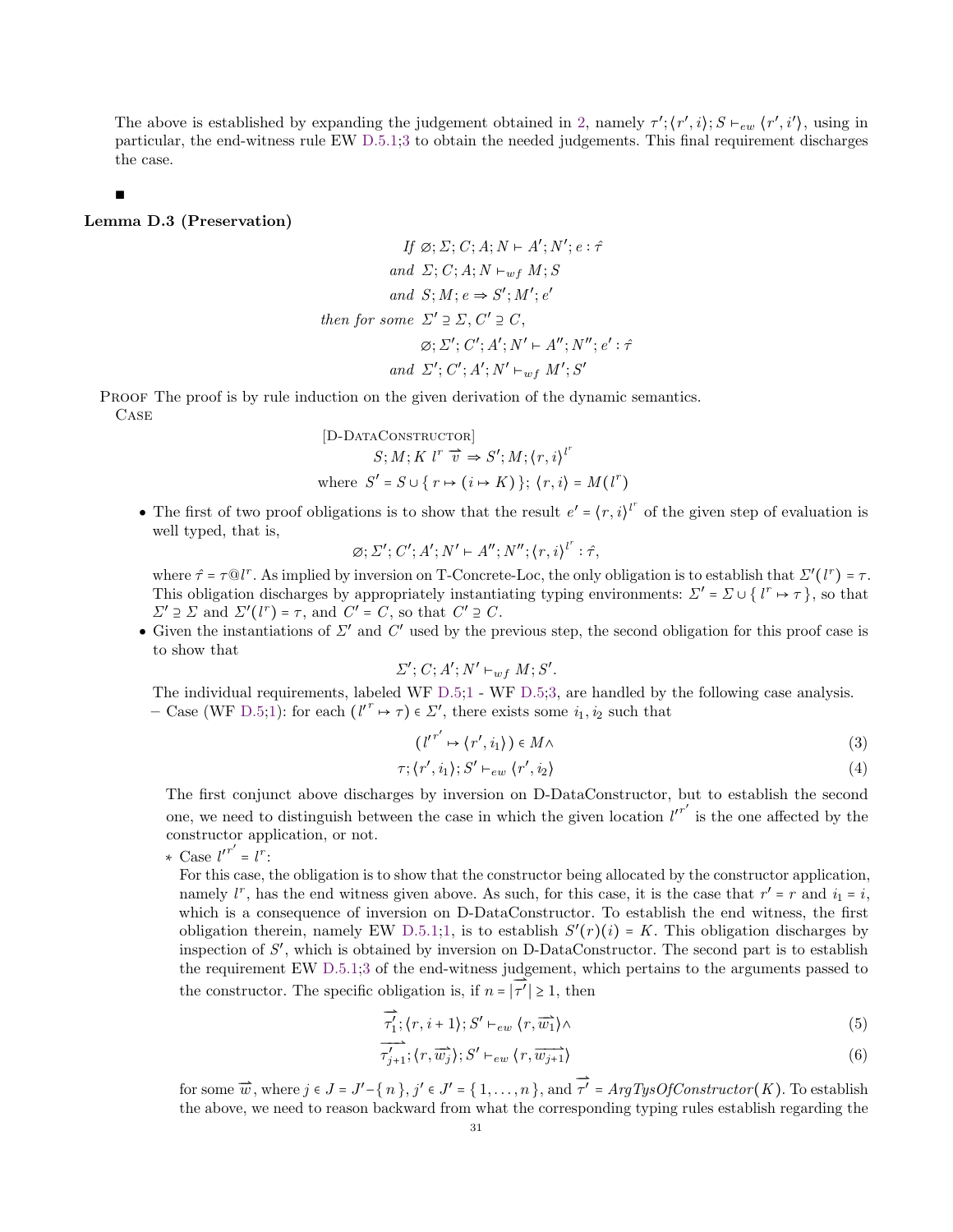The above is established by expanding the judgement obtained in 2, namely $\tau'; \langle r', i \rangle; S \vdash_{ew} \langle r', i' \rangle$, using in particular, the end-witness rule EW D.5.1;3 to obtain the needed judgements. This final requirement discharges the case.

■

**Lemma D.3 (Preservation)**

$$
\begin{aligned}
& \textit{If}\ \varnothing; \Sigma; C; A; N \vdash A'; N'; e : \hat{\tau} \\
& \textit{and}\ \Sigma; C; A; N \vdash_{wf} M; S \\
& \textit{and}\ S; M; e \Rightarrow S'; M'; e' \\
& \textit{then for some}\ \Sigma' \supseteq \Sigma, C' \supseteq C, \\
& \qquad \varnothing; \Sigma'; C'; A'; N' \vdash A''; N''; e' : \hat{\tau} \\
& \textit{and}\ \Sigma'; C'; A'; N' \vdash_{wf} M'; S'
\end{aligned}
$$

Proof The proof is by rule induction on the given derivation of the dynamic semantics.

Case

$$
\begin{gathered}
\text{[D-DataConstructor]} \\
S; M; K\ l^r\ \overrightarrow{v} \Rightarrow S'; M; \langle r, i \rangle^{l^r} \\
\text{where}\ S' = S \cup \{ r \mapsto (i \mapsto K) \};\ \langle r, i \rangle = M(l^r)
\end{gathered}
$$

- The first of two proof obligations is to show that the result $e' = \langle r, i \rangle^{l^r}$ of the given step of evaluation is well typed, that is,

$$\varnothing; \Sigma'; C'; A'; N' \vdash A''; N''; \langle r, i \rangle^{l^r} : \hat{\tau},$$

where $\hat{\tau} = \tau @ l^r$. As implied by inversion on T-Concrete-Loc, the only obligation is to establish that $\Sigma'(l^r) = \tau$. This obligation discharges by appropriately instantiating typing environments: $\Sigma' = \Sigma \cup \{ l^r \mapsto \tau \}$, so that $\Sigma' \supseteq \Sigma$ and $\Sigma'(l^r) = \tau$, and $C' = C$, so that $C' \supseteq C$.

- Given the instantiations of $\Sigma'$ and $C'$ used by the previous step, the second obligation for this proof case is to show that

$$\Sigma'; C; A'; N' \vdash_{wf} M; S'.$$

The individual requirements, labeled WF D.5;1 - WF D.5;3, are handled by the following case analysis.

  – Case (WF D.5;1): for each $(l'^{r'} \mapsto \tau) \in \Sigma'$, there exists some $i_1, i_2$ such that

$$(l'^{r'} \mapsto \langle r', i_1 \rangle) \in M \wedge \tag{3}$$

$$\tau; \langle r', i_1 \rangle; S' \vdash_{ew} \langle r', i_2 \rangle \tag{4}$$

  The first conjunct above discharges by inversion on D-DataConstructor, but to establish the second one, we need to distinguish between the case in which the given location $l'^{r'}$ is the one affected by the constructor application, or not.

    * Case $l'^{r'} = l^r$:
    For this case, the obligation is to show that the constructor being allocated by the constructor application, namely $l^r$, has the end witness given above. As such, for this case, it is the case that $r' = r$ and $i_1 = i$, which is a consequence of inversion on D-DataConstructor. To establish the end witness, the first obligation therein, namely EW D.5.1;1, is to establish $S'(r)(i) = K$. This obligation discharges by inspection of $S'$, which is obtained by inversion on D-DataConstructor. The second part is to establish the requirement EW D.5.1;3 of the end-witness judgement, which pertains to the arguments passed to the constructor. The specific obligation is, if $n = |\overrightarrow{\tau'}| \geq 1$, then

$$\overrightarrow{\tau'_1}; \langle r, i+1 \rangle; S' \vdash_{ew} \langle r, \overrightarrow{w_1} \rangle \wedge \tag{5}$$

$$\overrightarrow{\tau'_{j+1}}; \langle r, \overrightarrow{w_j} \rangle; S' \vdash_{ew} \langle r, \overrightarrow{w_{j+1}} \rangle \tag{6}$$

  for some $\overrightarrow{w}$, where $j \in J = J' - \{ n \}$, $j' \in J' = \{ 1, \ldots, n \}$, and $\overrightarrow{\tau'} = \mathit{ArgTysOfConstructor}(K)$. To establish the above, we need to reason backward from what the corresponding typing rules establish regarding the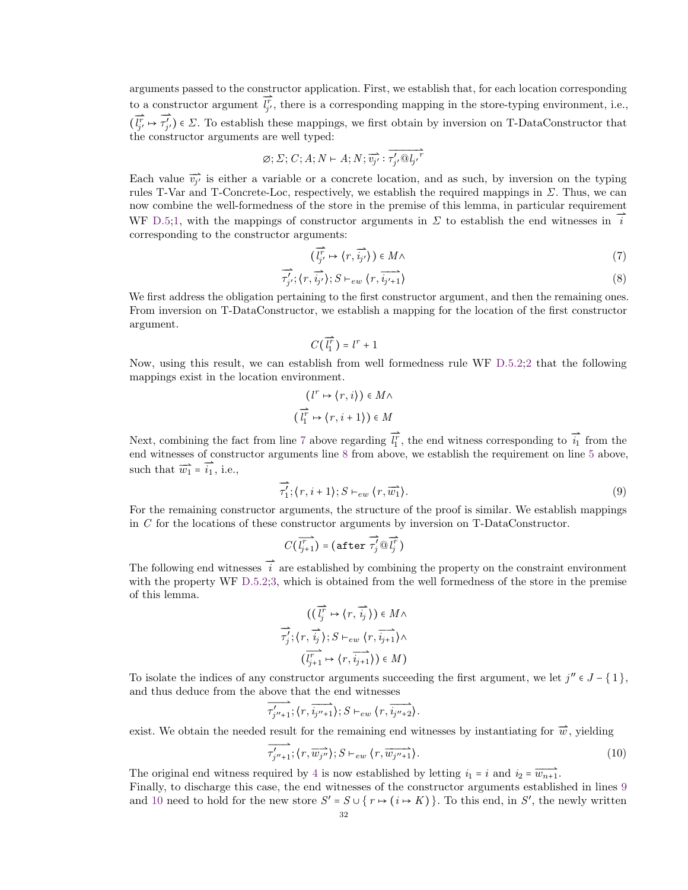arguments passed to the constructor application. First, we establish that, for each location corresponding to a constructor argument $\overrightarrow{l^r_{j'}}$, there is a corresponding mapping in the store-typing environment, i.e., $(\overrightarrow{l^r_{j'}} \mapsto \overrightarrow{\tau'_{j'}}) \in \Sigma$. To establish these mappings, we first obtain by inversion on T-DataConstructor that the constructor arguments are well typed:

$$\varnothing; \Sigma; C; A; N \vdash A; N; \overrightarrow{v_{j'}} : \overrightarrow{\tau'_{j'} @ l_{j'}{}^r}$$

Each value $\overrightarrow{v_{j'}}$ is either a variable or a concrete location, and as such, by inversion on the typing rules T-Var and T-Concrete-Loc, respectively, we establish the required mappings in $\Sigma$. Thus, we can now combine the well-formedness of the store in the premise of this lemma, in particular requirement WF D.5;1, with the mappings of constructor arguments in $\Sigma$ to establish the end witnesses in $\overrightarrow{i}$ corresponding to the constructor arguments:

$$(\overrightarrow{l^r_{j'}} \mapsto \langle r, \overrightarrow{i_{j'}} \rangle) \in M \wedge \tag{7}$$

$$\overrightarrow{\tau'_{j'}}; \langle r, \overrightarrow{i_{j'}} \rangle; S \vdash_{ew} \langle r, \overrightarrow{i_{j'+1}} \rangle \tag{8}$$

We first address the obligation pertaining to the first constructor argument, and then the remaining ones. From inversion on T-DataConstructor, we establish a mapping for the location of the first constructor argument.

$$C(\overrightarrow{l^r_1}) = l^r + 1$$

Now, using this result, we can establish from well formedness rule WF D.5.2;2 that the following mappings exist in the location environment.

$$(l^r \mapsto \langle r, i \rangle) \in M \wedge$$

$$(\overrightarrow{l^r_1} \mapsto \langle r, i + 1 \rangle) \in M$$

Next, combining the fact from line 7 above regarding $\overrightarrow{l^r_1}$, the end witness corresponding to $\overrightarrow{i_1}$ from the end witnesses of constructor arguments line 8 from above, we establish the requirement on line 5 above, such that $\overrightarrow{w_1} = \overrightarrow{i_1}$, i.e.,

$$\overrightarrow{\tau'_1}; \langle r, i + 1 \rangle; S \vdash_{ew} \langle r, \overrightarrow{w_1} \rangle. \tag{9}$$

For the remaining constructor arguments, the structure of the proof is similar. We establish mappings in $C$ for the locations of these constructor arguments by inversion on T-DataConstructor.

$$C(\overrightarrow{l^r_{j+1}}) = (\texttt{after}\ \overrightarrow{\tau'_j} @ \overrightarrow{l^r_j})$$

The following end witnesses $\overrightarrow{i}$ are established by combining the property on the constraint environment with the property WF D.5.2;3, which is obtained from the well formedness of the store in the premise of this lemma.

$$((\overrightarrow{l^r_j} \mapsto \langle r, \overrightarrow{i_j} \rangle) \in M \wedge$$

$$\overrightarrow{\tau'_j}; \langle r, \overrightarrow{i_j} \rangle; S \vdash_{ew} \langle r, \overrightarrow{i_{j+1}} \rangle \wedge$$

$$(\overrightarrow{l^r_{j+1}} \mapsto \langle r, \overrightarrow{i_{j+1}} \rangle) \in M)$$

To isolate the indices of any constructor arguments succeeding the first argument, we let $j'' \in J - \{1\}$, and thus deduce from the above that the end witnesses

$$\overrightarrow{\tau'_{j''+1}}; \langle r, \overrightarrow{i_{j''+1}} \rangle; S \vdash_{ew} \langle r, \overrightarrow{i_{j''+2}} \rangle.$$

exist. We obtain the needed result for the remaining end witnesses by instantiating for $\overrightarrow{w}$, yielding

$$\overrightarrow{\tau'_{j''+1}}; \langle r, \overrightarrow{w_{j''}} \rangle; S \vdash_{ew} \langle r, \overrightarrow{w_{j''+1}} \rangle. \tag{10}$$

The original end witness required by 4 is now established by letting $i_1 = i$ and $i_2 = \overrightarrow{w_{n+1}}$.
Finally, to discharge this case, the end witnesses of the constructor arguments established in lines 9 and 10 need to hold for the new store $S' = S \cup \{ r \mapsto (i \mapsto K) \}$. To this end, in $S'$, the newly written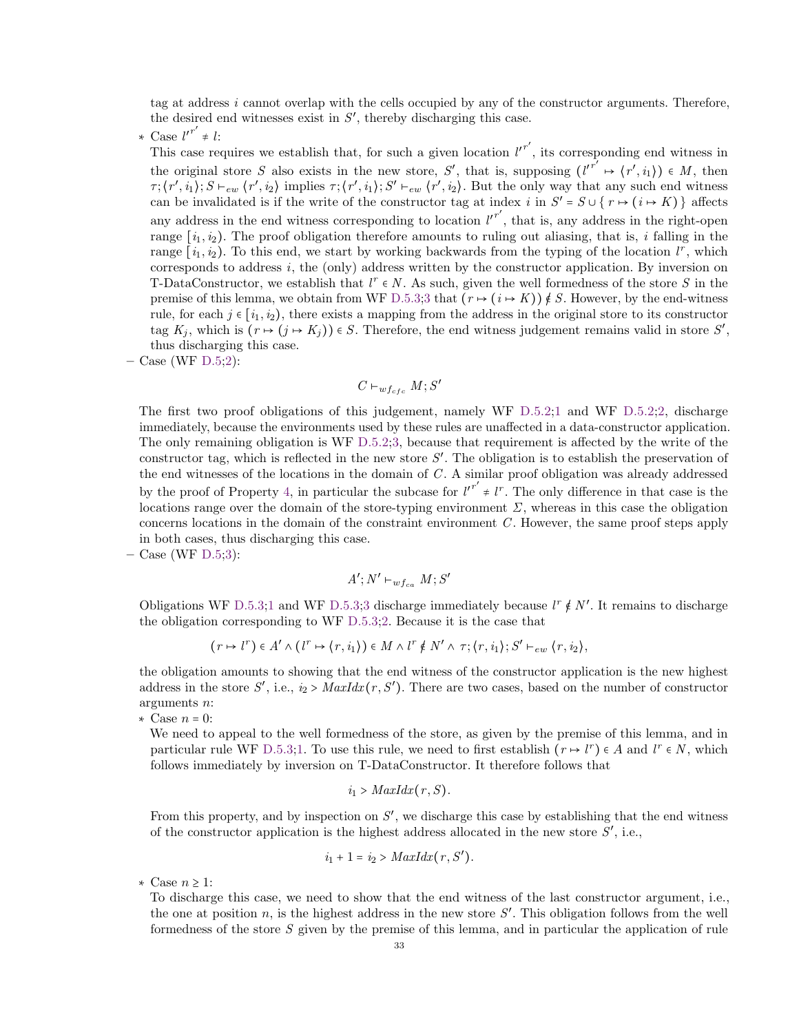tag at address $i$ cannot overlap with the cells occupied by any of the constructor arguments. Therefore, the desired end witnesses exist in $S'$, thereby discharging this case.

  * Case ${l'}^{r'} \neq l$:
    This case requires we establish that, for such a given location ${l'}^{r'}$, its corresponding end witness in the original store $S$ also exists in the new store, $S'$, that is, supposing $({l'}^{r'} \mapsto \langle r', i_1 \rangle) \in M$, then $\tau; \langle r', i_1 \rangle; S \vdash_{ew} \langle r', i_2 \rangle$ implies $\tau; \langle r', i_1 \rangle; S' \vdash_{ew} \langle r', i_2 \rangle$. But the only way that any such end witness can be invalidated is if the write of the constructor tag at index $i$ in $S' = S \cup \{ r \mapsto (i \mapsto K) \}$ affects any address in the end witness corresponding to location ${l'}^{r'}$, that is, any address in the right-open range $[i_1, i_2)$. The proof obligation therefore amounts to ruling out aliasing, that is, $i$ falling in the range $[i_1, i_2)$. To this end, we start by working backwards from the typing of the location $l^r$, which corresponds to address $i$, the (only) address written by the constructor application. By inversion on T-DataConstructor, we establish that $l^r \in N$. As such, given the well formedness of the store $S$ in the premise of this lemma, we obtain from WF D.5.3;3 that $(r \mapsto (i \mapsto K)) \notin S$. However, by the end-witness rule, for each $j \in [i_1, i_2)$, there exists a mapping from the address in the original store to its constructor tag $K_j$, which is $(r \mapsto (j \mapsto K_j)) \in S$. Therefore, the end witness judgement remains valid in store $S'$, thus discharging this case.

- Case (WF D.5;2):

$$C \vdash_{wf_{cfc}} M; S'$$

The first two proof obligations of this judgement, namely WF D.5.2;1 and WF D.5.2;2, discharge immediately, because the environments used by these rules are unaffected in a data-constructor application. The only remaining obligation is WF D.5.2;3, because that requirement is affected by the write of the constructor tag, which is reflected in the new store $S'$. The obligation is to establish the preservation of the end witnesses of the locations in the domain of $C$. A similar proof obligation was already addressed by the proof of Property 4, in particular the subcase for ${l'}^{r'} \neq l^r$. The only difference in that case is the locations range over the domain of the store-typing environment $\Sigma$, whereas in this case the obligation concerns locations in the domain of the constraint environment $C$. However, the same proof steps apply in both cases, thus discharging this case.

- Case (WF D.5;3):

$$A'; N' \vdash_{wf_{ca}} M; S'$$

Obligations WF D.5.3;1 and WF D.5.3;3 discharge immediately because $l^r \notin N'$. It remains to discharge the obligation corresponding to WF D.5.3;2. Because it is the case that

$$(r \mapsto l^r) \in A' \wedge (l^r \mapsto \langle r, i_1 \rangle) \in M \wedge l^r \notin N' \wedge \tau; \langle r, i_1 \rangle; S' \vdash_{ew} \langle r, i_2 \rangle,$$

the obligation amounts to showing that the end witness of the constructor application is the new highest address in the store $S'$, i.e., $i_2 > MaxIdx(r, S')$. There are two cases, based on the number of constructor arguments $n$:

  * Case $n = 0$:
    We need to appeal to the well formedness of the store, as given by the premise of this lemma, and in particular rule WF D.5.3;1. To use this rule, we need to first establish $(r \mapsto l^r) \in A$ and $l^r \in N$, which follows immediately by inversion on T-DataConstructor. It therefore follows that

$$i_1 > MaxIdx(r, S).$$

    From this property, and by inspection on $S'$, we discharge this case by establishing that the end witness of the constructor application is the highest address allocated in the new store $S'$, i.e.,

$$i_1 + 1 = i_2 > MaxIdx(r, S').$$

  * Case $n \geq 1$:
    To discharge this case, we need to show that the end witness of the last constructor argument, i.e., the one at position $n$, is the highest address in the new store $S'$. This obligation follows from the well formedness of the store $S$ given by the premise of this lemma, and in particular the application of rule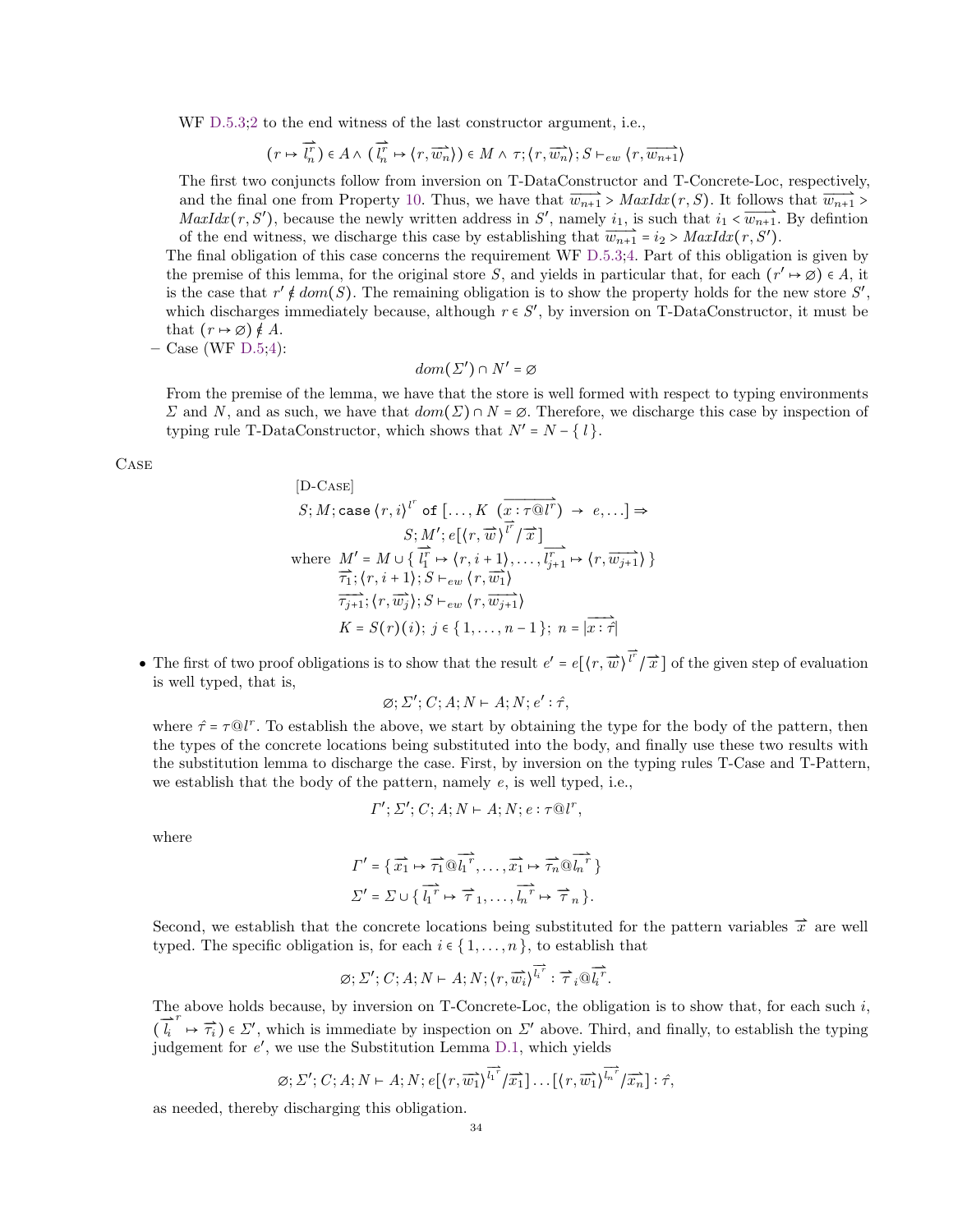WF D.5.3;2 to the end witness of the last constructor argument, i.e.,

$$(r \mapsto \overrightarrow{l_n^r}) \in A \wedge (\overrightarrow{l_n^r} \mapsto \langle r, \overrightarrow{w_n} \rangle) \in M \wedge \tau; \langle r, \overrightarrow{w_n} \rangle; S \vdash_{ew} \langle r, \overrightarrow{w_{n+1}} \rangle$$

The first two conjuncts follow from inversion on T-DataConstructor and T-Concrete-Loc, respectively, and the final one from Property 10. Thus, we have that $\overrightarrow{w_{n+1}} > MaxIdx(r, S)$. It follows that $\overrightarrow{w_{n+1}} > MaxIdx(r, S')$, because the newly written address in $S'$, namely $i_1$, is such that $i_1 < \overrightarrow{w_{n+1}}$. By defintion of the end witness, we discharge this case by establishing that $\overrightarrow{w_{n+1}} = i_2 > MaxIdx(r, S')$.

The final obligation of this case concerns the requirement WF D.5.3;4. Part of this obligation is given by the premise of this lemma, for the original store $S$, and yields in particular that, for each $(r' \mapsto \varnothing) \in A$, it is the case that $r' \notin dom(S)$. The remaining obligation is to show the property holds for the new store $S'$, which discharges immediately because, although $r \in S'$, by inversion on T-DataConstructor, it must be that $(r \mapsto \varnothing) \notin A$.

– Case (WF D.5;4):

$$dom(\Sigma') \cap N' = \varnothing$$

From the premise of the lemma, we have that the store is well formed with respect to typing environments $\Sigma$ and $N$, and as such, we have that $dom(\Sigma) \cap N = \varnothing$. Therefore, we discharge this case by inspection of typing rule T-DataConstructor, which shows that $N' = N - \{ l \}$.

Case

$$
\begin{array}{l}
\text{[D-Case]} \\
S; M; \texttt{case}\ \langle r, i \rangle^{l^r}\ \texttt{of}\ [\ldots, K\ (\overrightarrow{x : \tau @ l^r})\ \rightarrow\ e, \ldots] \Rightarrow \\
\qquad S; M'; e[\langle r, \overrightarrow{w} \rangle^{\overrightarrow{l^r}} / \overrightarrow{x}\,] \\
\text{where}\ \ M' = M \cup \{ \overrightarrow{l_1^r} \mapsto \langle r, i+1 \rangle, \ldots, \overrightarrow{l_{j+1}^r} \mapsto \langle r, \overrightarrow{w_{j+1}} \rangle \} \\
\qquad\ \ \overrightarrow{\tau_1}; \langle r, i+1 \rangle; S \vdash_{ew} \langle r, \overrightarrow{w_1} \rangle \\
\qquad\ \ \overrightarrow{\tau_{j+1}}; \langle r, \overrightarrow{w_j} \rangle; S \vdash_{ew} \langle r, \overrightarrow{w_{j+1}} \rangle \\
\qquad\ \ K = S(r)(i);\ j \in \{ 1, \ldots, n-1 \};\ n = |\overrightarrow{x : \tau}|
\end{array}
$$

- The first of two proof obligations is to show that the result $e' = e[\langle r, \overrightarrow{w} \rangle^{\overrightarrow{l^r}} / \overrightarrow{x}\,]$ of the given step of evaluation is well typed, that is,

$$\varnothing; \Sigma'; C; A; N \vdash A; N; e' : \hat{\tau},$$

where $\hat{\tau} = \tau @ l^r$. To establish the above, we start by obtaining the type for the body of the pattern, then the types of the concrete locations being substituted into the body, and finally use these two results with the substitution lemma to discharge the case. First, by inversion on the typing rules T-Case and T-Pattern, we establish that the body of the pattern, namely $e$, is well typed, i.e.,

$$\Gamma'; \Sigma'; C; A; N \vdash A; N; e : \tau @ l^r,$$

where

$$\Gamma' = \{ \overrightarrow{x_1} \mapsto \overrightarrow{\tau_1} @ \overrightarrow{l_1^{\,r}}, \ldots, \overrightarrow{x_1} \mapsto \overrightarrow{\tau_n} @ \overrightarrow{l_n^{\,r}} \}$$
$$\Sigma' = \Sigma \cup \{ \overrightarrow{l_1^{\,r}} \mapsto \overrightarrow{\tau}_1, \ldots, \overrightarrow{l_n^{\,r}} \mapsto \overrightarrow{\tau}_n \}.$$

Second, we establish that the concrete locations being substituted for the pattern variables $\overrightarrow{x}$ are well typed. The specific obligation is, for each $i \in \{ 1, \ldots, n \}$, to establish that

$$\varnothing; \Sigma'; C; A; N \vdash A; N; \langle r, \overrightarrow{w_i} \rangle^{\overrightarrow{l_i^r}} : \overrightarrow{\tau}_i @ \overrightarrow{l_i^r}.$$

The above holds because, by inversion on T-Concrete-Loc, the obligation is to show that, for each such $i$, $(\overrightarrow{l_i}^r \mapsto \overrightarrow{\tau_i}) \in \Sigma'$, which is immediate by inspection on $\Sigma'$ above. Third, and finally, to establish the typing judgement for $e'$, we use the Substitution Lemma D.1, which yields

$$\varnothing; \Sigma'; C; A; N \vdash A; N; e[\langle r, \overrightarrow{w_1} \rangle^{\overrightarrow{l_1^r}} / \overrightarrow{x_1}] \ldots [\langle r, \overrightarrow{w_1} \rangle^{\overrightarrow{l_n^r}} / \overrightarrow{x_n}] : \hat{\tau},$$

as needed, thereby discharging this obligation.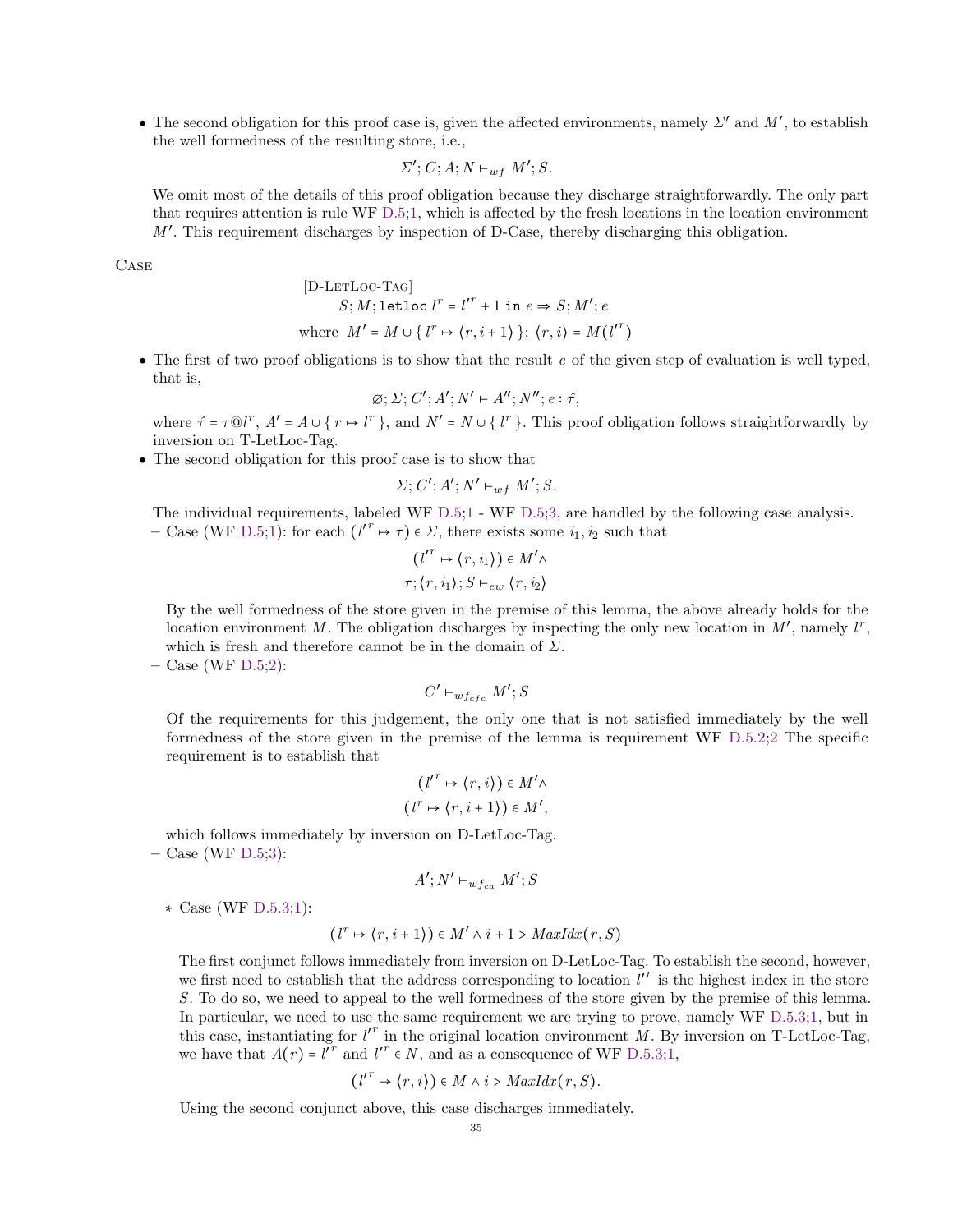- The second obligation for this proof case is, given the affected environments, namely $\Sigma'$ and $M'$, to establish the well formedness of the resulting store, i.e.,

$$\Sigma'; C; A; N \vdash_{wf} M'; S.$$

We omit most of the details of this proof obligation because they discharge straightforwardly. The only part that requires attention is rule WF D.5;1, which is affected by the fresh locations in the location environment $M'$. This requirement discharges by inspection of D-Case, thereby discharging this obligation.

Case

$$\begin{array}{l}\text{[D-LetLoc-Tag]}\\ \quad S; M; \texttt{letloc}\ l^r = l'^r + 1\ \texttt{in}\ e \Rightarrow S; M'; e\\ \text{where}\ \ M' = M \cup \{\, l^r \mapsto \langle r, i+1\rangle \,\};\ \langle r, i\rangle = M(l'^r)\end{array}$$

- The first of two proof obligations is to show that the result $e$ of the given step of evaluation is well typed, that is,

$$\varnothing; \Sigma; C'; A'; N' \vdash A''; N''; e : \hat{\tau},$$

where $\hat{\tau} = \tau@l^r$, $A' = A \cup \{\, r \mapsto l^r \,\}$, and $N' = N \cup \{\, l^r \,\}$. This proof obligation follows straightforwardly by inversion on T-LetLoc-Tag.

- The second obligation for this proof case is to show that

$$\Sigma; C'; A'; N' \vdash_{wf} M'; S.$$

The individual requirements, labeled WF D.5;1 - WF D.5;3, are handled by the following case analysis.

  – Case (WF D.5;1): for each $(l'^r \mapsto \tau) \in \Sigma$, there exists some $i_1, i_2$ such that

$$(l'^r \mapsto \langle r, i_1\rangle) \in M' \wedge$$
$$\tau; \langle r, i_1\rangle; S \vdash_{ew} \langle r, i_2\rangle$$

  By the well formedness of the store given in the premise of this lemma, the above already holds for the location environment $M$. The obligation discharges by inspecting the only new location in $M'$, namely $l^r$, which is fresh and therefore cannot be in the domain of $\Sigma$.

  – Case (WF D.5;2):

$$C' \vdash_{wf_{cfc}} M'; S$$

  Of the requirements for this judgement, the only one that is not satisfied immediately by the well formedness of the store given in the premise of the lemma is requirement WF D.5.2;2 The specific requirement is to establish that

$$(l'^r \mapsto \langle r, i\rangle) \in M' \wedge$$
$$(l^r \mapsto \langle r, i+1\rangle) \in M',$$

  which follows immediately by inversion on D-LetLoc-Tag.

  – Case (WF D.5;3):

$$A'; N' \vdash_{wf_{ca}} M'; S$$

    * Case (WF D.5.3;1):

$$(l^r \mapsto \langle r, i+1\rangle) \in M' \wedge i+1 > \mathit{MaxIdx}(r, S)$$

    The first conjunct follows immediately from inversion on D-LetLoc-Tag. To establish the second, however, we first need to establish that the address corresponding to location $l'^r$ is the highest index in the store $S$. To do so, we need to appeal to the well formedness of the store given by the premise of this lemma. In particular, we need to use the same requirement we are trying to prove, namely WF D.5.3;1, but in this case, instantiating for $l'^r$ in the original location environment $M$. By inversion on T-LetLoc-Tag, we have that $A(r) = l'^r$ and $l'^r \in N$, and as a consequence of WF D.5.3;1,

$$(l'^r \mapsto \langle r, i\rangle) \in M \wedge i > \mathit{MaxIdx}(r, S).$$

    Using the second conjunct above, this case discharges immediately.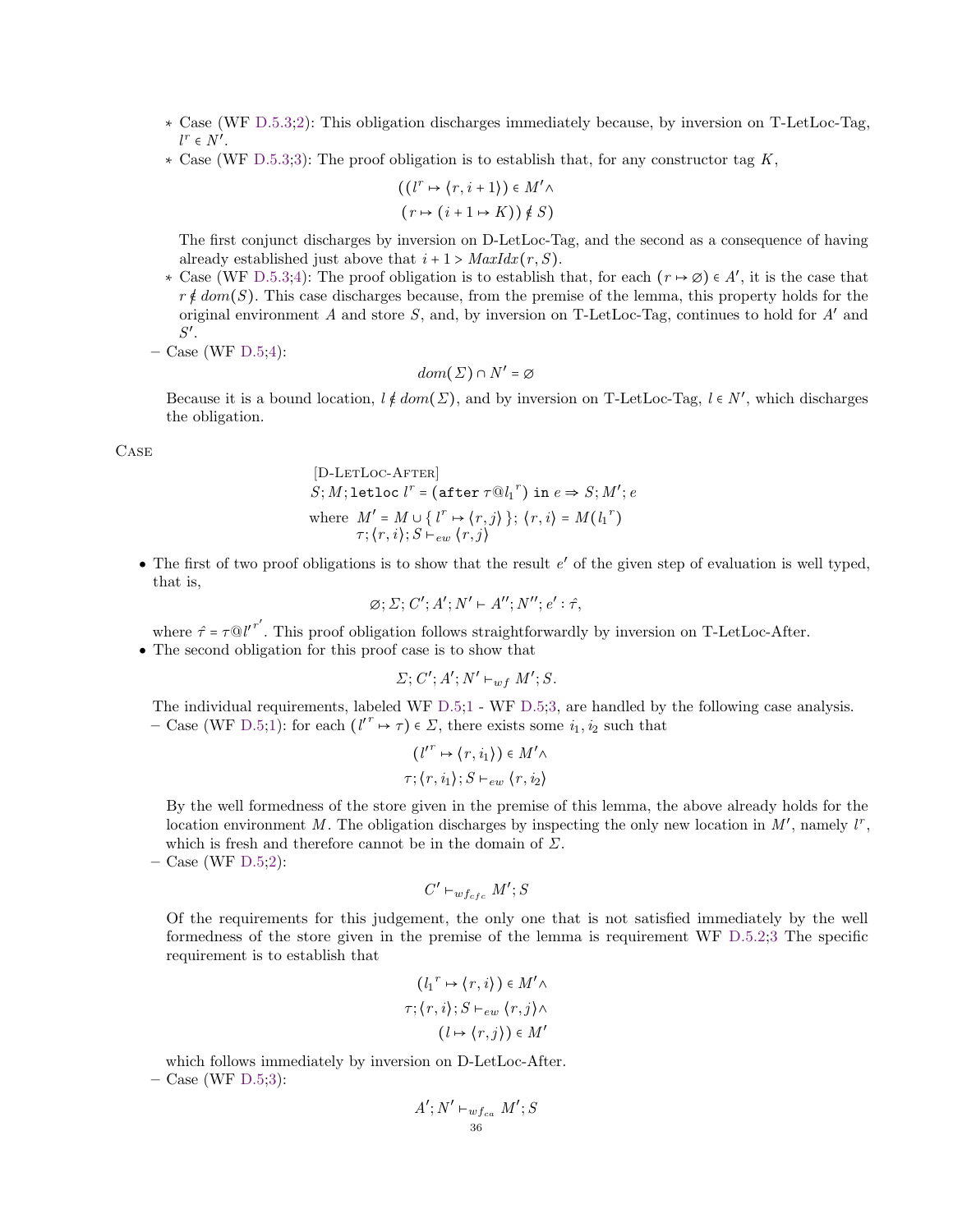* Case (WF D.5.3;2): This obligation discharges immediately because, by inversion on T-LetLoc-Tag, $l^r \in N'$.
  * Case (WF D.5.3;3): The proof obligation is to establish that, for any constructor tag $K$,

$$((l^r \mapsto \langle r, i+1 \rangle) \in M' \wedge$$
$$(r \mapsto (i+1 \mapsto K)) \notin S)$$

    The first conjunct discharges by inversion on D-LetLoc-Tag, and the second as a consequence of having already established just above that $i+1 > MaxIdx(r, S)$.
  * Case (WF D.5.3;4): The proof obligation is to establish that, for each $(r \mapsto \varnothing) \in A'$, it is the case that $r \notin dom(S)$. This case discharges because, from the premise of the lemma, this property holds for the original environment $A$ and store $S$, and, by inversion on T-LetLoc-Tag, continues to hold for $A'$ and $S'$.

- Case (WF D.5;4):

$$dom(\Sigma) \cap N' = \varnothing$$

  Because it is a bound location, $l \notin dom(\Sigma)$, and by inversion on T-LetLoc-Tag, $l \in N'$, which discharges the obligation.

Case

$$\begin{array}{l}
[\text{D-LetLoc-After}] \\
S; M; \texttt{letloc}\ l^r = (\texttt{after}\ \tau @ {l_1}^r)\ \texttt{in}\ e \Rightarrow S; M'; e \\
\text{where}\ \ M' = M \cup \{\ l^r \mapsto \langle r, j \rangle\ \};\ \langle r, i \rangle = M({l_1}^r) \\
\qquad\quad \tau; \langle r, i \rangle; S \vdash_{ew} \langle r, j \rangle
\end{array}$$

- The first of two proof obligations is to show that the result $e'$ of the given step of evaluation is well typed, that is,

$$\varnothing; \Sigma; C'; A'; N' \vdash A''; N''; e' : \hat{\tau},$$

  where $\hat{\tau} = \tau @ {l'}^{r'}$. This proof obligation follows straightforwardly by inversion on T-LetLoc-After.
- The second obligation for this proof case is to show that

$$\Sigma; C'; A'; N' \vdash_{wf} M'; S.$$

  The individual requirements, labeled WF D.5;1 - WF D.5;3, are handled by the following case analysis.

- Case (WF D.5;1): for each $({l'}^r \mapsto \tau) \in \Sigma$, there exists some $i_1, i_2$ such that

$$({l'}^r \mapsto \langle r, i_1 \rangle) \in M' \wedge$$
$$\tau; \langle r, i_1 \rangle; S \vdash_{ew} \langle r, i_2 \rangle$$

  By the well formedness of the store given in the premise of this lemma, the above already holds for the location environment $M$. The obligation discharges by inspecting the only new location in $M'$, namely $l^r$, which is fresh and therefore cannot be in the domain of $\Sigma$.
- Case (WF D.5;2):

$$C' \vdash_{wf_{cfc}} M'; S$$

  Of the requirements for this judgement, the only one that is not satisfied immediately by the well formedness of the store given in the premise of the lemma is requirement WF D.5.2;3 The specific requirement is to establish that

$$({l_1}^r \mapsto \langle r, i \rangle) \in M' \wedge$$
$$\tau; \langle r, i \rangle; S \vdash_{ew} \langle r, j \rangle \wedge$$
$$(l \mapsto \langle r, j \rangle) \in M'$$

  which follows immediately by inversion on D-LetLoc-After.
- Case (WF D.5;3):

$$A'; N' \vdash_{wf_{ca}} M'; S$$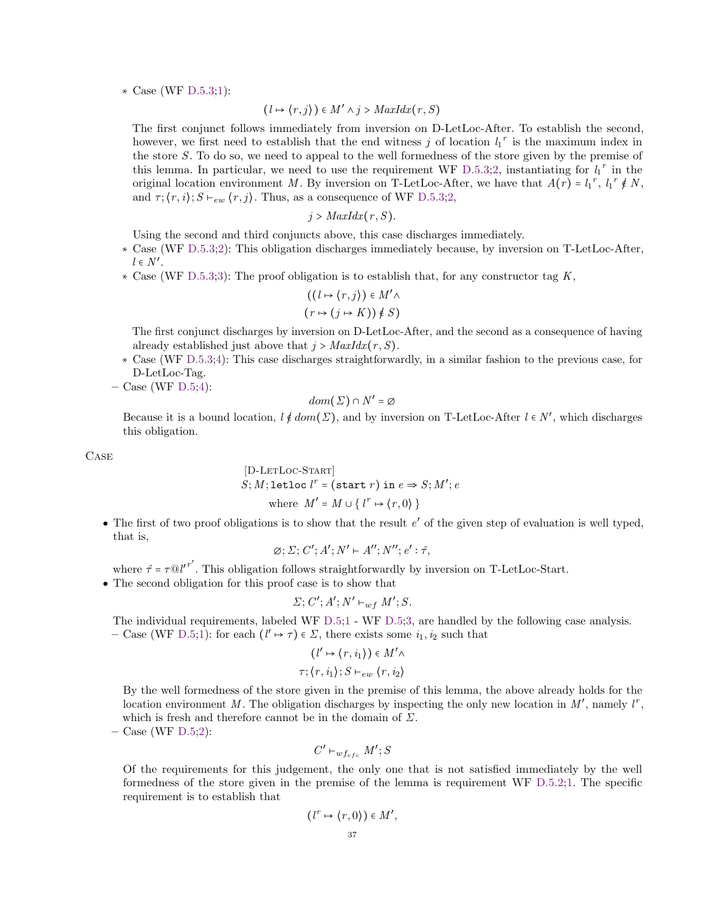* Case (WF D.5.3;1):

$$(l \mapsto \langle r, j \rangle) \in M' \wedge j > \mathit{MaxIdx}(r, S)$$

  The first conjunct follows immediately from inversion on D-LetLoc-After. To establish the second, however, we first need to establish that the end witness $j$ of location ${l_1}^r$ is the maximum index in the store $S$. To do so, we need to appeal to the well formedness of the store given by the premise of this lemma. In particular, we need to use the requirement WF D.5.3;2, instantiating for ${l_1}^r$ in the original location environment $M$. By inversion on T-LetLoc-After, we have that $A(r) = {l_1}^r$, ${l_1}^r \notin N$, and $\tau; \langle r, i \rangle; S \vdash_{ew} \langle r, j \rangle$. Thus, as a consequence of WF D.5.3;2,

$$j > \mathit{MaxIdx}(r, S).$$

  Using the second and third conjuncts above, this case discharges immediately.

  * Case (WF D.5.3;2): This obligation discharges immediately because, by inversion on T-LetLoc-After, $l \in N'$.
  * Case (WF D.5.3;3): The proof obligation is to establish that, for any constructor tag $K$,

$$((l \mapsto \langle r, j \rangle) \in M' \wedge$$
$$(r \mapsto (j \mapsto K)) \notin S)$$

  The first conjunct discharges by inversion on D-LetLoc-After, and the second as a consequence of having already established just above that $j > \mathit{MaxIdx}(r, S)$.

  * Case (WF D.5.3;4): This case discharges straightforwardly, in a similar fashion to the previous case, for D-LetLoc-Tag.

- Case (WF D.5;4):

$$dom(\Sigma) \cap N' = \varnothing$$

  Because it is a bound location, $l \notin dom(\Sigma)$, and by inversion on T-LetLoc-After $l \in N'$, which discharges this obligation.

Case

$$\frac{[\text{D-LetLoc-Start}]}{S; M; \texttt{letloc}\ l^r = (\texttt{start}\ r)\ \texttt{in}\ e \Rightarrow S; M'; e}$$
$$\text{where}\ \ M' = M \cup \{\, l^r \mapsto \langle r, 0 \rangle \,\}$$

- The first of two proof obligations is to show that the result $e'$ of the given step of evaluation is well typed, that is,

$$\varnothing; \Sigma; C'; A'; N' \vdash A''; N''; e' : \hat{\tau},$$

  where $\hat{\tau} = \tau @ {l'}^{r'}$. This obligation follows straightforwardly by inversion on T-LetLoc-Start.

- The second obligation for this proof case is to show that

$$\Sigma; C'; A'; N' \vdash_{wf} M'; S.$$

  The individual requirements, labeled WF D.5;1 - WF D.5;3, are handled by the following case analysis.

  - Case (WF D.5;1): for each $(l' \mapsto \tau) \in \Sigma$, there exists some $i_1, i_2$ such that

$$(l' \mapsto \langle r, i_1 \rangle) \in M' \wedge$$
$$\tau; \langle r, i_1 \rangle; S \vdash_{ew} \langle r, i_2 \rangle$$

  By the well formedness of the store given in the premise of this lemma, the above already holds for the location environment $M$. The obligation discharges by inspecting the only new location in $M'$, namely $l^r$, which is fresh and therefore cannot be in the domain of $\Sigma$.

  - Case (WF D.5;2):

$$C' \vdash_{wf_{cfc}} M'; S$$

  Of the requirements for this judgement, the only one that is not satisfied immediately by the well formedness of the store given in the premise of the lemma is requirement WF D.5.2;1. The specific requirement is to establish that

$$(l^r \mapsto \langle r, 0 \rangle) \in M',$$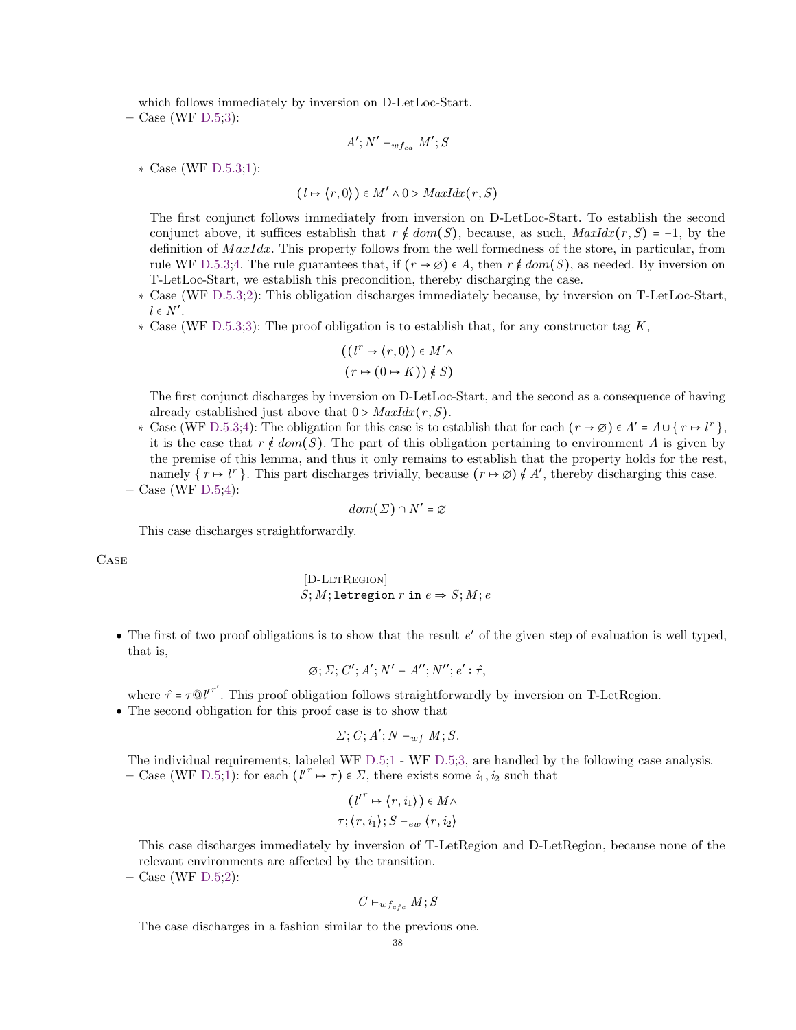which follows immediately by inversion on D-LetLoc-Start.

– Case (WF D.5;3):

$$A'; N' \vdash_{wf_{ca}} M'; S$$

  * Case (WF D.5.3;1):

  $$(l \mapsto \langle r, 0\rangle) \in M' \wedge 0 > MaxIdx(r, S)$$

  The first conjunct follows immediately from inversion on D-LetLoc-Start. To establish the second conjunct above, it suffices establish that $r \notin dom(S)$, because, as such, $MaxIdx(r, S) = -1$, by the definition of $MaxIdx$. This property follows from the well formedness of the store, in particular, from rule WF D.5.3;4. The rule guarantees that, if $(r \mapsto \varnothing) \in A$, then $r \notin dom(S)$, as needed. By inversion on T-LetLoc-Start, we establish this precondition, thereby discharging the case.

  * Case (WF D.5.3;2): This obligation discharges immediately because, by inversion on T-LetLoc-Start, $l \in N'$.

  * Case (WF D.5.3;3): The proof obligation is to establish that, for any constructor tag $K$,

  $$((l^r \mapsto \langle r, 0\rangle) \in M' \wedge$$
  $$(r \mapsto (0 \mapsto K)) \notin S)$$

  The first conjunct discharges by inversion on D-LetLoc-Start, and the second as a consequence of having already established just above that $0 > MaxIdx(r, S)$.

  * Case (WF D.5.3;4): The obligation for this case is to establish that for each $(r \mapsto \varnothing) \in A' = A \cup \{ r \mapsto l^r \}$, it is the case that $r \notin dom(S)$. The part of this obligation pertaining to environment $A$ is given by the premise of this lemma, and thus it only remains to establish that the property holds for the rest, namely $\{ r \mapsto l^r \}$. This part discharges trivially, because $(r \mapsto \varnothing) \notin A'$, thereby discharging this case.

– Case (WF D.5;4):

$$dom(\Sigma) \cap N' = \varnothing$$

This case discharges straightforwardly.

CASE

$$\text{[D-LetRegion]}$$
$$S; M; \texttt{letregion}\ r\ \texttt{in}\ e \Rightarrow S; M; e$$

- The first of two proof obligations is to show that the result $e'$ of the given step of evaluation is well typed, that is,

$$\varnothing; \Sigma; C'; A'; N' \vdash A''; N''; e' : \hat{\tau},$$

where $\hat{\tau} = \tau @ l'^{r'}$. This proof obligation follows straightforwardly by inversion on T-LetRegion.

- The second obligation for this proof case is to show that

$$\Sigma; C; A'; N \vdash_{wf} M; S.$$

The individual requirements, labeled WF D.5;1 - WF D.5;3, are handled by the following case analysis.

– Case (WF D.5;1): for each $(l'^r \mapsto \tau) \in \Sigma$, there exists some $i_1, i_2$ such that

$$(l'^r \mapsto \langle r, i_1\rangle) \in M \wedge$$
$$\tau; \langle r, i_1\rangle; S \vdash_{ew} \langle r, i_2\rangle$$

This case discharges immediately by inversion of T-LetRegion and D-LetRegion, because none of the relevant environments are affected by the transition.

– Case (WF D.5;2):

$$C \vdash_{wf_{cfc}} M; S$$

The case discharges in a fashion similar to the previous one.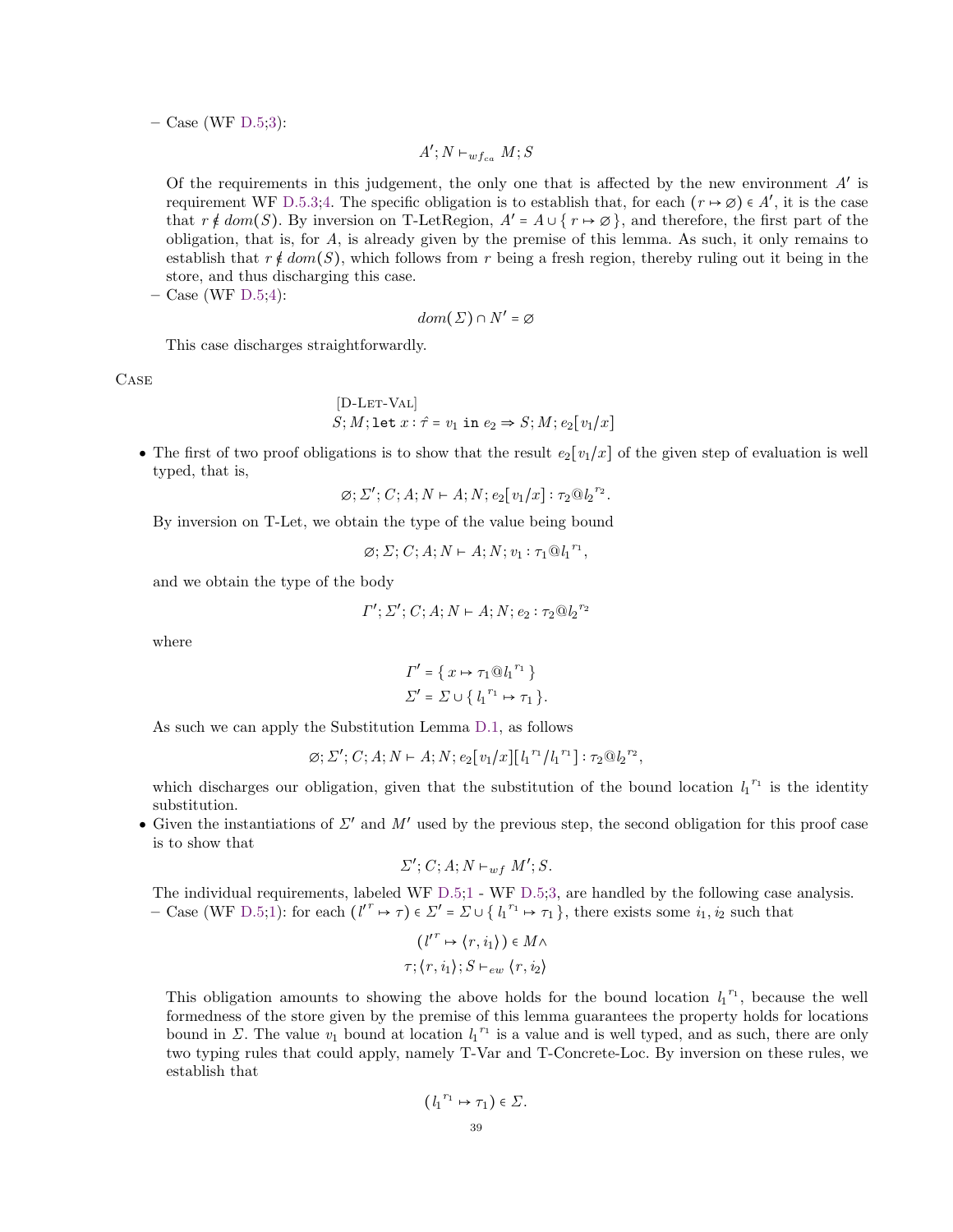– Case (WF D.5;3):

$$A'; N \vdash_{wf_{ca}} M; S$$

Of the requirements in this judgement, the only one that is affected by the new environment $A'$ is requirement WF D.5.3;4. The specific obligation is to establish that, for each $(r \mapsto \varnothing) \in A'$, it is the case that $r \notin dom(S)$. By inversion on T-LetRegion, $A' = A \cup \{ r \mapsto \varnothing \}$, and therefore, the first part of the obligation, that is, for $A$, is already given by the premise of this lemma. As such, it only remains to establish that $r \notin dom(S)$, which follows from $r$ being a fresh region, thereby ruling out it being in the store, and thus discharging this case.

– Case (WF D.5;4):

$$dom(\Sigma) \cap N' = \varnothing$$

This case discharges straightforwardly.

Case

$$\frac{[\text{D-Let-Val}]}{S; M; \texttt{let}\ x : \hat{\tau} = v_1\ \texttt{in}\ e_2 \Rightarrow S; M; e_2[v_1/x]}$$

- The first of two proof obligations is to show that the result $e_2[v_1/x]$ of the given step of evaluation is well typed, that is,

$$\varnothing; \Sigma'; C; A; N \vdash A; N; e_2[v_1/x] : \tau_2 @ {l_2}^{r_2}.$$

By inversion on T-Let, we obtain the type of the value being bound

$$\varnothing; \Sigma; C; A; N \vdash A; N; v_1 : \tau_1 @ {l_1}^{r_1},$$

and we obtain the type of the body

$$\Gamma'; \Sigma'; C; A; N \vdash A; N; e_2 : \tau_2 @ {l_2}^{r_2}$$

where

$$\Gamma' = \{ x \mapsto \tau_1 @ {l_1}^{r_1} \}$$
$$\Sigma' = \Sigma \cup \{ {l_1}^{r_1} \mapsto \tau_1 \}.$$

As such we can apply the Substitution Lemma D.1, as follows

$$\varnothing; \Sigma'; C; A; N \vdash A; N; e_2[v_1/x][{l_1}^{r_1}/{l_1}^{r_1}] : \tau_2 @ {l_2}^{r_2},$$

which discharges our obligation, given that the substitution of the bound location ${l_1}^{r_1}$ is the identity substitution.

- Given the instantiations of $\Sigma'$ and $M'$ used by the previous step, the second obligation for this proof case is to show that

$$\Sigma'; C; A; N \vdash_{wf} M'; S.$$

The individual requirements, labeled WF D.5;1 - WF D.5;3, are handled by the following case analysis.

– Case (WF D.5;1): for each $({l'}^{r} \mapsto \tau) \in \Sigma' = \Sigma \cup \{ {l_1}^{r_1} \mapsto \tau_1 \}$, there exists some $i_1, i_2$ such that

$$({l'}^{r} \mapsto \langle r, i_1 \rangle) \in M \wedge$$
$$\tau; \langle r, i_1 \rangle; S \vdash_{ew} \langle r, i_2 \rangle$$

This obligation amounts to showing the above holds for the bound location ${l_1}^{r_1}$, because the well formedness of the store given by the premise of this lemma guarantees the property holds for locations bound in $\Sigma$. The value $v_1$ bound at location ${l_1}^{r_1}$ is a value and is well typed, and as such, there are only two typing rules that could apply, namely T-Var and T-Concrete-Loc. By inversion on these rules, we establish that

$$({l_1}^{r_1} \mapsto \tau_1) \in \Sigma.$$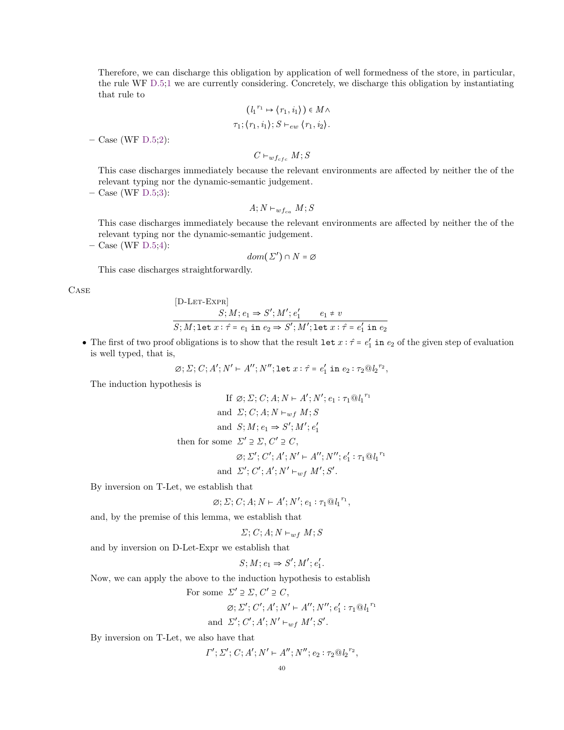Therefore, we can discharge this obligation by application of well formedness of the store, in particular, the rule WF D.5;1 we are currently considering. Concretely, we discharge this obligation by instantiating that rule to

$$(l_1{}^{r_1} \mapsto \langle r_1, i_1 \rangle) \in M \wedge$$
$$\tau_1; \langle r_1, i_1 \rangle; S \vdash_{ew} \langle r_1, i_2 \rangle.$$

– Case (WF D.5;2):

$$C \vdash_{wf_{cfc}} M; S$$

This case discharges immediately because the relevant environments are affected by neither the of the relevant typing nor the dynamic-semantic judgement.

– Case (WF D.5;3):

$$A; N \vdash_{wf_{ca}} M; S$$

This case discharges immediately because the relevant environments are affected by neither the of the relevant typing nor the dynamic-semantic judgement.

– Case (WF D.5;4):

$$dom(\Sigma') \cap N = \varnothing$$

This case discharges straightforwardly.

Case

$$\frac{S; M; e_1 \Rightarrow S'; M'; e_1' \qquad e_1 \neq v}{S; M; \texttt{let}\ x : \hat{\tau} = e_1\ \texttt{in}\ e_2 \Rightarrow S'; M'; \texttt{let}\ x : \hat{\tau} = e_1'\ \texttt{in}\ e_2}\ \text{[D-Let-Expr]}$$

- The first of two proof obligations is to show that the result $\texttt{let}\ x : \hat{\tau} = e_1'\ \texttt{in}\ e_2$ of the given step of evaluation is well typed, that is,

$$\varnothing; \Sigma; C; A'; N' \vdash A''; N''; \texttt{let}\ x : \hat{\tau} = e_1'\ \texttt{in}\ e_2 : \tau_2 @ l_2{}^{r_2},$$

The induction hypothesis is

$$\begin{aligned}
&\text{If } \varnothing; \Sigma; C; A; N \vdash A'; N'; e_1 : \tau_1 @ l_1{}^{r_1} \\
&\text{and } \Sigma; C; A; N \vdash_{wf} M; S \\
&\text{and } S; M; e_1 \Rightarrow S'; M'; e_1' \\
&\text{then for some } \Sigma' \supseteq \Sigma, C' \supseteq C, \\
&\quad \varnothing; \Sigma'; C'; A'; N' \vdash A''; N''; e_1' : \tau_1 @ l_1{}^{r_1} \\
&\text{and } \Sigma'; C'; A'; N' \vdash_{wf} M'; S'.
\end{aligned}$$

By inversion on T-Let, we establish that

$$\varnothing; \Sigma; C; A; N \vdash A'; N'; e_1 : \tau_1 @ l_1{}^{r_1},$$

and, by the premise of this lemma, we establish that

$$\Sigma; C; A; N \vdash_{wf} M; S$$

and by inversion on D-Let-Expr we establish that

$$S; M; e_1 \Rightarrow S'; M'; e_1'.$$

Now, we can apply the above to the induction hypothesis to establish

$$\begin{aligned}
&\text{For some } \Sigma' \supseteq \Sigma, C' \supseteq C, \\
&\quad \varnothing; \Sigma'; C'; A'; N' \vdash A''; N''; e_1' : \tau_1 @ l_1{}^{r_1} \\
&\text{and } \Sigma'; C'; A'; N' \vdash_{wf} M'; S'.
\end{aligned}$$

By inversion on T-Let, we also have that

$$\Gamma'; \Sigma'; C; A'; N' \vdash A''; N''; e_2 : \tau_2 @ l_2{}^{r_2},$$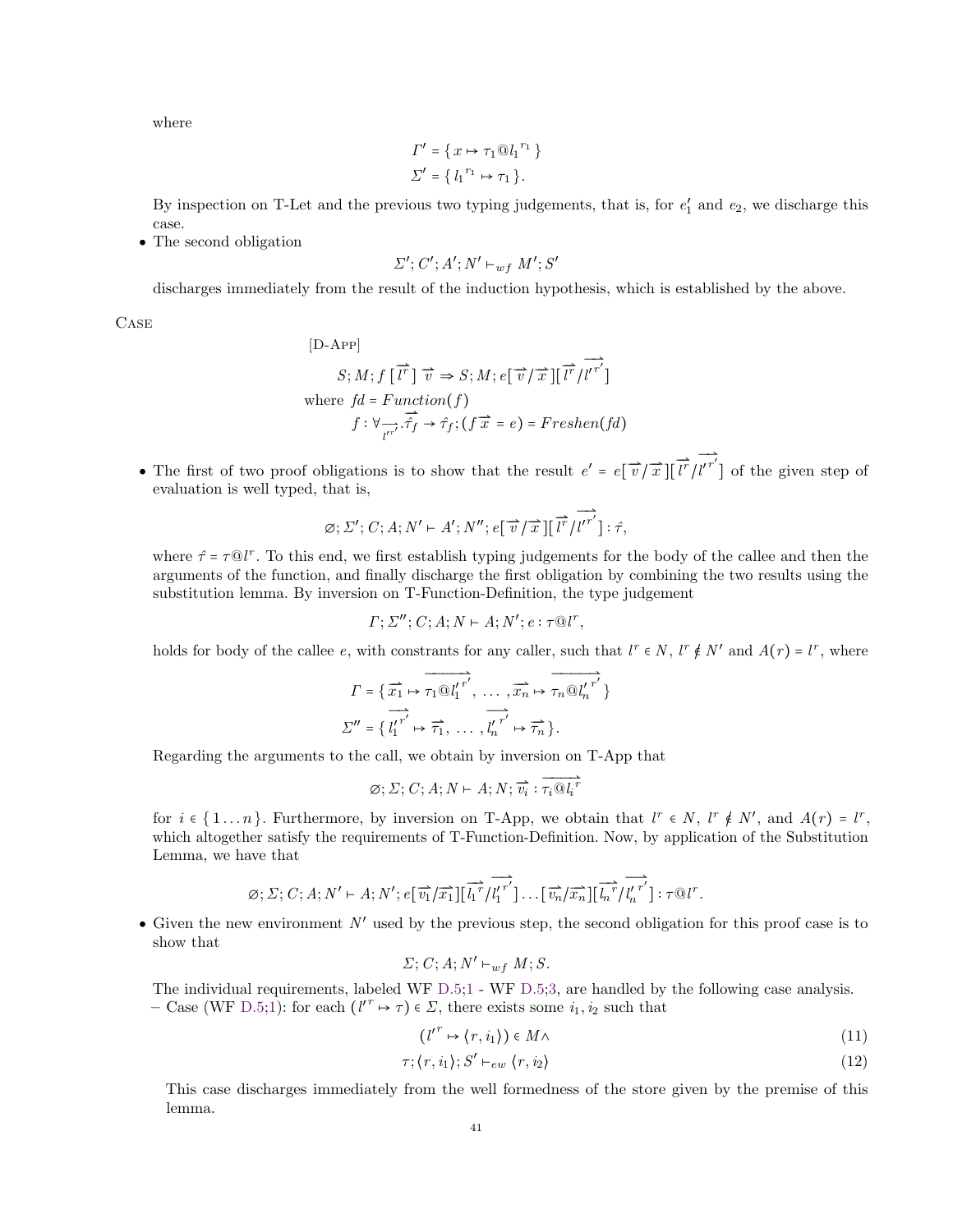where

$$\Gamma' = \{\, x \mapsto \tau_1 @ {l_1}^{r_1} \,\}$$
$$\Sigma' = \{\, {l_1}^{r_1} \mapsto \tau_1 \,\}.$$

By inspection on T-Let and the previous two typing judgements, that is, for $e_1'$ and $e_2$, we discharge this case.

- The second obligation

$$\Sigma'; C'; A'; N' \vdash_{wf} M'; S'$$

discharges immediately from the result of the induction hypothesis, which is established by the above.

Case

$$\begin{array}{l}
[\text{D-App}] \\
\qquad S; M; f\,[\overrightarrow{l^r}]\ \overrightarrow{v} \Rightarrow S; M; e[\overrightarrow{v}/\overrightarrow{x}][\overrightarrow{l^r}/\overrightarrow{l'^{r'}}] \\
\text{where } fd = Function(f) \\
\qquad f : \forall_{\overrightarrow{l'^{r'}}}.\overrightarrow{\hat{\tau}_f} \to \hat{\tau}_f; (f\,\overrightarrow{x} = e) = Freshen(fd)
\end{array}$$

- The first of two proof obligations is to show that the result $e' = e[\overrightarrow{v}/\overrightarrow{x}][\overrightarrow{l^r}/\overrightarrow{l'^{r'}}]$ of the given step of evaluation is well typed, that is,

$$\varnothing; \Sigma'; C; A; N' \vdash A'; N''; e[\overrightarrow{v}/\overrightarrow{x}][\overrightarrow{l^r}/\overrightarrow{l'^{r'}}] : \hat{\tau},$$

where $\hat{\tau} = \tau @ l^r$. To this end, we first establish typing judgements for the body of the callee and then the arguments of the function, and finally discharge the first obligation by combining the two results using the substitution lemma. By inversion on T-Function-Definition, the type judgement

$$\Gamma; \Sigma''; C; A; N \vdash A; N'; e : \tau @ l^r,$$

holds for body of the callee $e$, with constrants for any caller, such that $l^r \in N$, $l^r \notin N'$ and $A(r) = l^r$, where

$$\Gamma = \{\, \overrightarrow{x_1} \mapsto \overrightarrow{\tau_1 @ {l_1'}^{r'}},\ \ldots\ , \overrightarrow{x_n} \mapsto \overrightarrow{\tau_n @ {l_n'}^{r'}} \,\}$$
$$\Sigma'' = \{\, \overrightarrow{{l_1'}^{r'}} \mapsto \overrightarrow{\tau_1},\ \ldots\ , \overrightarrow{{l_n'}^{r'}} \mapsto \overrightarrow{\tau_n} \,\}.$$

Regarding the arguments to the call, we obtain by inversion on T-App that

$$\varnothing; \Sigma; C; A; N \vdash A; N; \overrightarrow{v_i} : \overrightarrow{\tau_i @ {l_i}^r}$$

for $i \in \{1 \ldots n\}$. Furthermore, by inversion on T-App, we obtain that $l^r \in N$, $l^r \notin N'$, and $A(r) = l^r$, which altogether satisfy the requirements of T-Function-Definition. Now, by application of the Substitution Lemma, we have that

$$\varnothing; \Sigma; C; A; N' \vdash A; N'; e[\overrightarrow{v_1}/\overrightarrow{x_1}][\overrightarrow{{l_1}^r}/\overrightarrow{{l_1'}^{r'}}] \ldots [\overrightarrow{v_n}/\overrightarrow{x_n}][\overrightarrow{{l_n}^r}/\overrightarrow{{l_n'}^{r'}}] : \tau @ l^r.$$

- Given the new environment $N'$ used by the previous step, the second obligation for this proof case is to show that

$$\Sigma; C; A; N' \vdash_{wf} M; S.$$

The individual requirements, labeled WF D.5;1 - WF D.5;3, are handled by the following case analysis.

  - Case (WF D.5;1): for each $(l'^r \mapsto \tau) \in \Sigma$, there exists some $i_1, i_2$ such that

$$(l'^r \mapsto \langle r, i_1 \rangle) \in M \wedge \tag{11}$$
$$\tau; \langle r, i_1 \rangle; S' \vdash_{ew} \langle r, i_2 \rangle \tag{12}$$

  This case discharges immediately from the well formedness of the store given by the premise of this lemma.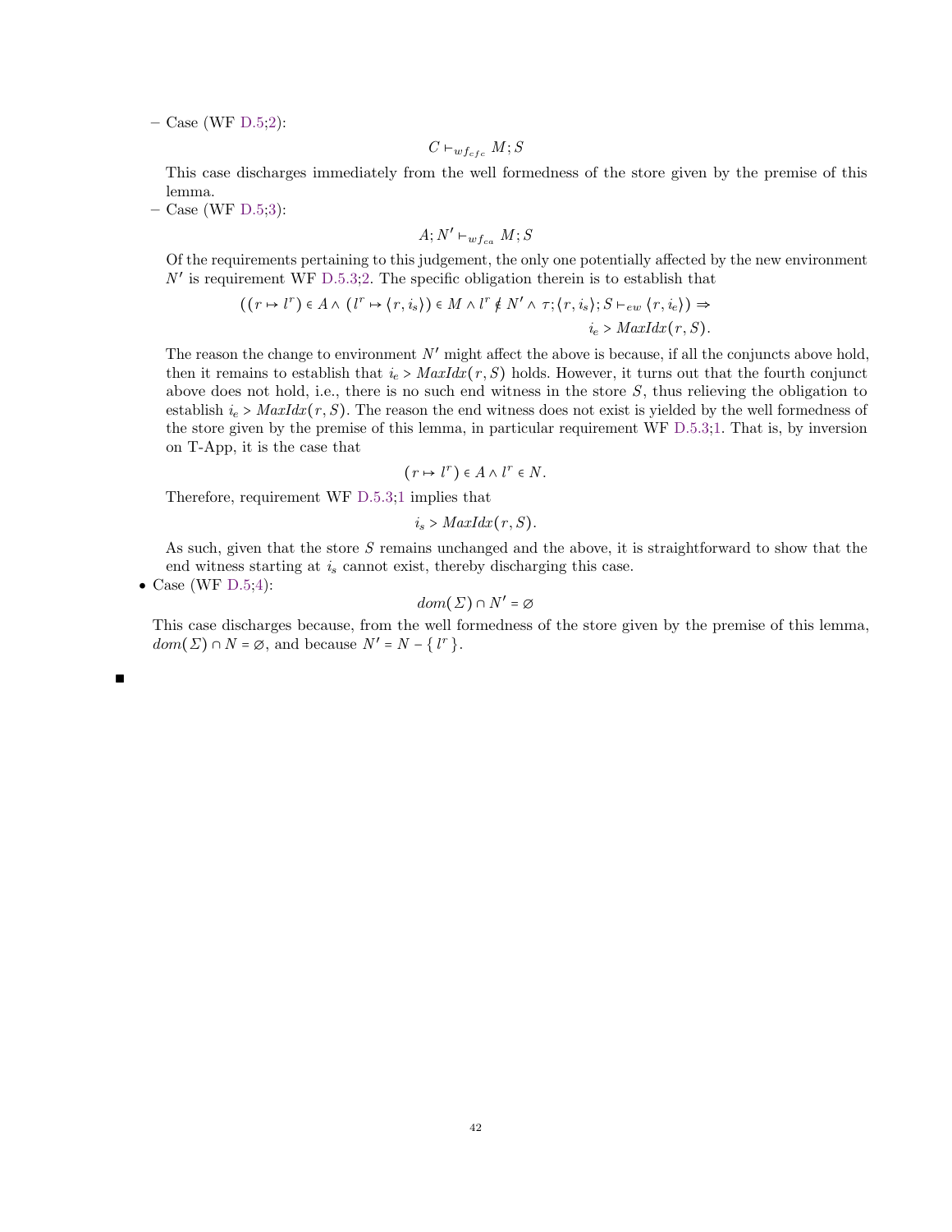- Case (WF D.5;2):

$$C \vdash_{wf_{cfc}} M; S$$

    This case discharges immediately from the well formedness of the store given by the premise of this lemma.

  - Case (WF D.5;3):

$$A; N' \vdash_{wf_{ca}} M; S$$

    Of the requirements pertaining to this judgement, the only one potentially affected by the new environment $N'$ is requirement WF D.5.3;2. The specific obligation therein is to establish that

$$((r \mapsto l^r) \in A \wedge (l^r \mapsto \langle r, i_s \rangle) \in M \wedge l^r \notin N' \wedge \tau; \langle r, i_s \rangle; S \vdash_{ew} \langle r, i_e \rangle) \Rightarrow$$
$$i_e > MaxIdx(r, S).$$

    The reason the change to environment $N'$ might affect the above is because, if all the conjuncts above hold, then it remains to establish that $i_e > MaxIdx(r, S)$ holds. However, it turns out that the fourth conjunct above does not hold, i.e., there is no such end witness in the store $S$, thus relieving the obligation to establish $i_e > MaxIdx(r, S)$. The reason the end witness does not exist is yielded by the well formedness of the store given by the premise of this lemma, in particular requirement WF D.5.3;1. That is, by inversion on T-App, it is the case that

$$(r \mapsto l^r) \in A \wedge l^r \in N.$$

    Therefore, requirement WF D.5.3;1 implies that

$$i_s > MaxIdx(r, S).$$

    As such, given that the store $S$ remains unchanged and the above, it is straightforward to show that the end witness starting at $i_s$ cannot exist, thereby discharging this case.

- Case (WF D.5;4):

$$dom(\Sigma) \cap N' = \varnothing$$

  This case discharges because, from the well formedness of the store given by the premise of this lemma, $dom(\Sigma) \cap N = \varnothing$, and because $N' = N - \{ l^r \}$.

■